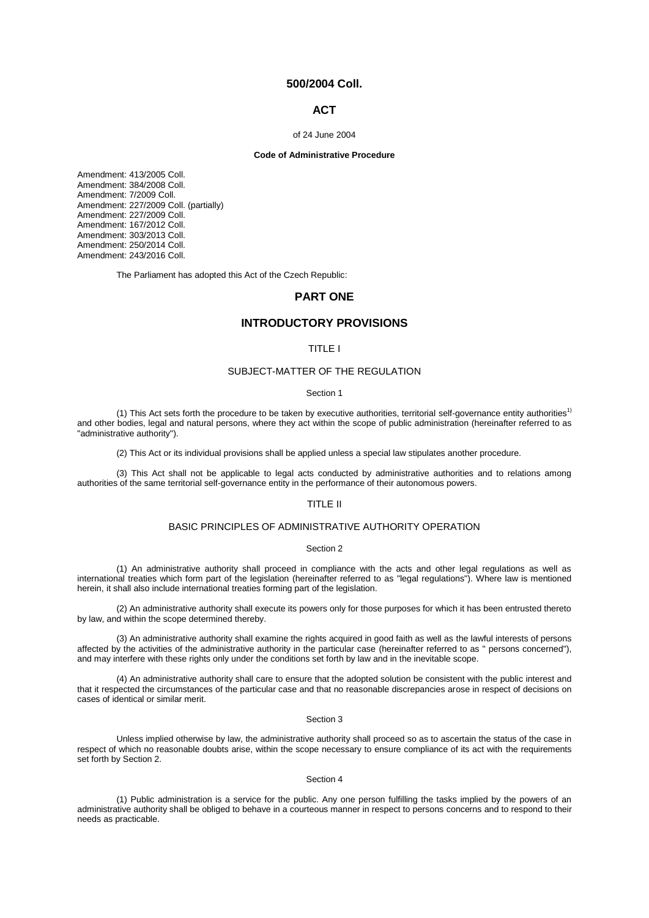# 500/2004 Coll.

## ACT

of 24 June 2004

**Code of Administrative Procedure**

Amendment: 413/2005 Coll.
Amendment: 384/2008 Coll.
Amendment: 7/2009 Coll.
Amendment: 227/2009 Coll. (partially)
Amendment: 227/2009 Coll.
Amendment: 167/2012 Coll.
Amendment: 303/2013 Coll.
Amendment: 250/2014 Coll.
Amendment: 243/2016 Coll.

The Parliament has adopted this Act of the Czech Republic:

## PART ONE

## INTRODUCTORY PROVISIONS

### TITLE I

### SUBJECT-MATTER OF THE REGULATION

Section 1

(1) This Act sets forth the procedure to be taken by executive authorities, territorial self-governance entity authorities[1) ] and other bodies, legal and natural persons, where they act within the scope of public administration (hereinafter referred to as "administrative authority").

(2) This Act or its individual provisions shall be applied unless a special law stipulates another procedure.

(3) This Act shall not be applicable to legal acts conducted by administrative authorities and to relations among authorities of the same territorial self-governance entity in the performance of their autonomous powers.

### TITLE II

### BASIC PRINCIPLES OF ADMINISTRATIVE AUTHORITY OPERATION

Section 2

(1) An administrative authority shall proceed in compliance with the acts and other legal regulations as well as international treaties which form part of the legislation (hereinafter referred to as "legal regulations"). Where law is mentioned herein, it shall also include international treaties forming part of the legislation.

(2) An administrative authority shall execute its powers only for those purposes for which it has been entrusted thereto by law, and within the scope determined thereby.

(3) An administrative authority shall examine the rights acquired in good faith as well as the lawful interests of persons affected by the activities of the administrative authority in the particular case (hereinafter referred to as " persons concerned"), and may interfere with these rights only under the conditions set forth by law and in the inevitable scope.

(4) An administrative authority shall care to ensure that the adopted solution be consistent with the public interest and that it respected the circumstances of the particular case and that no reasonable discrepancies arose in respect of decisions on cases of identical or similar merit.

Section 3

Unless implied otherwise by law, the administrative authority shall proceed so as to ascertain the status of the case in respect of which no reasonable doubts arise, within the scope necessary to ensure compliance of its act with the requirements set forth by Section 2.

Section 4

(1) Public administration is a service for the public. Any one person fulfilling the tasks implied by the powers of an administrative authority shall be obliged to behave in a courteous manner in respect to persons concerns and to respond to their needs as practicable.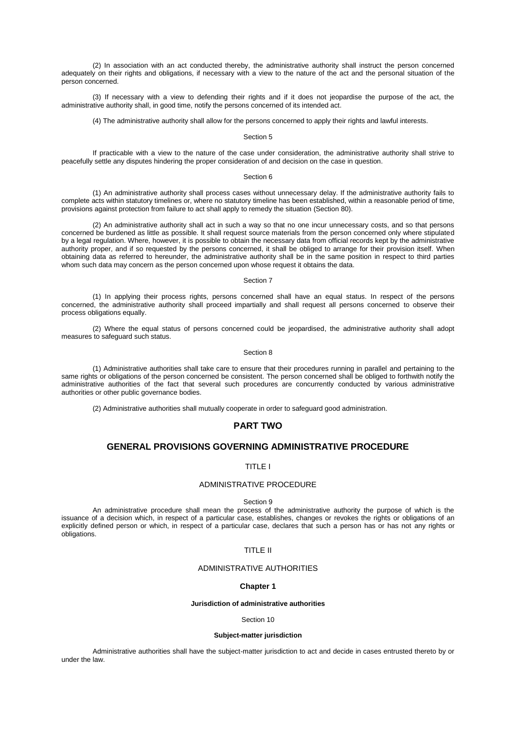(2) In association with an act conducted thereby, the administrative authority shall instruct the person concerned adequately on their rights and obligations, if necessary with a view to the nature of the act and the personal situation of the person concerned.

(3) If necessary with a view to defending their rights and if it does not jeopardise the purpose of the act, the administrative authority shall, in good time, notify the persons concerned of its intended act.

(4) The administrative authority shall allow for the persons concerned to apply their rights and lawful interests.

Section 5

If practicable with a view to the nature of the case under consideration, the administrative authority shall strive to peacefully settle any disputes hindering the proper consideration of and decision on the case in question.

Section 6

(1) An administrative authority shall process cases without unnecessary delay. If the administrative authority fails to complete acts within statutory timelines or, where no statutory timeline has been established, within a reasonable period of time, provisions against protection from failure to act shall apply to remedy the situation (Section 80).

(2) An administrative authority shall act in such a way so that no one incur unnecessary costs, and so that persons concerned be burdened as little as possible. It shall request source materials from the person concerned only where stipulated by a legal regulation. Where, however, it is possible to obtain the necessary data from official records kept by the administrative authority proper, and if so requested by the persons concerned, it shall be obliged to arrange for their provision itself. When obtaining data as referred to hereunder, the administrative authority shall be in the same position in respect to third parties whom such data may concern as the person concerned upon whose request it obtains the data.

Section 7

(1) In applying their process rights, persons concerned shall have an equal status. In respect of the persons concerned, the administrative authority shall proceed impartially and shall request all persons concerned to observe their process obligations equally.

(2) Where the equal status of persons concerned could be jeopardised, the administrative authority shall adopt measures to safeguard such status.

Section 8

(1) Administrative authorities shall take care to ensure that their procedures running in parallel and pertaining to the same rights or obligations of the person concerned be consistent. The person concerned shall be obliged to forthwith notify the administrative authorities of the fact that several such procedures are concurrently conducted by various administrative authorities or other public governance bodies.

(2) Administrative authorities shall mutually cooperate in order to safeguard good administration.

## PART TWO

## GENERAL PROVISIONS GOVERNING ADMINISTRATIVE PROCEDURE

### TITLE I

### ADMINISTRATIVE PROCEDURE

Section 9

An administrative procedure shall mean the process of the administrative authority the purpose of which is the issuance of a decision which, in respect of a particular case, establishes, changes or revokes the rights or obligations of an explicitly defined person or which, in respect of a particular case, declares that such a person has or has not any rights or obligations.

### TITLE II

### ADMINISTRATIVE AUTHORITIES

#### Chapter 1

**Jurisdiction of administrative authorities**

Section 10

**Subject-matter jurisdiction**

Administrative authorities shall have the subject-matter jurisdiction to act and decide in cases entrusted thereto by or under the law.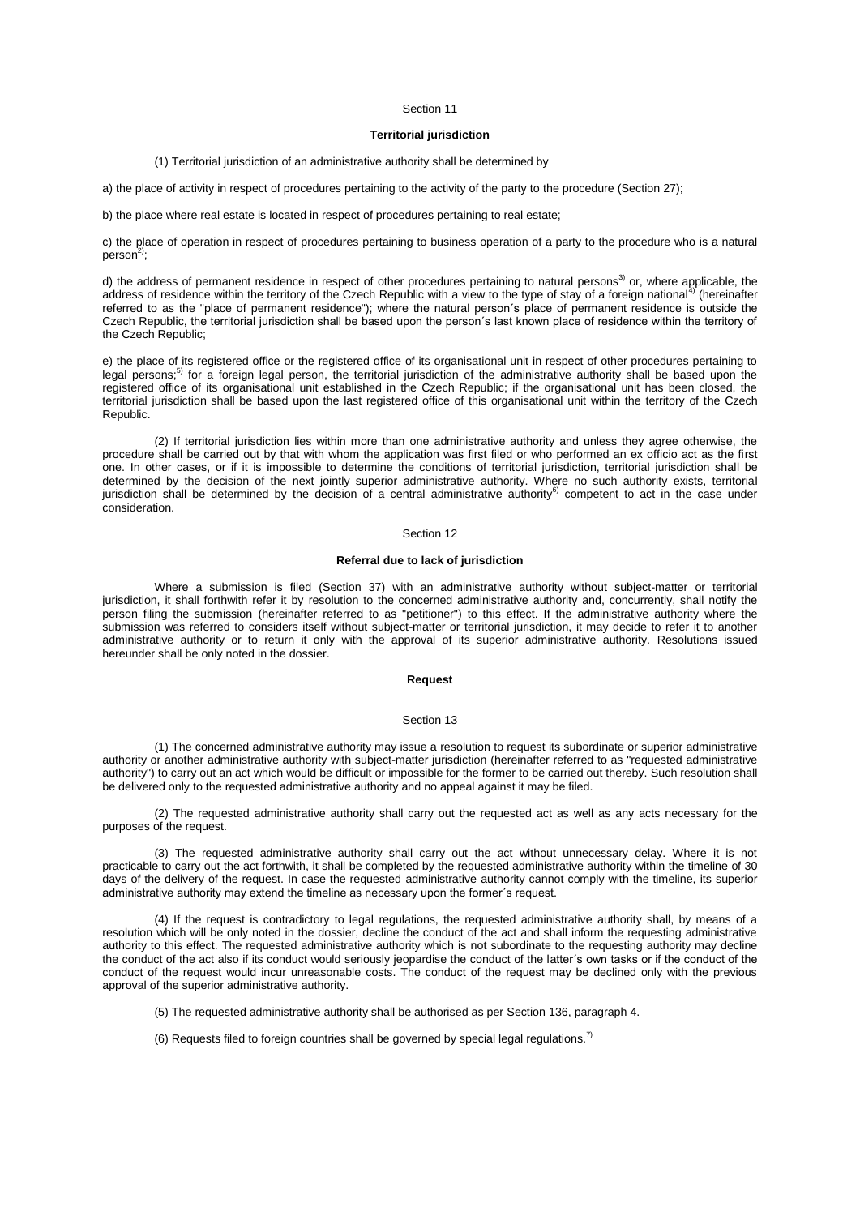Section 11

**Territorial jurisdiction**

(1) Territorial jurisdiction of an administrative authority shall be determined by

a) the place of activity in respect of procedures pertaining to the activity of the party to the procedure (Section 27);

b) the place where real estate is located in respect of procedures pertaining to real estate;

c) the place of operation in respect of procedures pertaining to business operation of a party to the procedure who is a natural person[2];

d) the address of permanent residence in respect of other procedures pertaining to natural persons[3] or, where applicable, the address of residence within the territory of the Czech Republic with a view to the type of stay of a foreign national[4] (hereinafter referred to as the "place of permanent residence"); where the natural person´s place of permanent residence is outside the Czech Republic, the territorial jurisdiction shall be based upon the person´s last known place of residence within the territory of the Czech Republic;

e) the place of its registered office or the registered office of its organisational unit in respect of other procedures pertaining to legal persons;[5] for a foreign legal person, the territorial jurisdiction of the administrative authority shall be based upon the registered office of its organisational unit established in the Czech Republic; if the organisational unit has been closed, the territorial jurisdiction shall be based upon the last registered office of this organisational unit within the territory of the Czech Republic.

(2) If territorial jurisdiction lies within more than one administrative authority and unless they agree otherwise, the procedure shall be carried out by that with whom the application was first filed or who performed an ex officio act as the first one. In other cases, or if it is impossible to determine the conditions of territorial jurisdiction, territorial jurisdiction shall be determined by the decision of the next jointly superior administrative authority. Where no such authority exists, territorial jurisdiction shall be determined by the decision of a central administrative authority[6] competent to act in the case under consideration.

Section 12

**Referral due to lack of jurisdiction**

Where a submission is filed (Section 37) with an administrative authority without subject-matter or territorial jurisdiction, it shall forthwith refer it by resolution to the concerned administrative authority and, concurrently, shall notify the person filing the submission (hereinafter referred to as "petitioner") to this effect. If the administrative authority where the submission was referred to considers itself without subject-matter or territorial jurisdiction, it may decide to refer it to another administrative authority or to return it only with the approval of its superior administrative authority. Resolutions issued hereunder shall be only noted in the dossier.

**Request**

Section 13

(1) The concerned administrative authority may issue a resolution to request its subordinate or superior administrative authority or another administrative authority with subject-matter jurisdiction (hereinafter referred to as "requested administrative authority") to carry out an act which would be difficult or impossible for the former to be carried out thereby. Such resolution shall be delivered only to the requested administrative authority and no appeal against it may be filed.

(2) The requested administrative authority shall carry out the requested act as well as any acts necessary for the purposes of the request.

(3) The requested administrative authority shall carry out the act without unnecessary delay. Where it is not practicable to carry out the act forthwith, it shall be completed by the requested administrative authority within the timeline of 30 days of the delivery of the request. In case the requested administrative authority cannot comply with the timeline, its superior administrative authority may extend the timeline as necessary upon the former´s request.

(4) If the request is contradictory to legal regulations, the requested administrative authority shall, by means of a resolution which will be only noted in the dossier, decline the conduct of the act and shall inform the requesting administrative authority to this effect. The requested administrative authority which is not subordinate to the requesting authority may decline the conduct of the act also if its conduct would seriously jeopardise the conduct of the latter´s own tasks or if the conduct of the conduct of the request would incur unreasonable costs. The conduct of the request may be declined only with the previous approval of the superior administrative authority.

(5) The requested administrative authority shall be authorised as per Section 136, paragraph 4.

(6) Requests filed to foreign countries shall be governed by special legal regulations.[7]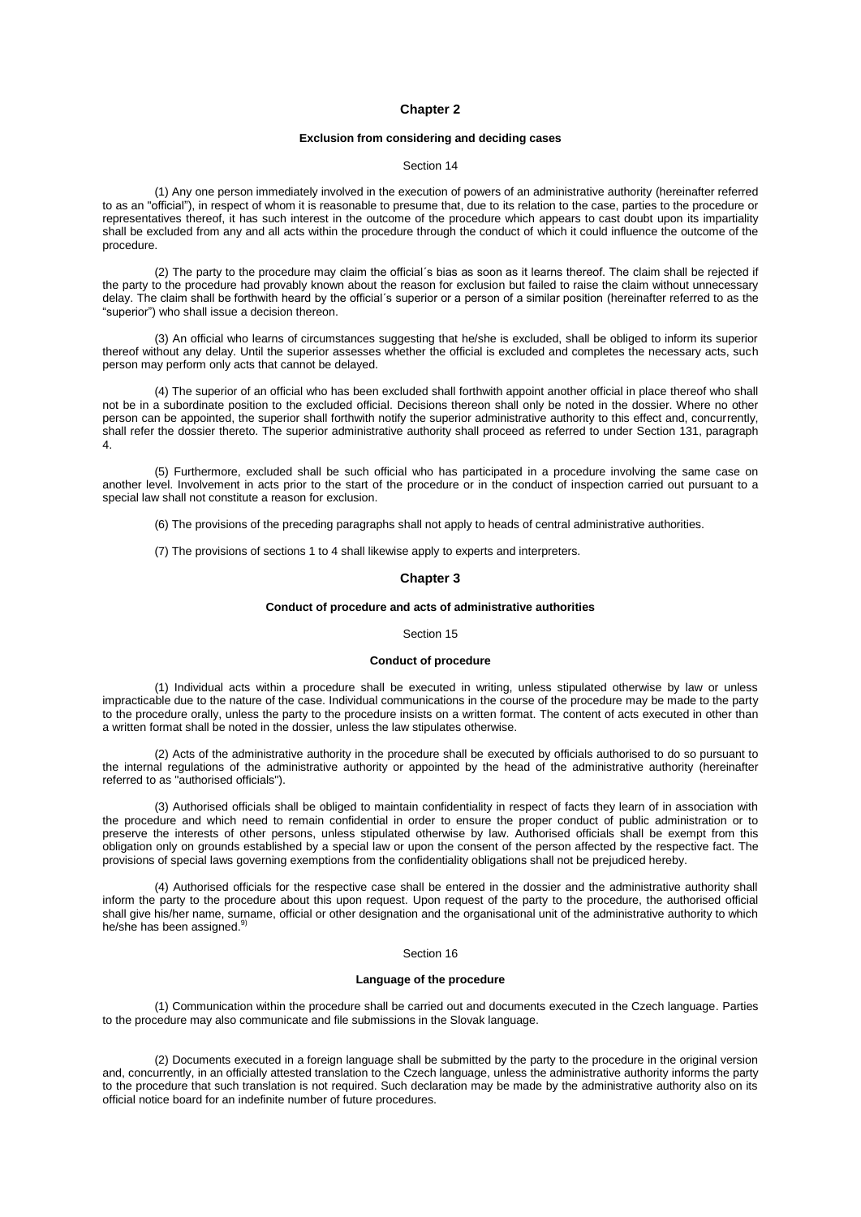## Chapter 2

### Exclusion from considering and deciding cases

Section 14

(1) Any one person immediately involved in the execution of powers of an administrative authority (hereinafter referred to as an "official"), in respect of whom it is reasonable to presume that, due to its relation to the case, parties to the procedure or representatives thereof, it has such interest in the outcome of the procedure which appears to cast doubt upon its impartiality shall be excluded from any and all acts within the procedure through the conduct of which it could influence the outcome of the procedure.

(2) The party to the procedure may claim the official´s bias as soon as it learns thereof. The claim shall be rejected if the party to the procedure had provably known about the reason for exclusion but failed to raise the claim without unnecessary delay. The claim shall be forthwith heard by the official´s superior or a person of a similar position (hereinafter referred to as the "superior") who shall issue a decision thereon.

(3) An official who learns of circumstances suggesting that he/she is excluded, shall be obliged to inform its superior thereof without any delay. Until the superior assesses whether the official is excluded and completes the necessary acts, such person may perform only acts that cannot be delayed.

(4) The superior of an official who has been excluded shall forthwith appoint another official in place thereof who shall not be in a subordinate position to the excluded official. Decisions thereon shall only be noted in the dossier. Where no other person can be appointed, the superior shall forthwith notify the superior administrative authority to this effect and, concurrently, shall refer the dossier thereto. The superior administrative authority shall proceed as referred to under Section 131, paragraph 4.

(5) Furthermore, excluded shall be such official who has participated in a procedure involving the same case on another level. Involvement in acts prior to the start of the procedure or in the conduct of inspection carried out pursuant to a special law shall not constitute a reason for exclusion.

(6) The provisions of the preceding paragraphs shall not apply to heads of central administrative authorities.

(7) The provisions of sections 1 to 4 shall likewise apply to experts and interpreters.

## Chapter 3

### Conduct of procedure and acts of administrative authorities

Section 15

#### Conduct of procedure

(1) Individual acts within a procedure shall be executed in writing, unless stipulated otherwise by law or unless impracticable due to the nature of the case. Individual communications in the course of the procedure may be made to the party to the procedure orally, unless the party to the procedure insists on a written format. The content of acts executed in other than a written format shall be noted in the dossier, unless the law stipulates otherwise.

(2) Acts of the administrative authority in the procedure shall be executed by officials authorised to do so pursuant to the internal regulations of the administrative authority or appointed by the head of the administrative authority (hereinafter referred to as "authorised officials").

(3) Authorised officials shall be obliged to maintain confidentiality in respect of facts they learn of in association with the procedure and which need to remain confidential in order to ensure the proper conduct of public administration or to preserve the interests of other persons, unless stipulated otherwise by law. Authorised officials shall be exempt from this obligation only on grounds established by a special law or upon the consent of the person affected by the respective fact. The provisions of special laws governing exemptions from the confidentiality obligations shall not be prejudiced hereby.

(4) Authorised officials for the respective case shall be entered in the dossier and the administrative authority shall inform the party to the procedure about this upon request. Upon request of the party to the procedure, the authorised official shall give his/her name, surname, official or other designation and the organisational unit of the administrative authority to which he/she has been assigned.[9)]

Section 16

#### Language of the procedure

(1) Communication within the procedure shall be carried out and documents executed in the Czech language. Parties to the procedure may also communicate and file submissions in the Slovak language.

(2) Documents executed in a foreign language shall be submitted by the party to the procedure in the original version and, concurrently, in an officially attested translation to the Czech language, unless the administrative authority informs the party to the procedure that such translation is not required. Such declaration may be made by the administrative authority also on its official notice board for an indefinite number of future procedures.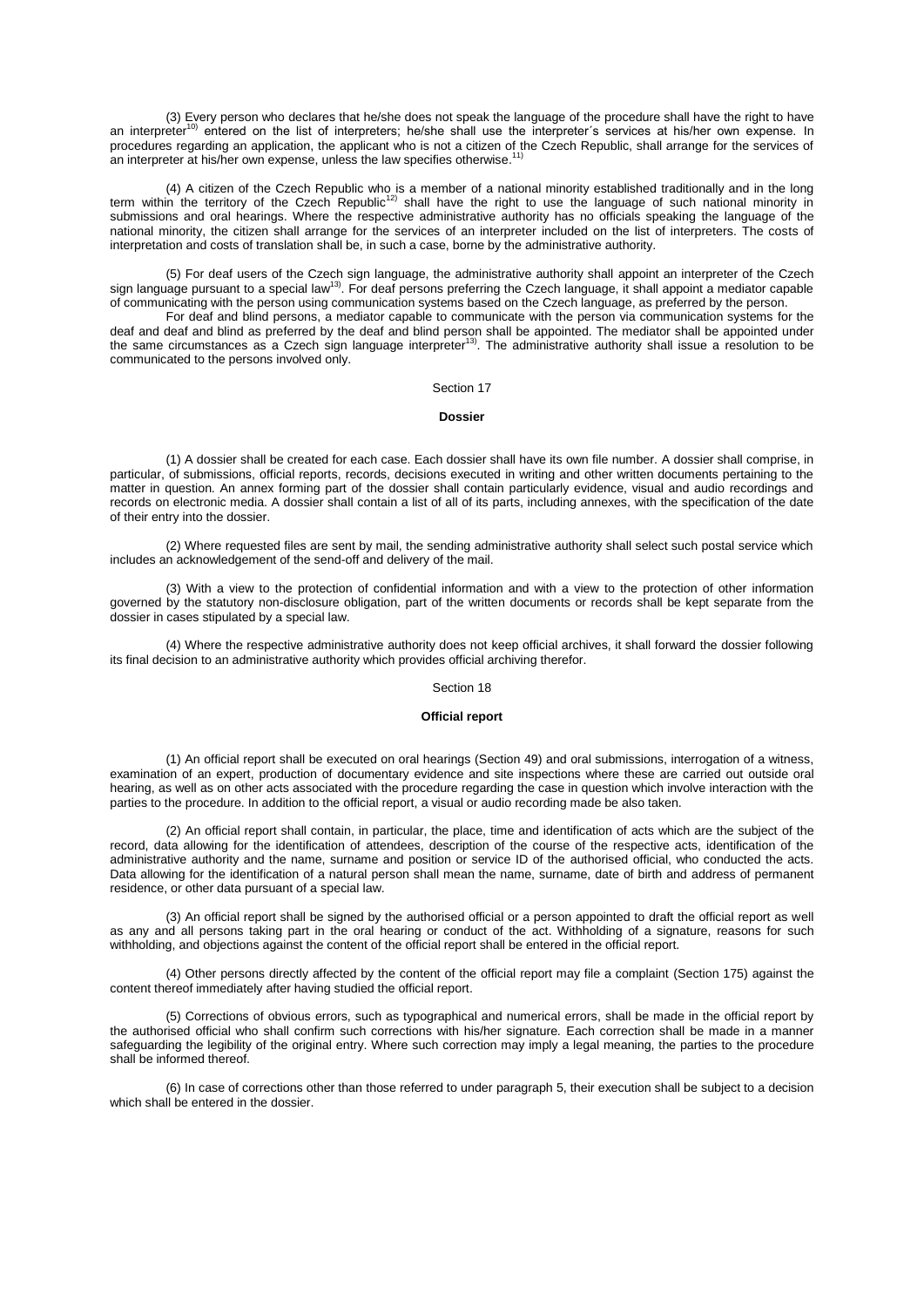(3) Every person who declares that he/she does not speak the language of the procedure shall have the right to have an interpreter[10] entered on the list of interpreters; he/she shall use the interpreter´s services at his/her own expense. In procedures regarding an application, the applicant who is not a citizen of the Czech Republic, shall arrange for the services of an interpreter at his/her own expense, unless the law specifies otherwise.[11]

(4) A citizen of the Czech Republic who is a member of a national minority established traditionally and in the long term within the territory of the Czech Republic[12] shall have the right to use the language of such national minority in submissions and oral hearings. Where the respective administrative authority has no officials speaking the language of the national minority, the citizen shall arrange for the services of an interpreter included on the list of interpreters. The costs of interpretation and costs of translation shall be, in such a case, borne by the administrative authority.

(5) For deaf users of the Czech sign language, the administrative authority shall appoint an interpreter of the Czech sign language pursuant to a special law[13]. For deaf persons preferring the Czech language, it shall appoint a mediator capable of communicating with the person using communication systems based on the Czech language, as preferred by the person.

For deaf and blind persons, a mediator capable to communicate with the person via communication systems for the deaf and deaf and blind as preferred by the deaf and blind person shall be appointed. The mediator shall be appointed under the same circumstances as a Czech sign language interpreter[13]. The administrative authority shall issue a resolution to be communicated to the persons involved only.

Section 17

**Dossier**

(1) A dossier shall be created for each case. Each dossier shall have its own file number. A dossier shall comprise, in particular, of submissions, official reports, records, decisions executed in writing and other written documents pertaining to the matter in question. An annex forming part of the dossier shall contain particularly evidence, visual and audio recordings and records on electronic media. A dossier shall contain a list of all of its parts, including annexes, with the specification of the date of their entry into the dossier.

(2) Where requested files are sent by mail, the sending administrative authority shall select such postal service which includes an acknowledgement of the send-off and delivery of the mail.

(3) With a view to the protection of confidential information and with a view to the protection of other information governed by the statutory non-disclosure obligation, part of the written documents or records shall be kept separate from the dossier in cases stipulated by a special law.

(4) Where the respective administrative authority does not keep official archives, it shall forward the dossier following its final decision to an administrative authority which provides official archiving therefor.

Section 18

**Official report**

(1) An official report shall be executed on oral hearings (Section 49) and oral submissions, interrogation of a witness, examination of an expert, production of documentary evidence and site inspections where these are carried out outside oral hearing, as well as on other acts associated with the procedure regarding the case in question which involve interaction with the parties to the procedure. In addition to the official report, a visual or audio recording made be also taken.

(2) An official report shall contain, in particular, the place, time and identification of acts which are the subject of the record, data allowing for the identification of attendees, description of the course of the respective acts, identification of the administrative authority and the name, surname and position or service ID of the authorised official, who conducted the acts. Data allowing for the identification of a natural person shall mean the name, surname, date of birth and address of permanent residence, or other data pursuant of a special law.

(3) An official report shall be signed by the authorised official or a person appointed to draft the official report as well as any and all persons taking part in the oral hearing or conduct of the act. Withholding of a signature, reasons for such withholding, and objections against the content of the official report shall be entered in the official report.

(4) Other persons directly affected by the content of the official report may file a complaint (Section 175) against the content thereof immediately after having studied the official report.

(5) Corrections of obvious errors, such as typographical and numerical errors, shall be made in the official report by the authorised official who shall confirm such corrections with his/her signature. Each correction shall be made in a manner safeguarding the legibility of the original entry. Where such correction may imply a legal meaning, the parties to the procedure shall be informed thereof.

(6) In case of corrections other than those referred to under paragraph 5, their execution shall be subject to a decision which shall be entered in the dossier.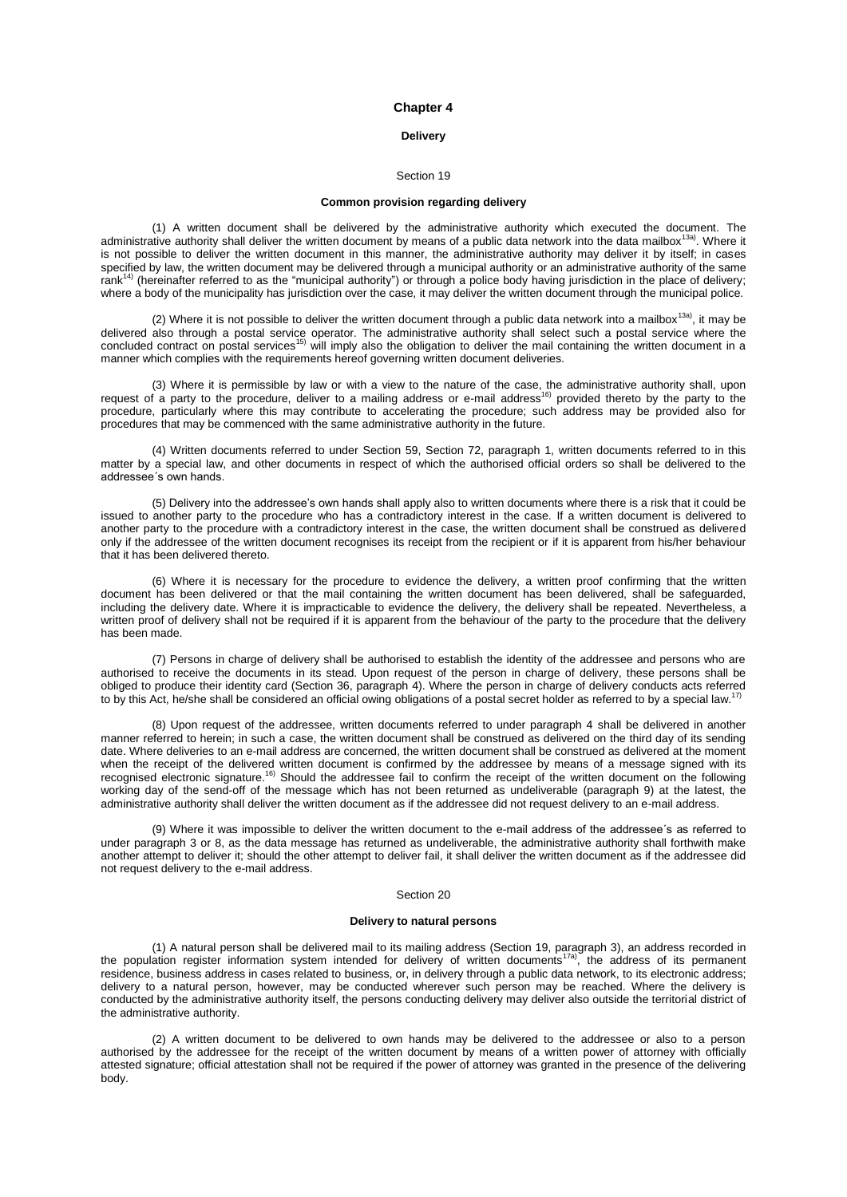# Chapter 4

## Delivery

### Section 19

#### Common provision regarding delivery

(1) A written document shall be delivered by the administrative authority which executed the document. The administrative authority shall deliver the written document by means of a public data network into the data mailbox[13a)]. Where it is not possible to deliver the written document in this manner, the administrative authority may deliver it by itself; in cases specified by law, the written document may be delivered through a municipal authority or an administrative authority of the same rank[14)] (hereinafter referred to as the "municipal authority") or through a police body having jurisdiction in the place of delivery; where a body of the municipality has jurisdiction over the case, it may deliver the written document through the municipal police.

(2) Where it is not possible to deliver the written document through a public data network into a mailbox[13a)], it may be delivered also through a postal service operator. The administrative authority shall select such a postal service where the concluded contract on postal services[15)] will imply also the obligation to deliver the mail containing the written document in a manner which complies with the requirements hereof governing written document deliveries.

(3) Where it is permissible by law or with a view to the nature of the case, the administrative authority shall, upon request of a party to the procedure, deliver to a mailing address or e-mail address[16)] provided thereto by the party to the procedure, particularly where this may contribute to accelerating the procedure; such address may be provided also for procedures that may be commenced with the same administrative authority in the future.

(4) Written documents referred to under Section 59, Section 72, paragraph 1, written documents referred to in this matter by a special law, and other documents in respect of which the authorised official orders so shall be delivered to the addressee´s own hands.

(5) Delivery into the addressee's own hands shall apply also to written documents where there is a risk that it could be issued to another party to the procedure who has a contradictory interest in the case. If a written document is delivered to another party to the procedure with a contradictory interest in the case, the written document shall be construed as delivered only if the addressee of the written document recognises its receipt from the recipient or if it is apparent from his/her behaviour that it has been delivered thereto.

(6) Where it is necessary for the procedure to evidence the delivery, a written proof confirming that the written document has been delivered or that the mail containing the written document has been delivered, shall be safeguarded, including the delivery date. Where it is impracticable to evidence the delivery, the delivery shall be repeated. Nevertheless, a written proof of delivery shall not be required if it is apparent from the behaviour of the party to the procedure that the delivery has been made.

(7) Persons in charge of delivery shall be authorised to establish the identity of the addressee and persons who are authorised to receive the documents in its stead. Upon request of the person in charge of delivery, these persons shall be obliged to produce their identity card (Section 36, paragraph 4). Where the person in charge of delivery conducts acts referred to by this Act, he/she shall be considered an official owing obligations of a postal secret holder as referred to by a special law.[17)]

(8) Upon request of the addressee, written documents referred to under paragraph 4 shall be delivered in another manner referred to herein; in such a case, the written document shall be construed as delivered on the third day of its sending date. Where deliveries to an e-mail address are concerned, the written document shall be construed as delivered at the moment when the receipt of the delivered written document is confirmed by the addressee by means of a message signed with its recognised electronic signature.[16)] Should the addressee fail to confirm the receipt of the written document on the following working day of the send-off of the message which has not been returned as undeliverable (paragraph 9) at the latest, the administrative authority shall deliver the written document as if the addressee did not request delivery to an e-mail address.

(9) Where it was impossible to deliver the written document to the e-mail address of the addressee´s as referred to under paragraph 3 or 8, as the data message has returned as undeliverable, the administrative authority shall forthwith make another attempt to deliver it; should the other attempt to deliver fail, it shall deliver the written document as if the addressee did not request delivery to the e-mail address.

### Section 20

#### Delivery to natural persons

(1) A natural person shall be delivered mail to its mailing address (Section 19, paragraph 3), an address recorded in the population register information system intended for delivery of written documents[17a)], the address of its permanent residence, business address in cases related to business, or, in delivery through a public data network, to its electronic address; delivery to a natural person, however, may be conducted wherever such person may be reached. Where the delivery is conducted by the administrative authority itself, the persons conducting delivery may deliver also outside the territorial district of the administrative authority.

(2) A written document to be delivered to own hands may be delivered to the addressee or also to a person authorised by the addressee for the receipt of the written document by means of a written power of attorney with officially attested signature; official attestation shall not be required if the power of attorney was granted in the presence of the delivering body.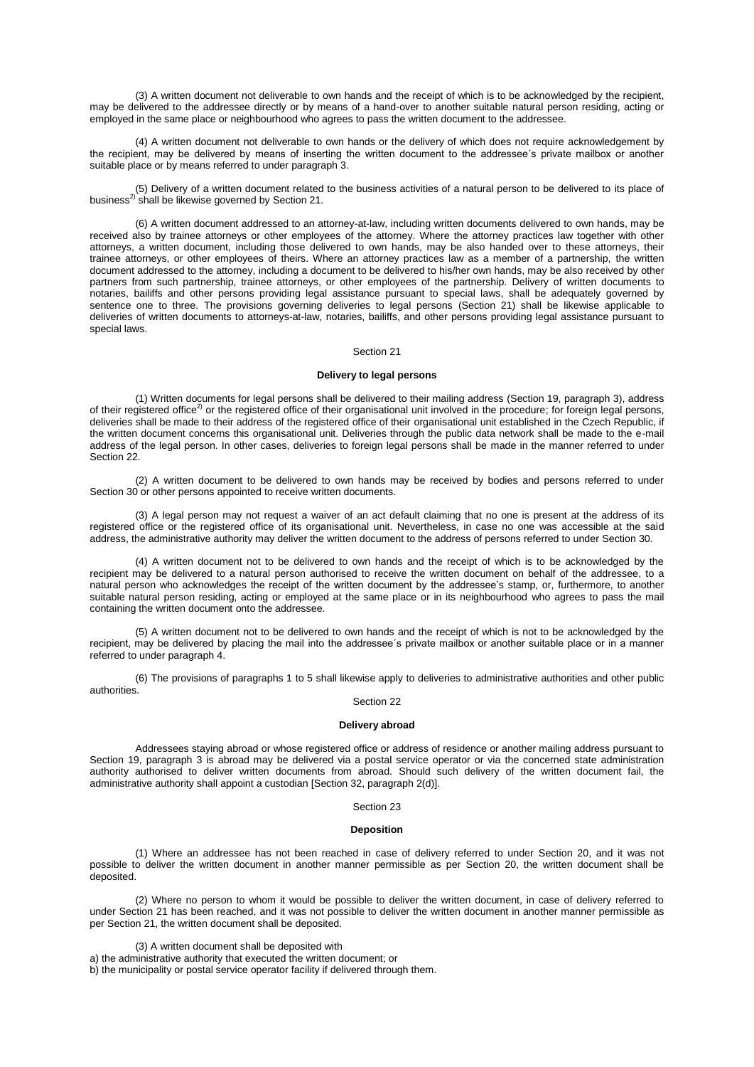(3) A written document not deliverable to own hands and the receipt of which is to be acknowledged by the recipient, may be delivered to the addressee directly or by means of a hand-over to another suitable natural person residing, acting or employed in the same place or neighbourhood who agrees to pass the written document to the addressee.

(4) A written document not deliverable to own hands or the delivery of which does not require acknowledgement by the recipient, may be delivered by means of inserting the written document to the addressee´s private mailbox or another suitable place or by means referred to under paragraph 3.

(5) Delivery of a written document related to the business activities of a natural person to be delivered to its place of business[2)] shall be likewise governed by Section 21.

(6) A written document addressed to an attorney-at-law, including written documents delivered to own hands, may be received also by trainee attorneys or other employees of the attorney. Where the attorney practices law together with other attorneys, a written document, including those delivered to own hands, may be also handed over to these attorneys, their trainee attorneys, or other employees of theirs. Where an attorney practices law as a member of a partnership, the written document addressed to the attorney, including a document to be delivered to his/her own hands, may be also received by other partners from such partnership, trainee attorneys, or other employees of the partnership. Delivery of written documents to notaries, bailiffs and other persons providing legal assistance pursuant to special laws, shall be adequately governed by sentence one to three. The provisions governing deliveries to legal persons (Section 21) shall be likewise applicable to deliveries of written documents to attorneys-at-law, notaries, bailiffs, and other persons providing legal assistance pursuant to special laws.

Section 21

**Delivery to legal persons**

(1) Written documents for legal persons shall be delivered to their mailing address (Section 19, paragraph 3), address of their registered office[2)] or the registered office of their organisational unit involved in the procedure; for foreign legal persons, deliveries shall be made to their address of the registered office of their organisational unit established in the Czech Republic, if the written document concerns this organisational unit. Deliveries through the public data network shall be made to the e-mail address of the legal person. In other cases, deliveries to foreign legal persons shall be made in the manner referred to under Section 22.

(2) A written document to be delivered to own hands may be received by bodies and persons referred to under Section 30 or other persons appointed to receive written documents.

(3) A legal person may not request a waiver of an act default claiming that no one is present at the address of its registered office or the registered office of its organisational unit. Nevertheless, in case no one was accessible at the said address, the administrative authority may deliver the written document to the address of persons referred to under Section 30.

(4) A written document not to be delivered to own hands and the receipt of which is to be acknowledged by the recipient may be delivered to a natural person authorised to receive the written document on behalf of the addressee, to a natural person who acknowledges the receipt of the written document by the addressee's stamp, or, furthermore, to another suitable natural person residing, acting or employed at the same place or in its neighbourhood who agrees to pass the mail containing the written document onto the addressee.

(5) A written document not to be delivered to own hands and the receipt of which is not to be acknowledged by the recipient, may be delivered by placing the mail into the addressee´s private mailbox or another suitable place or in a manner referred to under paragraph 4.

(6) The provisions of paragraphs 1 to 5 shall likewise apply to deliveries to administrative authorities and other public authorities.

Section 22

**Delivery abroad**

Addressees staying abroad or whose registered office or address of residence or another mailing address pursuant to Section 19, paragraph 3 is abroad may be delivered via a postal service operator or via the concerned state administration authority authorised to deliver written documents from abroad. Should such delivery of the written document fail, the administrative authority shall appoint a custodian [Section 32, paragraph 2(d)].

Section 23

**Deposition**

(1) Where an addressee has not been reached in case of delivery referred to under Section 20, and it was not possible to deliver the written document in another manner permissible as per Section 20, the written document shall be deposited.

(2) Where no person to whom it would be possible to deliver the written document, in case of delivery referred to under Section 21 has been reached, and it was not possible to deliver the written document in another manner permissible as per Section 21, the written document shall be deposited.

(3) A written document shall be deposited with

a) the administrative authority that executed the written document; or
b) the municipality or postal service operator facility if delivered through them.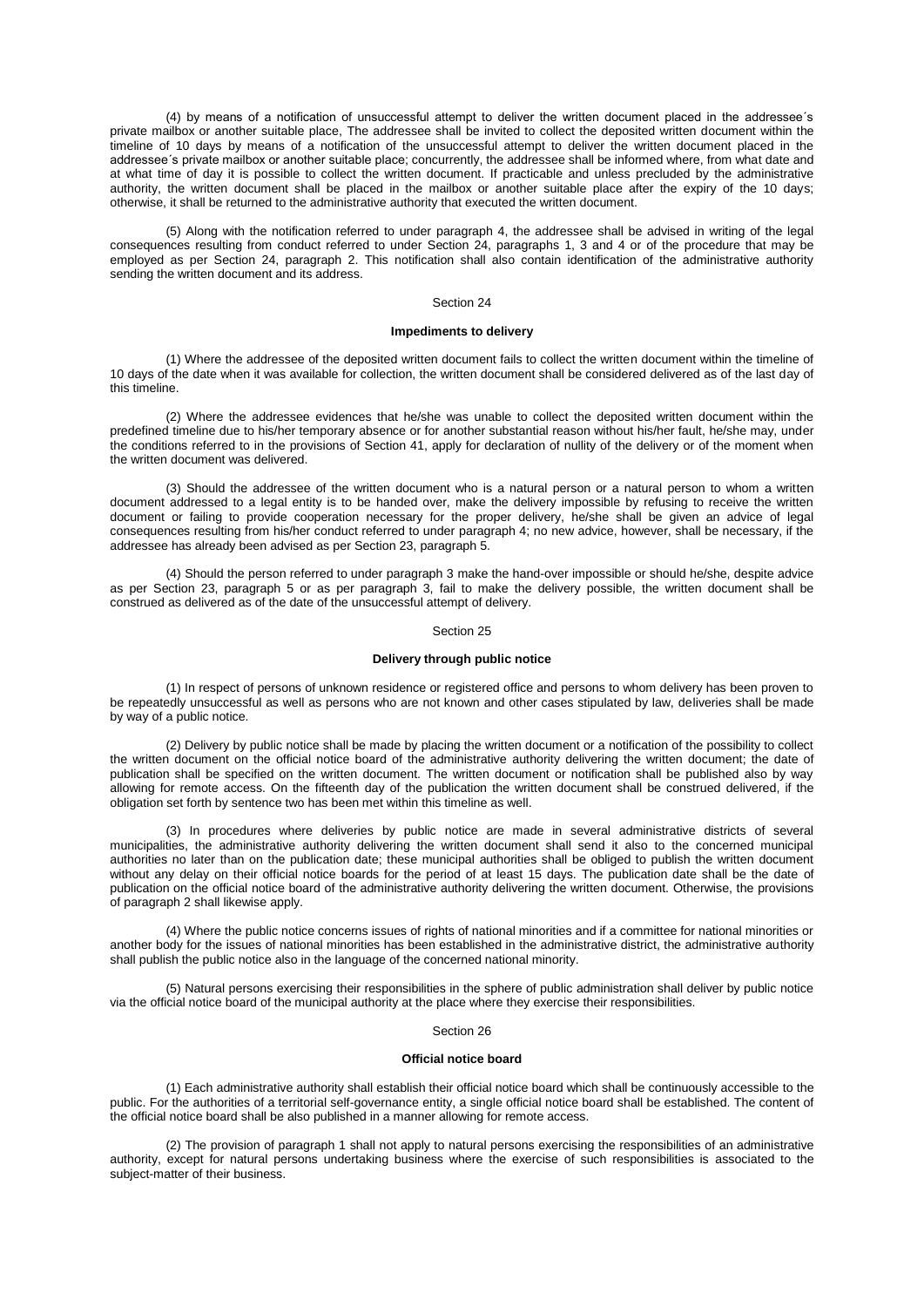(4) by means of a notification of unsuccessful attempt to deliver the written document placed in the addressee´s private mailbox or another suitable place, The addressee shall be invited to collect the deposited written document within the timeline of 10 days by means of a notification of the unsuccessful attempt to deliver the written document placed in the addressee´s private mailbox or another suitable place; concurrently, the addressee shall be informed where, from what date and at what time of day it is possible to collect the written document. If practicable and unless precluded by the administrative authority, the written document shall be placed in the mailbox or another suitable place after the expiry of the 10 days; otherwise, it shall be returned to the administrative authority that executed the written document.

(5) Along with the notification referred to under paragraph 4, the addressee shall be advised in writing of the legal consequences resulting from conduct referred to under Section 24, paragraphs 1, 3 and 4 or of the procedure that may be employed as per Section 24, paragraph 2. This notification shall also contain identification of the administrative authority sending the written document and its address.

Section 24

**Impediments to delivery**

(1) Where the addressee of the deposited written document fails to collect the written document within the timeline of 10 days of the date when it was available for collection, the written document shall be considered delivered as of the last day of this timeline.

(2) Where the addressee evidences that he/she was unable to collect the deposited written document within the predefined timeline due to his/her temporary absence or for another substantial reason without his/her fault, he/she may, under the conditions referred to in the provisions of Section 41, apply for declaration of nullity of the delivery or of the moment when the written document was delivered.

(3) Should the addressee of the written document who is a natural person or a natural person to whom a written document addressed to a legal entity is to be handed over, make the delivery impossible by refusing to receive the written document or failing to provide cooperation necessary for the proper delivery, he/she shall be given an advice of legal consequences resulting from his/her conduct referred to under paragraph 4; no new advice, however, shall be necessary, if the addressee has already been advised as per Section 23, paragraph 5.

(4) Should the person referred to under paragraph 3 make the hand-over impossible or should he/she, despite advice as per Section 23, paragraph 5 or as per paragraph 3, fail to make the delivery possible, the written document shall be construed as delivered as of the date of the unsuccessful attempt of delivery.

Section 25

**Delivery through public notice**

(1) In respect of persons of unknown residence or registered office and persons to whom delivery has been proven to be repeatedly unsuccessful as well as persons who are not known and other cases stipulated by law, deliveries shall be made by way of a public notice.

(2) Delivery by public notice shall be made by placing the written document or a notification of the possibility to collect the written document on the official notice board of the administrative authority delivering the written document; the date of publication shall be specified on the written document. The written document or notification shall be published also by way allowing for remote access. On the fifteenth day of the publication the written document shall be construed delivered, if the obligation set forth by sentence two has been met within this timeline as well.

(3) In procedures where deliveries by public notice are made in several administrative districts of several municipalities, the administrative authority delivering the written document shall send it also to the concerned municipal authorities no later than on the publication date; these municipal authorities shall be obliged to publish the written document without any delay on their official notice boards for the period of at least 15 days. The publication date shall be the date of publication on the official notice board of the administrative authority delivering the written document. Otherwise, the provisions of paragraph 2 shall likewise apply.

(4) Where the public notice concerns issues of rights of national minorities and if a committee for national minorities or another body for the issues of national minorities has been established in the administrative district, the administrative authority shall publish the public notice also in the language of the concerned national minority.

(5) Natural persons exercising their responsibilities in the sphere of public administration shall deliver by public notice via the official notice board of the municipal authority at the place where they exercise their responsibilities.

Section 26

**Official notice board**

(1) Each administrative authority shall establish their official notice board which shall be continuously accessible to the public. For the authorities of a territorial self-governance entity, a single official notice board shall be established. The content of the official notice board shall be also published in a manner allowing for remote access.

(2) The provision of paragraph 1 shall not apply to natural persons exercising the responsibilities of an administrative authority, except for natural persons undertaking business where the exercise of such responsibilities is associated to the subject-matter of their business.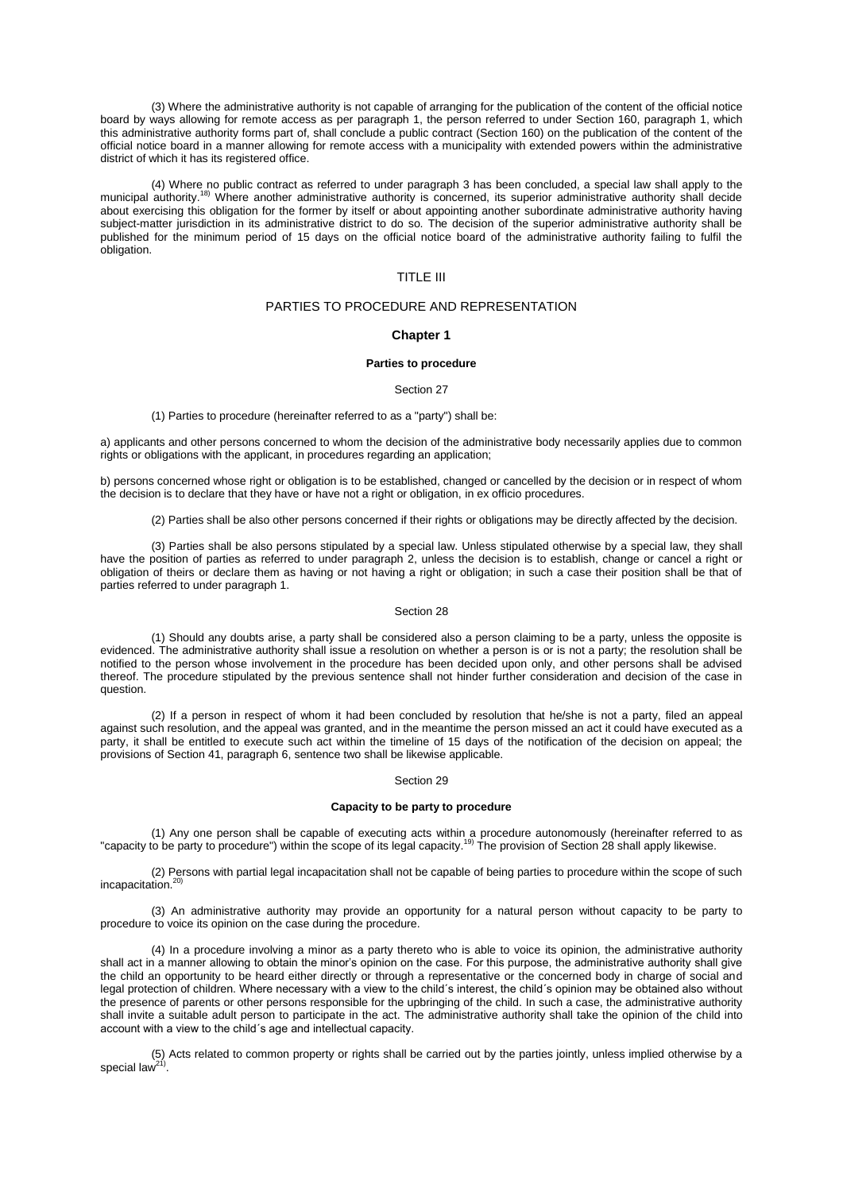(3) Where the administrative authority is not capable of arranging for the publication of the content of the official notice board by ways allowing for remote access as per paragraph 1, the person referred to under Section 160, paragraph 1, which this administrative authority forms part of, shall conclude a public contract (Section 160) on the publication of the content of the official notice board in a manner allowing for remote access with a municipality with extended powers within the administrative district of which it has its registered office.

(4) Where no public contract as referred to under paragraph 3 has been concluded, a special law shall apply to the municipal authority.[18)] Where another administrative authority is concerned, its superior administrative authority shall decide about exercising this obligation for the former by itself or about appointing another subordinate administrative authority having subject-matter jurisdiction in its administrative district to do so. The decision of the superior administrative authority shall be published for the minimum period of 15 days on the official notice board of the administrative authority failing to fulfil the obligation.

# TITLE III

# PARTIES TO PROCEDURE AND REPRESENTATION

## Chapter 1

### Parties to procedure

Section 27

(1) Parties to procedure (hereinafter referred to as a "party") shall be:

a) applicants and other persons concerned to whom the decision of the administrative body necessarily applies due to common rights or obligations with the applicant, in procedures regarding an application;

b) persons concerned whose right or obligation is to be established, changed or cancelled by the decision or in respect of whom the decision is to declare that they have or have not a right or obligation, in ex officio procedures.

(2) Parties shall be also other persons concerned if their rights or obligations may be directly affected by the decision.

(3) Parties shall be also persons stipulated by a special law. Unless stipulated otherwise by a special law, they shall have the position of parties as referred to under paragraph 2, unless the decision is to establish, change or cancel a right or obligation of theirs or declare them as having or not having a right or obligation; in such a case their position shall be that of parties referred to under paragraph 1.

Section 28

(1) Should any doubts arise, a party shall be considered also a person claiming to be a party, unless the opposite is evidenced. The administrative authority shall issue a resolution on whether a person is or is not a party; the resolution shall be notified to the person whose involvement in the procedure has been decided upon only, and other persons shall be advised thereof. The procedure stipulated by the previous sentence shall not hinder further consideration and decision of the case in question.

(2) If a person in respect of whom it had been concluded by resolution that he/she is not a party, filed an appeal against such resolution, and the appeal was granted, and in the meantime the person missed an act it could have executed as a party, it shall be entitled to execute such act within the timeline of 15 days of the notification of the decision on appeal; the provisions of Section 41, paragraph 6, sentence two shall be likewise applicable.

Section 29

### Capacity to be party to procedure

(1) Any one person shall be capable of executing acts within a procedure autonomously (hereinafter referred to as "capacity to be party to procedure") within the scope of its legal capacity.[19)] The provision of Section 28 shall apply likewise.

(2) Persons with partial legal incapacitation shall not be capable of being parties to procedure within the scope of such incapacitation.[20)]

(3) An administrative authority may provide an opportunity for a natural person without capacity to be party to procedure to voice its opinion on the case during the procedure.

(4) In a procedure involving a minor as a party thereto who is able to voice its opinion, the administrative authority shall act in a manner allowing to obtain the minor's opinion on the case. For this purpose, the administrative authority shall give the child an opportunity to be heard either directly or through a representative or the concerned body in charge of social and legal protection of children. Where necessary with a view to the child´s interest, the child´s opinion may be obtained also without the presence of parents or other persons responsible for the upbringing of the child. In such a case, the administrative authority shall invite a suitable adult person to participate in the act. The administrative authority shall take the opinion of the child into account with a view to the child´s age and intellectual capacity.

(5) Acts related to common property or rights shall be carried out by the parties jointly, unless implied otherwise by a special law[21)].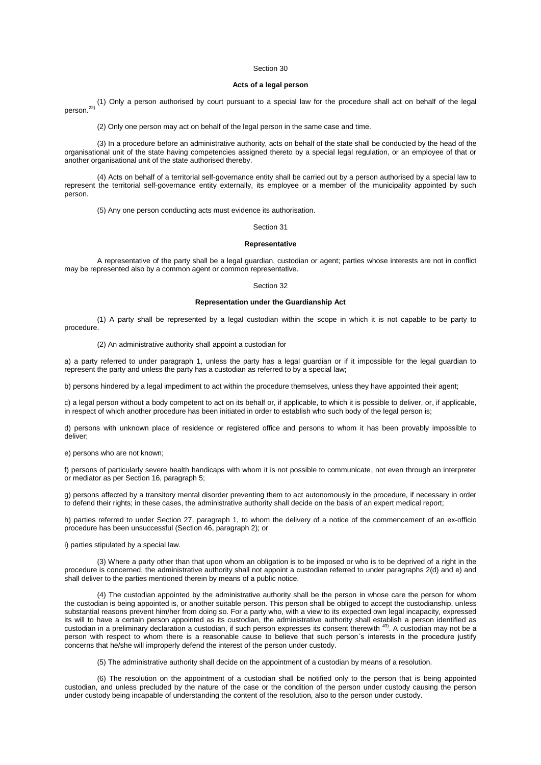Section 30

**Acts of a legal person**

(1) Only a person authorised by court pursuant to a special law for the procedure shall act on behalf of the legal person.[22)]

(2) Only one person may act on behalf of the legal person in the same case and time.

(3) In a procedure before an administrative authority, acts on behalf of the state shall be conducted by the head of the organisational unit of the state having competencies assigned thereto by a special legal regulation, or an employee of that or another organisational unit of the state authorised thereby.

(4) Acts on behalf of a territorial self-governance entity shall be carried out by a person authorised by a special law to represent the territorial self-governance entity externally, its employee or a member of the municipality appointed by such person.

(5) Any one person conducting acts must evidence its authorisation.

Section 31

**Representative**

A representative of the party shall be a legal guardian, custodian or agent; parties whose interests are not in conflict may be represented also by a common agent or common representative.

Section 32

**Representation under the Guardianship Act**

(1) A party shall be represented by a legal custodian within the scope in which it is not capable to be party to procedure.

(2) An administrative authority shall appoint a custodian for

a) a party referred to under paragraph 1, unless the party has a legal guardian or if it impossible for the legal guardian to represent the party and unless the party has a custodian as referred to by a special law;

b) persons hindered by a legal impediment to act within the procedure themselves, unless they have appointed their agent;

c) a legal person without a body competent to act on its behalf or, if applicable, to which it is possible to deliver, or, if applicable, in respect of which another procedure has been initiated in order to establish who such body of the legal person is;

d) persons with unknown place of residence or registered office and persons to whom it has been provably impossible to deliver;

e) persons who are not known;

f) persons of particularly severe health handicaps with whom it is not possible to communicate, not even through an interpreter or mediator as per Section 16, paragraph 5;

g) persons affected by a transitory mental disorder preventing them to act autonomously in the procedure, if necessary in order to defend their rights; in these cases, the administrative authority shall decide on the basis of an expert medical report;

h) parties referred to under Section 27, paragraph 1, to whom the delivery of a notice of the commencement of an ex-officio procedure has been unsuccessful (Section 46, paragraph 2); or

i) parties stipulated by a special law.

(3) Where a party other than that upon whom an obligation is to be imposed or who is to be deprived of a right in the procedure is concerned, the administrative authority shall not appoint a custodian referred to under paragraphs 2(d) and e) and shall deliver to the parties mentioned therein by means of a public notice.

(4) The custodian appointed by the administrative authority shall be the person in whose care the person for whom the custodian is being appointed is, or another suitable person. This person shall be obliged to accept the custodianship, unless substantial reasons prevent him/her from doing so. For a party who, with a view to its expected own legal incapacity, expressed its will to have a certain person appointed as its custodian, the administrative authority shall establish a person identified as custodian in a preliminary declaration a custodian, if such person expresses its consent therewith [43)]. A custodian may not be a person with respect to whom there is a reasonable cause to believe that such person´s interests in the procedure justify concerns that he/she will improperly defend the interest of the person under custody.

(5) The administrative authority shall decide on the appointment of a custodian by means of a resolution.

(6) The resolution on the appointment of a custodian shall be notified only to the person that is being appointed custodian, and unless precluded by the nature of the case or the condition of the person under custody causing the person under custody being incapable of understanding the content of the resolution, also to the person under custody.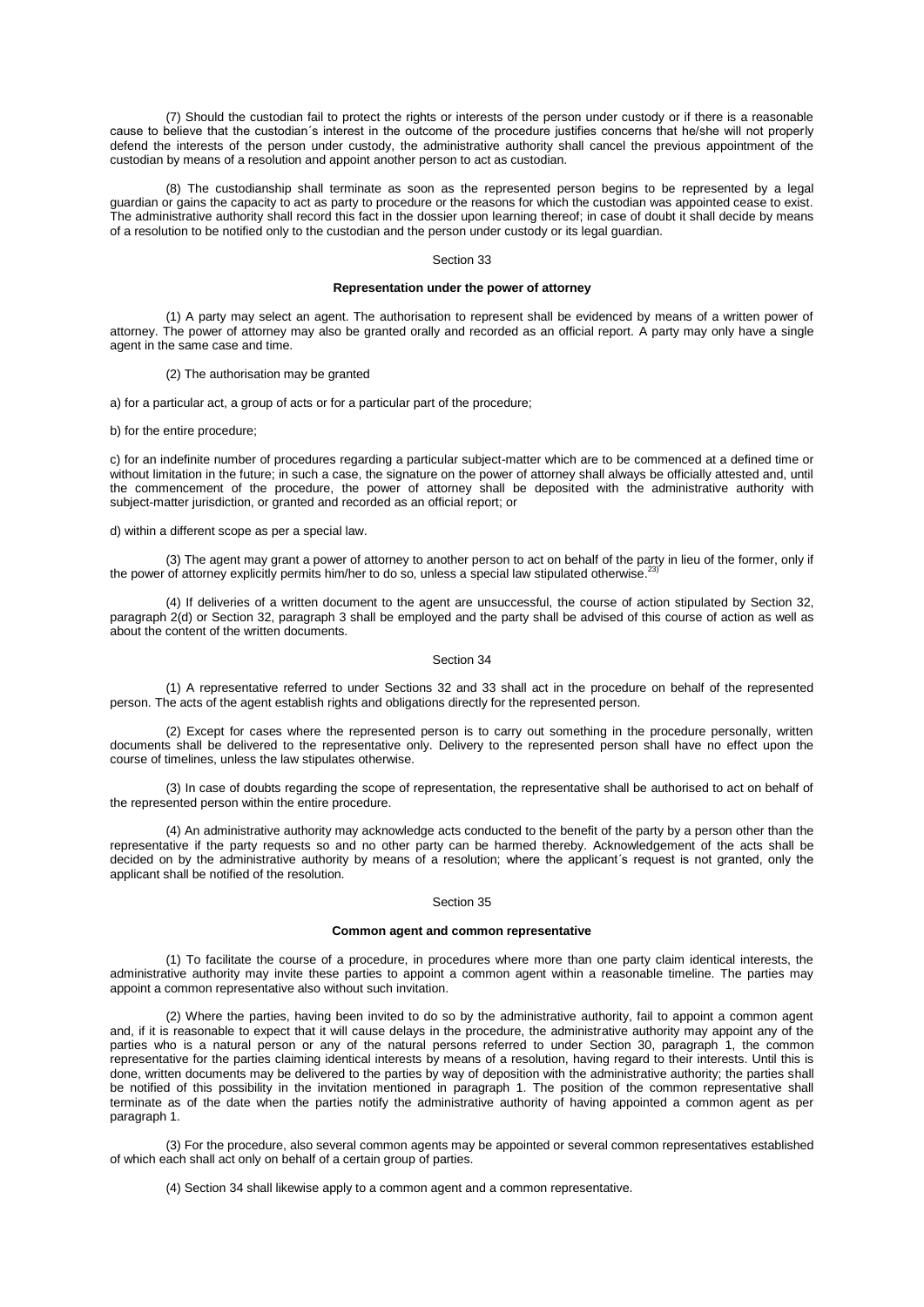(7) Should the custodian fail to protect the rights or interests of the person under custody or if there is a reasonable cause to believe that the custodian´s interest in the outcome of the procedure justifies concerns that he/she will not properly defend the interests of the person under custody, the administrative authority shall cancel the previous appointment of the custodian by means of a resolution and appoint another person to act as custodian.

(8) The custodianship shall terminate as soon as the represented person begins to be represented by a legal guardian or gains the capacity to act as party to procedure or the reasons for which the custodian was appointed cease to exist. The administrative authority shall record this fact in the dossier upon learning thereof; in case of doubt it shall decide by means of a resolution to be notified only to the custodian and the person under custody or its legal guardian.

## Section 33

### Representation under the power of attorney

(1) A party may select an agent. The authorisation to represent shall be evidenced by means of a written power of attorney. The power of attorney may also be granted orally and recorded as an official report. A party may only have a single agent in the same case and time.

(2) The authorisation may be granted

a) for a particular act, a group of acts or for a particular part of the procedure;

b) for the entire procedure;

c) for an indefinite number of procedures regarding a particular subject-matter which are to be commenced at a defined time or without limitation in the future; in such a case, the signature on the power of attorney shall always be officially attested and, until the commencement of the procedure, the power of attorney shall be deposited with the administrative authority with subject-matter jurisdiction, or granted and recorded as an official report; or

d) within a different scope as per a special law.

(3) The agent may grant a power of attorney to another person to act on behalf of the party in lieu of the former, only if the power of attorney explicitly permits him/her to do so, unless a special law stipulated otherwise.[23)]

(4) If deliveries of a written document to the agent are unsuccessful, the course of action stipulated by Section 32, paragraph 2(d) or Section 32, paragraph 3 shall be employed and the party shall be advised of this course of action as well as about the content of the written documents.

## Section 34

(1) A representative referred to under Sections 32 and 33 shall act in the procedure on behalf of the represented person. The acts of the agent establish rights and obligations directly for the represented person.

(2) Except for cases where the represented person is to carry out something in the procedure personally, written documents shall be delivered to the representative only. Delivery to the represented person shall have no effect upon the course of timelines, unless the law stipulates otherwise.

(3) In case of doubts regarding the scope of representation, the representative shall be authorised to act on behalf of the represented person within the entire procedure.

(4) An administrative authority may acknowledge acts conducted to the benefit of the party by a person other than the representative if the party requests so and no other party can be harmed thereby. Acknowledgement of the acts shall be decided on by the administrative authority by means of a resolution; where the applicant´s request is not granted, only the applicant shall be notified of the resolution.

## Section 35

### Common agent and common representative

(1) To facilitate the course of a procedure, in procedures where more than one party claim identical interests, the administrative authority may invite these parties to appoint a common agent within a reasonable timeline. The parties may appoint a common representative also without such invitation.

(2) Where the parties, having been invited to do so by the administrative authority, fail to appoint a common agent and, if it is reasonable to expect that it will cause delays in the procedure, the administrative authority may appoint any of the parties who is a natural person or any of the natural persons referred to under Section 30, paragraph 1, the common representative for the parties claiming identical interests by means of a resolution, having regard to their interests. Until this is done, written documents may be delivered to the parties by way of deposition with the administrative authority; the parties shall be notified of this possibility in the invitation mentioned in paragraph 1. The position of the common representative shall terminate as of the date when the parties notify the administrative authority of having appointed a common agent as per paragraph 1.

(3) For the procedure, also several common agents may be appointed or several common representatives established of which each shall act only on behalf of a certain group of parties.

(4) Section 34 shall likewise apply to a common agent and a common representative.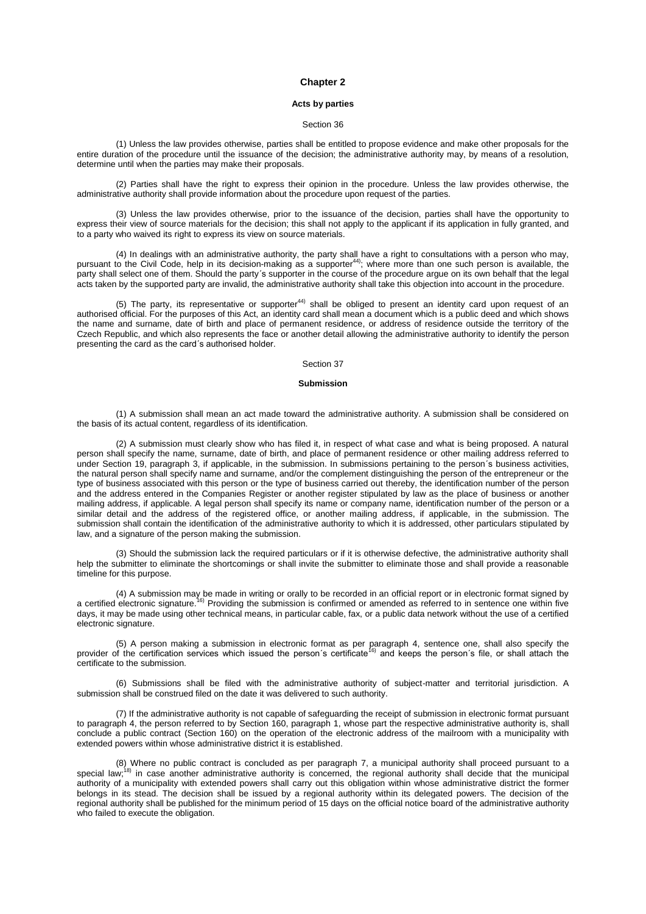## Chapter 2

### Acts by parties

Section 36

(1) Unless the law provides otherwise, parties shall be entitled to propose evidence and make other proposals for the entire duration of the procedure until the issuance of the decision; the administrative authority may, by means of a resolution, determine until when the parties may make their proposals.

(2) Parties shall have the right to express their opinion in the procedure. Unless the law provides otherwise, the administrative authority shall provide information about the procedure upon request of the parties.

(3) Unless the law provides otherwise, prior to the issuance of the decision, parties shall have the opportunity to express their view of source materials for the decision; this shall not apply to the applicant if its application in fully granted, and to a party who waived its right to express its view on source materials.

(4) In dealings with an administrative authority, the party shall have a right to consultations with a person who may, pursuant to the Civil Code, help in its decision-making as a supporter[44]; where more than one such person is available, the party shall select one of them. Should the party´s supporter in the course of the procedure argue on its own behalf that the legal acts taken by the supported party are invalid, the administrative authority shall take this objection into account in the procedure.

(5) The party, its representative or supporter[44] shall be obliged to present an identity card upon request of an authorised official. For the purposes of this Act, an identity card shall mean a document which is a public deed and which shows the name and surname, date of birth and place of permanent residence, or address of residence outside the territory of the Czech Republic, and which also represents the face or another detail allowing the administrative authority to identify the person presenting the card as the card´s authorised holder.

Section 37

### Submission

(1) A submission shall mean an act made toward the administrative authority. A submission shall be considered on the basis of its actual content, regardless of its identification.

(2) A submission must clearly show who has filed it, in respect of what case and what is being proposed. A natural person shall specify the name, surname, date of birth, and place of permanent residence or other mailing address referred to under Section 19, paragraph 3, if applicable, in the submission. In submissions pertaining to the person´s business activities, the natural person shall specify name and surname, and/or the complement distinguishing the person of the entrepreneur or the type of business associated with this person or the type of business carried out thereby, the identification number of the person and the address entered in the Companies Register or another register stipulated by law as the place of business or another mailing address, if applicable. A legal person shall specify its name or company name, identification number of the person or a similar detail and the address of the registered office, or another mailing address, if applicable, in the submission. The submission shall contain the identification of the administrative authority to which it is addressed, other particulars stipulated by law, and a signature of the person making the submission.

(3) Should the submission lack the required particulars or if it is otherwise defective, the administrative authority shall help the submitter to eliminate the shortcomings or shall invite the submitter to eliminate those and shall provide a reasonable timeline for this purpose.

(4) A submission may be made in writing or orally to be recorded in an official report or in electronic format signed by a certified electronic signature.[16] Providing the submission is confirmed or amended as referred to in sentence one within five days, it may be made using other technical means, in particular cable, fax, or a public data network without the use of a certified electronic signature.

(5) A person making a submission in electronic format as per paragraph 4, sentence one, shall also specify the provider of the certification services which issued the person´s certificate[16] and keeps the person´s file, or shall attach the certificate to the submission.

(6) Submissions shall be filed with the administrative authority of subject-matter and territorial jurisdiction. A submission shall be construed filed on the date it was delivered to such authority.

(7) If the administrative authority is not capable of safeguarding the receipt of submission in electronic format pursuant to paragraph 4, the person referred to by Section 160, paragraph 1, whose part the respective administrative authority is, shall conclude a public contract (Section 160) on the operation of the electronic address of the mailroom with a municipality with extended powers within whose administrative district it is established.

(8) Where no public contract is concluded as per paragraph 7, a municipal authority shall proceed pursuant to a special law;[18] in case another administrative authority is concerned, the regional authority shall decide that the municipal authority of a municipality with extended powers shall carry out this obligation within whose administrative district the former belongs in its stead. The decision shall be issued by a regional authority within its delegated powers. The decision of the regional authority shall be published for the minimum period of 15 days on the official notice board of the administrative authority who failed to execute the obligation.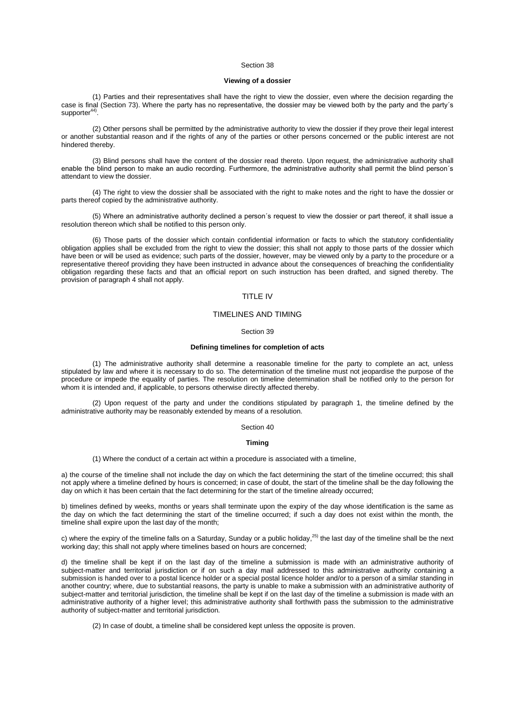Section 38

**Viewing of a dossier**

(1) Parties and their representatives shall have the right to view the dossier, even where the decision regarding the case is final (Section 73). Where the party has no representative, the dossier may be viewed both by the party and the party´s supporter[44].

(2) Other persons shall be permitted by the administrative authority to view the dossier if they prove their legal interest or another substantial reason and if the rights of any of the parties or other persons concerned or the public interest are not hindered thereby.

(3) Blind persons shall have the content of the dossier read thereto. Upon request, the administrative authority shall enable the blind person to make an audio recording. Furthermore, the administrative authority shall permit the blind person´s attendant to view the dossier.

(4) The right to view the dossier shall be associated with the right to make notes and the right to have the dossier or parts thereof copied by the administrative authority.

(5) Where an administrative authority declined a person´s request to view the dossier or part thereof, it shall issue a resolution thereon which shall be notified to this person only.

(6) Those parts of the dossier which contain confidential information or facts to which the statutory confidentiality obligation applies shall be excluded from the right to view the dossier; this shall not apply to those parts of the dossier which have been or will be used as evidence; such parts of the dossier, however, may be viewed only by a party to the procedure or a representative thereof providing they have been instructed in advance about the consequences of breaching the confidentiality obligation regarding these facts and that an official report on such instruction has been drafted, and signed thereby. The provision of paragraph 4 shall not apply.

## TITLE IV

## TIMELINES AND TIMING

Section 39

**Defining timelines for completion of acts**

(1) The administrative authority shall determine a reasonable timeline for the party to complete an act, unless stipulated by law and where it is necessary to do so. The determination of the timeline must not jeopardise the purpose of the procedure or impede the equality of parties. The resolution on timeline determination shall be notified only to the person for whom it is intended and, if applicable, to persons otherwise directly affected thereby.

(2) Upon request of the party and under the conditions stipulated by paragraph 1, the timeline defined by the administrative authority may be reasonably extended by means of a resolution.

Section 40

**Timing**

(1) Where the conduct of a certain act within a procedure is associated with a timeline,

a) the course of the timeline shall not include the day on which the fact determining the start of the timeline occurred; this shall not apply where a timeline defined by hours is concerned; in case of doubt, the start of the timeline shall be the day following the day on which it has been certain that the fact determining for the start of the timeline already occurred;

b) timelines defined by weeks, months or years shall terminate upon the expiry of the day whose identification is the same as the day on which the fact determining the start of the timeline occurred; if such a day does not exist within the month, the timeline shall expire upon the last day of the month;

c) where the expiry of the timeline falls on a Saturday, Sunday or a public holiday,[25] the last day of the timeline shall be the next working day; this shall not apply where timelines based on hours are concerned;

d) the timeline shall be kept if on the last day of the timeline a submission is made with an administrative authority of subject-matter and territorial jurisdiction or if on such a day mail addressed to this administrative authority containing a submission is handed over to a postal licence holder or a special postal licence holder and/or to a person of a similar standing in another country; where, due to substantial reasons, the party is unable to make a submission with an administrative authority of subject-matter and territorial jurisdiction, the timeline shall be kept if on the last day of the timeline a submission is made with an administrative authority of a higher level; this administrative authority shall forthwith pass the submission to the administrative authority of subject-matter and territorial jurisdiction.

(2) In case of doubt, a timeline shall be considered kept unless the opposite is proven.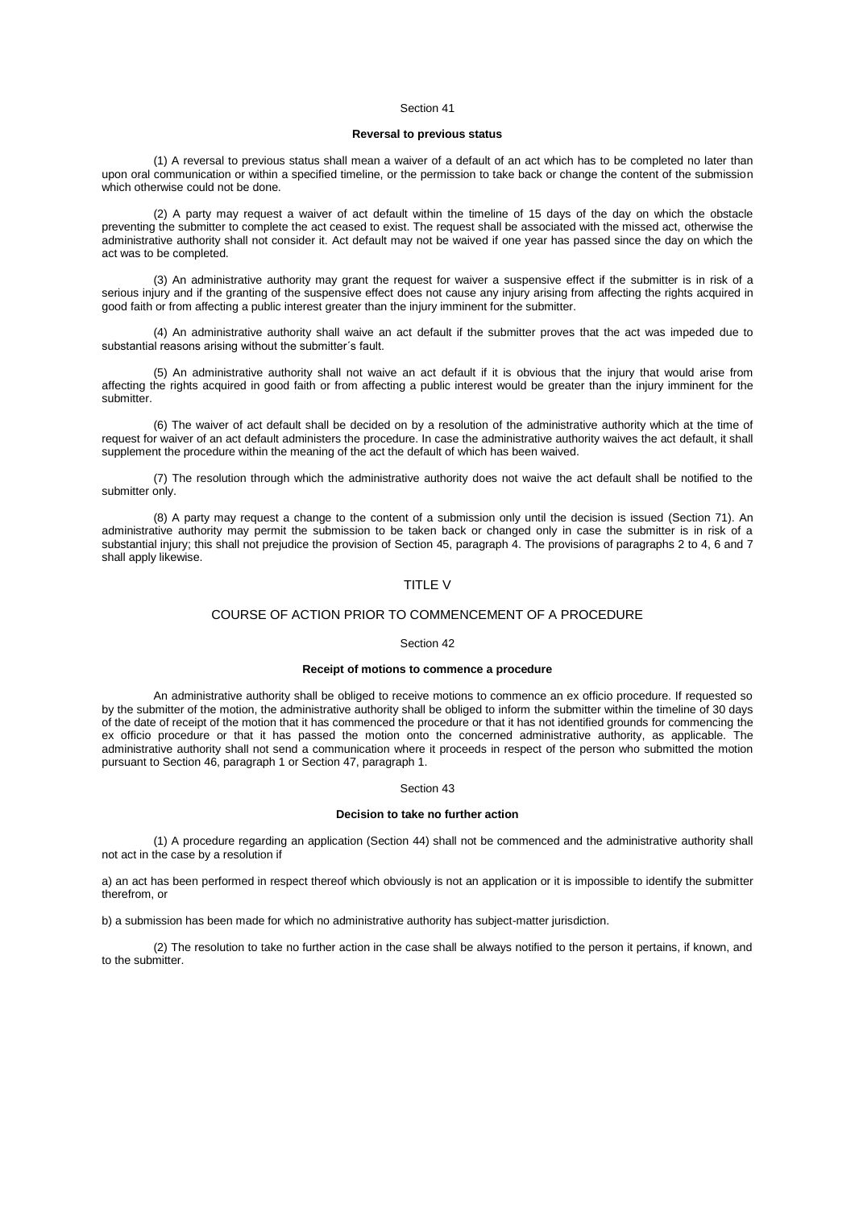Section 41

**Reversal to previous status**

(1) A reversal to previous status shall mean a waiver of a default of an act which has to be completed no later than upon oral communication or within a specified timeline, or the permission to take back or change the content of the submission which otherwise could not be done.

(2) A party may request a waiver of act default within the timeline of 15 days of the day on which the obstacle preventing the submitter to complete the act ceased to exist. The request shall be associated with the missed act, otherwise the administrative authority shall not consider it. Act default may not be waived if one year has passed since the day on which the act was to be completed.

(3) An administrative authority may grant the request for waiver a suspensive effect if the submitter is in risk of a serious injury and if the granting of the suspensive effect does not cause any injury arising from affecting the rights acquired in good faith or from affecting a public interest greater than the injury imminent for the submitter.

(4) An administrative authority shall waive an act default if the submitter proves that the act was impeded due to substantial reasons arising without the submitter´s fault.

(5) An administrative authority shall not waive an act default if it is obvious that the injury that would arise from affecting the rights acquired in good faith or from affecting a public interest would be greater than the injury imminent for the submitter.

(6) The waiver of act default shall be decided on by a resolution of the administrative authority which at the time of request for waiver of an act default administers the procedure. In case the administrative authority waives the act default, it shall supplement the procedure within the meaning of the act the default of which has been waived.

(7) The resolution through which the administrative authority does not waive the act default shall be notified to the submitter only.

(8) A party may request a change to the content of a submission only until the decision is issued (Section 71). An administrative authority may permit the submission to be taken back or changed only in case the submitter is in risk of a substantial injury; this shall not prejudice the provision of Section 45, paragraph 4. The provisions of paragraphs 2 to 4, 6 and 7 shall apply likewise.

## TITLE V

## COURSE OF ACTION PRIOR TO COMMENCEMENT OF A PROCEDURE

Section 42

**Receipt of motions to commence a procedure**

An administrative authority shall be obliged to receive motions to commence an ex officio procedure. If requested so by the submitter of the motion, the administrative authority shall be obliged to inform the submitter within the timeline of 30 days of the date of receipt of the motion that it has commenced the procedure or that it has not identified grounds for commencing the ex officio procedure or that it has passed the motion onto the concerned administrative authority, as applicable. The administrative authority shall not send a communication where it proceeds in respect of the person who submitted the motion pursuant to Section 46, paragraph 1 or Section 47, paragraph 1.

Section 43

**Decision to take no further action**

(1) A procedure regarding an application (Section 44) shall not be commenced and the administrative authority shall not act in the case by a resolution if

a) an act has been performed in respect thereof which obviously is not an application or it is impossible to identify the submitter therefrom, or

b) a submission has been made for which no administrative authority has subject-matter jurisdiction.

(2) The resolution to take no further action in the case shall be always notified to the person it pertains, if known, and to the submitter.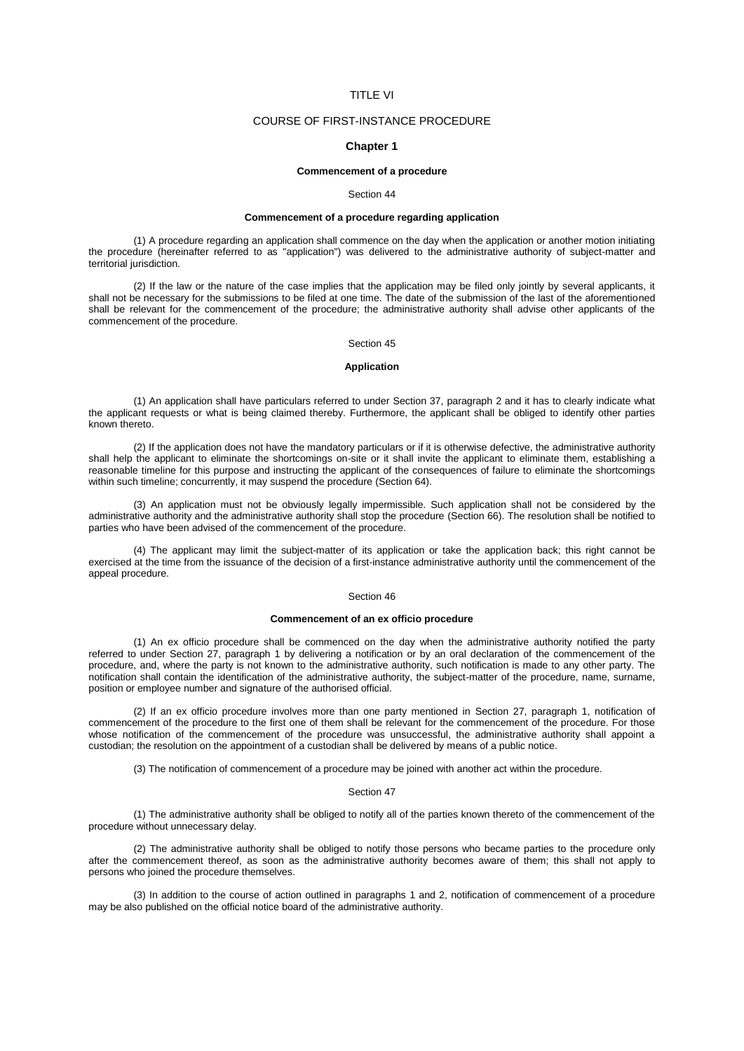# TITLE VI

## COURSE OF FIRST-INSTANCE PROCEDURE

### Chapter 1

#### Commencement of a procedure

Section 44

**Commencement of a procedure regarding application**

(1) A procedure regarding an application shall commence on the day when the application or another motion initiating the procedure (hereinafter referred to as "application") was delivered to the administrative authority of subject-matter and territorial jurisdiction.

(2) If the law or the nature of the case implies that the application may be filed only jointly by several applicants, it shall not be necessary for the submissions to be filed at one time. The date of the submission of the last of the aforementioned shall be relevant for the commencement of the procedure; the administrative authority shall advise other applicants of the commencement of the procedure.

Section 45

**Application**

(1) An application shall have particulars referred to under Section 37, paragraph 2 and it has to clearly indicate what the applicant requests or what is being claimed thereby. Furthermore, the applicant shall be obliged to identify other parties known thereto.

(2) If the application does not have the mandatory particulars or if it is otherwise defective, the administrative authority shall help the applicant to eliminate the shortcomings on-site or it shall invite the applicant to eliminate them, establishing a reasonable timeline for this purpose and instructing the applicant of the consequences of failure to eliminate the shortcomings within such timeline; concurrently, it may suspend the procedure (Section 64).

(3) An application must not be obviously legally impermissible. Such application shall not be considered by the administrative authority and the administrative authority shall stop the procedure (Section 66). The resolution shall be notified to parties who have been advised of the commencement of the procedure.

(4) The applicant may limit the subject-matter of its application or take the application back; this right cannot be exercised at the time from the issuance of the decision of a first-instance administrative authority until the commencement of the appeal procedure.

Section 46

**Commencement of an ex officio procedure**

(1) An ex officio procedure shall be commenced on the day when the administrative authority notified the party referred to under Section 27, paragraph 1 by delivering a notification or by an oral declaration of the commencement of the procedure, and, where the party is not known to the administrative authority, such notification is made to any other party. The notification shall contain the identification of the administrative authority, the subject-matter of the procedure, name, surname, position or employee number and signature of the authorised official.

(2) If an ex officio procedure involves more than one party mentioned in Section 27, paragraph 1, notification of commencement of the procedure to the first one of them shall be relevant for the commencement of the procedure. For those whose notification of the commencement of the procedure was unsuccessful, the administrative authority shall appoint a custodian; the resolution on the appointment of a custodian shall be delivered by means of a public notice.

(3) The notification of commencement of a procedure may be joined with another act within the procedure.

Section 47

(1) The administrative authority shall be obliged to notify all of the parties known thereto of the commencement of the procedure without unnecessary delay.

(2) The administrative authority shall be obliged to notify those persons who became parties to the procedure only after the commencement thereof, as soon as the administrative authority becomes aware of them; this shall not apply to persons who joined the procedure themselves.

(3) In addition to the course of action outlined in paragraphs 1 and 2, notification of commencement of a procedure may be also published on the official notice board of the administrative authority.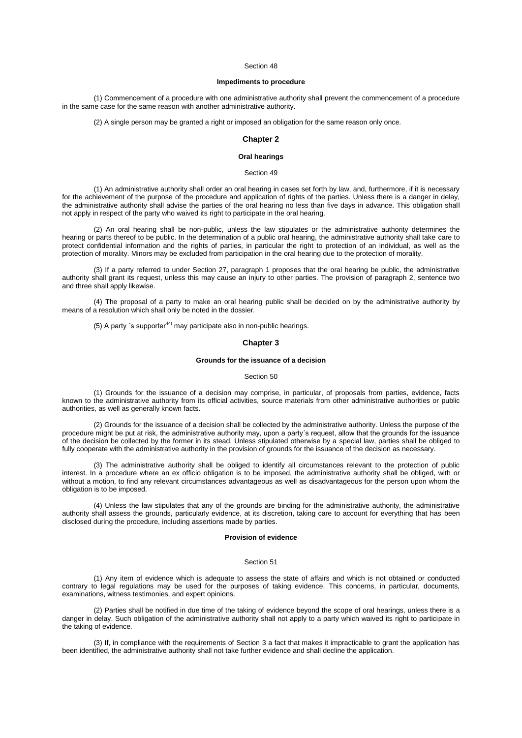Section 48

**Impediments to procedure**

(1) Commencement of a procedure with one administrative authority shall prevent the commencement of a procedure in the same case for the same reason with another administrative authority.

(2) A single person may be granted a right or imposed an obligation for the same reason only once.

## Chapter 2

**Oral hearings**

Section 49

(1) An administrative authority shall order an oral hearing in cases set forth by law, and, furthermore, if it is necessary for the achievement of the purpose of the procedure and application of rights of the parties. Unless there is a danger in delay, the administrative authority shall advise the parties of the oral hearing no less than five days in advance. This obligation shall not apply in respect of the party who waived its right to participate in the oral hearing.

(2) An oral hearing shall be non-public, unless the law stipulates or the administrative authority determines the hearing or parts thereof to be public. In the determination of a public oral hearing, the administrative authority shall take care to protect confidential information and the rights of parties, in particular the right to protection of an individual, as well as the protection of morality. Minors may be excluded from participation in the oral hearing due to the protection of morality.

(3) If a party referred to under Section 27, paragraph 1 proposes that the oral hearing be public, the administrative authority shall grant its request, unless this may cause an injury to other parties. The provision of paragraph 2, sentence two and three shall apply likewise.

(4) The proposal of a party to make an oral hearing public shall be decided on by the administrative authority by means of a resolution which shall only be noted in the dossier.

(5) A party ´s supporter[44] may participate also in non-public hearings.

## Chapter 3

**Grounds for the issuance of a decision**

Section 50

(1) Grounds for the issuance of a decision may comprise, in particular, of proposals from parties, evidence, facts known to the administrative authority from its official activities, source materials from other administrative authorities or public authorities, as well as generally known facts.

(2) Grounds for the issuance of a decision shall be collected by the administrative authority. Unless the purpose of the procedure might be put at risk, the administrative authority may, upon a party´s request, allow that the grounds for the issuance of the decision be collected by the former in its stead. Unless stipulated otherwise by a special law, parties shall be obliged to fully cooperate with the administrative authority in the provision of grounds for the issuance of the decision as necessary.

(3) The administrative authority shall be obliged to identify all circumstances relevant to the protection of public interest. In a procedure where an ex officio obligation is to be imposed, the administrative authority shall be obliged, with or without a motion, to find any relevant circumstances advantageous as well as disadvantageous for the person upon whom the obligation is to be imposed.

(4) Unless the law stipulates that any of the grounds are binding for the administrative authority, the administrative authority shall assess the grounds, particularly evidence, at its discretion, taking care to account for everything that has been disclosed during the procedure, including assertions made by parties.

**Provision of evidence**

Section 51

(1) Any item of evidence which is adequate to assess the state of affairs and which is not obtained or conducted contrary to legal regulations may be used for the purposes of taking evidence. This concerns, in particular, documents, examinations, witness testimonies, and expert opinions.

(2) Parties shall be notified in due time of the taking of evidence beyond the scope of oral hearings, unless there is a danger in delay. Such obligation of the administrative authority shall not apply to a party which waived its right to participate in the taking of evidence.

(3) If, in compliance with the requirements of Section 3 a fact that makes it impracticable to grant the application has been identified, the administrative authority shall not take further evidence and shall decline the application.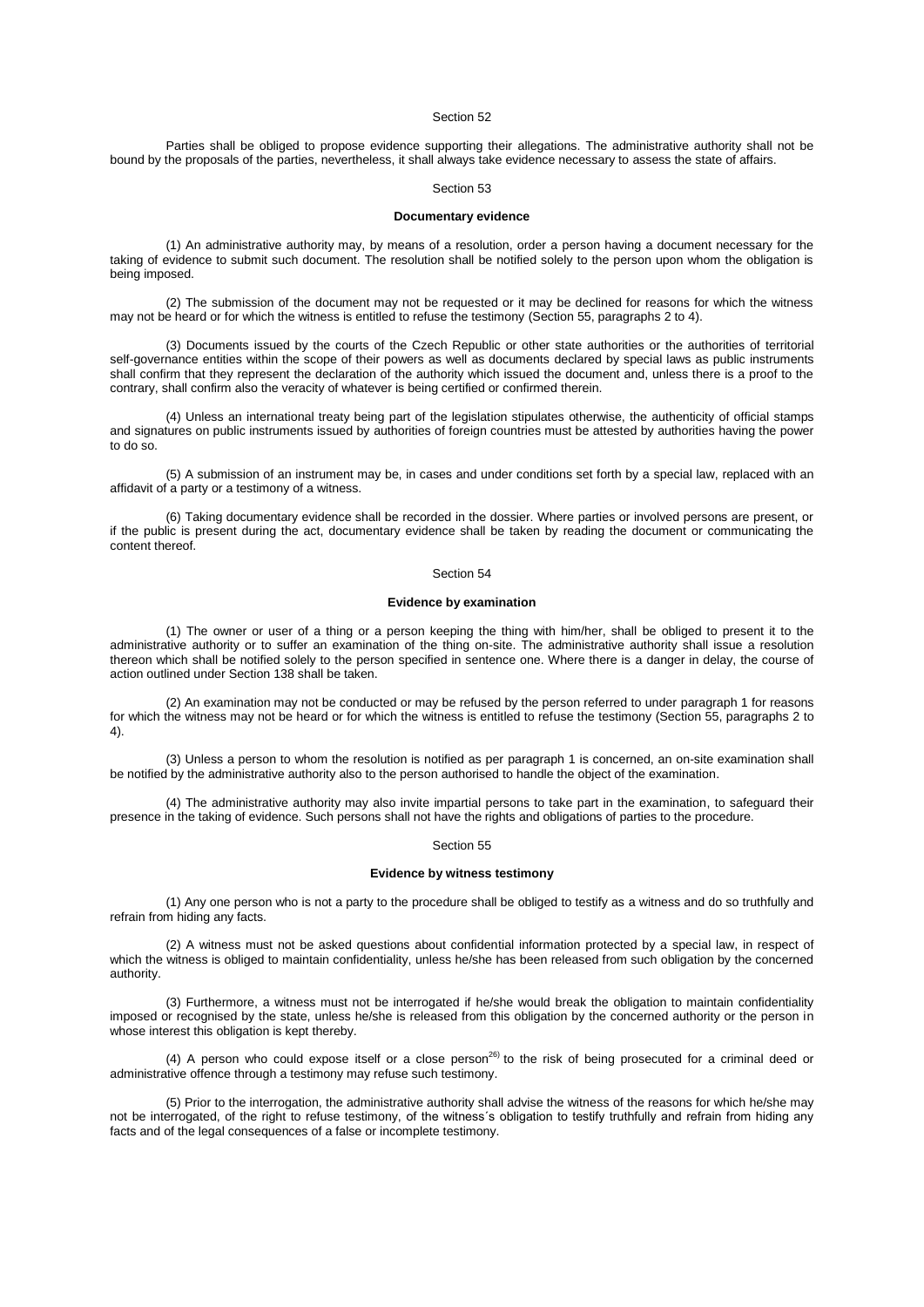Section 52

Parties shall be obliged to propose evidence supporting their allegations. The administrative authority shall not be bound by the proposals of the parties, nevertheless, it shall always take evidence necessary to assess the state of affairs.

Section 53

**Documentary evidence**

(1) An administrative authority may, by means of a resolution, order a person having a document necessary for the taking of evidence to submit such document. The resolution shall be notified solely to the person upon whom the obligation is being imposed.

(2) The submission of the document may not be requested or it may be declined for reasons for which the witness may not be heard or for which the witness is entitled to refuse the testimony (Section 55, paragraphs 2 to 4).

(3) Documents issued by the courts of the Czech Republic or other state authorities or the authorities of territorial self-governance entities within the scope of their powers as well as documents declared by special laws as public instruments shall confirm that they represent the declaration of the authority which issued the document and, unless there is a proof to the contrary, shall confirm also the veracity of whatever is being certified or confirmed therein.

(4) Unless an international treaty being part of the legislation stipulates otherwise, the authenticity of official stamps and signatures on public instruments issued by authorities of foreign countries must be attested by authorities having the power to do so.

(5) A submission of an instrument may be, in cases and under conditions set forth by a special law, replaced with an affidavit of a party or a testimony of a witness.

(6) Taking documentary evidence shall be recorded in the dossier. Where parties or involved persons are present, or if the public is present during the act, documentary evidence shall be taken by reading the document or communicating the content thereof.

Section 54

**Evidence by examination**

(1) The owner or user of a thing or a person keeping the thing with him/her, shall be obliged to present it to the administrative authority or to suffer an examination of the thing on-site. The administrative authority shall issue a resolution thereon which shall be notified solely to the person specified in sentence one. Where there is a danger in delay, the course of action outlined under Section 138 shall be taken.

(2) An examination may not be conducted or may be refused by the person referred to under paragraph 1 for reasons for which the witness may not be heard or for which the witness is entitled to refuse the testimony (Section 55, paragraphs 2 to 4).

(3) Unless a person to whom the resolution is notified as per paragraph 1 is concerned, an on-site examination shall be notified by the administrative authority also to the person authorised to handle the object of the examination.

(4) The administrative authority may also invite impartial persons to take part in the examination, to safeguard their presence in the taking of evidence. Such persons shall not have the rights and obligations of parties to the procedure.

Section 55

**Evidence by witness testimony**

(1) Any one person who is not a party to the procedure shall be obliged to testify as a witness and do so truthfully and refrain from hiding any facts.

(2) A witness must not be asked questions about confidential information protected by a special law, in respect of which the witness is obliged to maintain confidentiality, unless he/she has been released from such obligation by the concerned authority.

(3) Furthermore, a witness must not be interrogated if he/she would break the obligation to maintain confidentiality imposed or recognised by the state, unless he/she is released from this obligation by the concerned authority or the person in whose interest this obligation is kept thereby.

(4) A person who could expose itself or a close person[26] to the risk of being prosecuted for a criminal deed or administrative offence through a testimony may refuse such testimony.

(5) Prior to the interrogation, the administrative authority shall advise the witness of the reasons for which he/she may not be interrogated, of the right to refuse testimony, of the witness´s obligation to testify truthfully and refrain from hiding any facts and of the legal consequences of a false or incomplete testimony.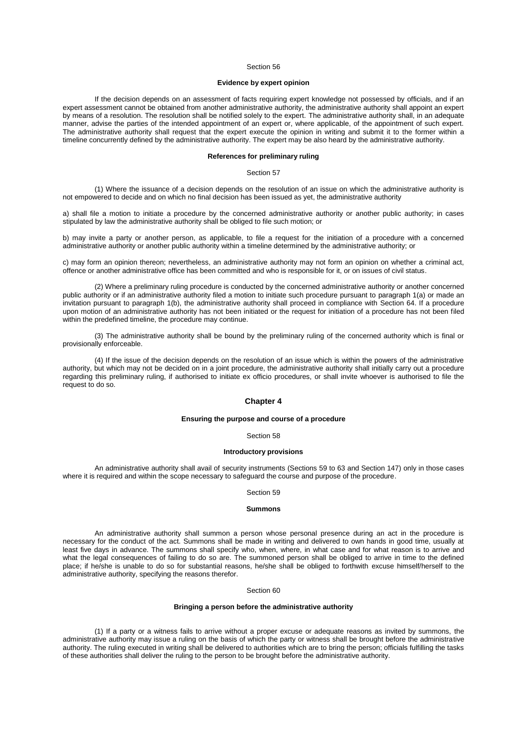Section 56

#### Evidence by expert opinion

If the decision depends on an assessment of facts requiring expert knowledge not possessed by officials, and if an expert assessment cannot be obtained from another administrative authority, the administrative authority shall appoint an expert by means of a resolution. The resolution shall be notified solely to the expert. The administrative authority shall, in an adequate manner, advise the parties of the intended appointment of an expert or, where applicable, of the appointment of such expert. The administrative authority shall request that the expert execute the opinion in writing and submit it to the former within a timeline concurrently defined by the administrative authority. The expert may be also heard by the administrative authority.

#### References for preliminary ruling

Section 57

(1) Where the issuance of a decision depends on the resolution of an issue on which the administrative authority is not empowered to decide and on which no final decision has been issued as yet, the administrative authority

a) shall file a motion to initiate a procedure by the concerned administrative authority or another public authority; in cases stipulated by law the administrative authority shall be obliged to file such motion; or

b) may invite a party or another person, as applicable, to file a request for the initiation of a procedure with a concerned administrative authority or another public authority within a timeline determined by the administrative authority; or

c) may form an opinion thereon; nevertheless, an administrative authority may not form an opinion on whether a criminal act, offence or another administrative office has been committed and who is responsible for it, or on issues of civil status.

(2) Where a preliminary ruling procedure is conducted by the concerned administrative authority or another concerned public authority or if an administrative authority filed a motion to initiate such procedure pursuant to paragraph 1(a) or made an invitation pursuant to paragraph 1(b), the administrative authority shall proceed in compliance with Section 64. If a procedure upon motion of an administrative authority has not been initiated or the request for initiation of a procedure has not been filed within the predefined timeline, the procedure may continue.

(3) The administrative authority shall be bound by the preliminary ruling of the concerned authority which is final or provisionally enforceable.

(4) If the issue of the decision depends on the resolution of an issue which is within the powers of the administrative authority, but which may not be decided on in a joint procedure, the administrative authority shall initially carry out a procedure regarding this preliminary ruling, if authorised to initiate ex officio procedures, or shall invite whoever is authorised to file the request to do so.

## Chapter 4

#### Ensuring the purpose and course of a procedure

Section 58

#### Introductory provisions

An administrative authority shall avail of security instruments (Sections 59 to 63 and Section 147) only in those cases where it is required and within the scope necessary to safeguard the course and purpose of the procedure.

Section 59

#### Summons

An administrative authority shall summon a person whose personal presence during an act in the procedure is necessary for the conduct of the act. Summons shall be made in writing and delivered to own hands in good time, usually at least five days in advance. The summons shall specify who, when, where, in what case and for what reason is to arrive and what the legal consequences of failing to do so are. The summoned person shall be obliged to arrive in time to the defined place; if he/she is unable to do so for substantial reasons, he/she shall be obliged to forthwith excuse himself/herself to the administrative authority, specifying the reasons therefor.

Section 60

#### Bringing a person before the administrative authority

(1) If a party or a witness fails to arrive without a proper excuse or adequate reasons as invited by summons, the administrative authority may issue a ruling on the basis of which the party or witness shall be brought before the administrative authority. The ruling executed in writing shall be delivered to authorities which are to bring the person; officials fulfilling the tasks of these authorities shall deliver the ruling to the person to be brought before the administrative authority.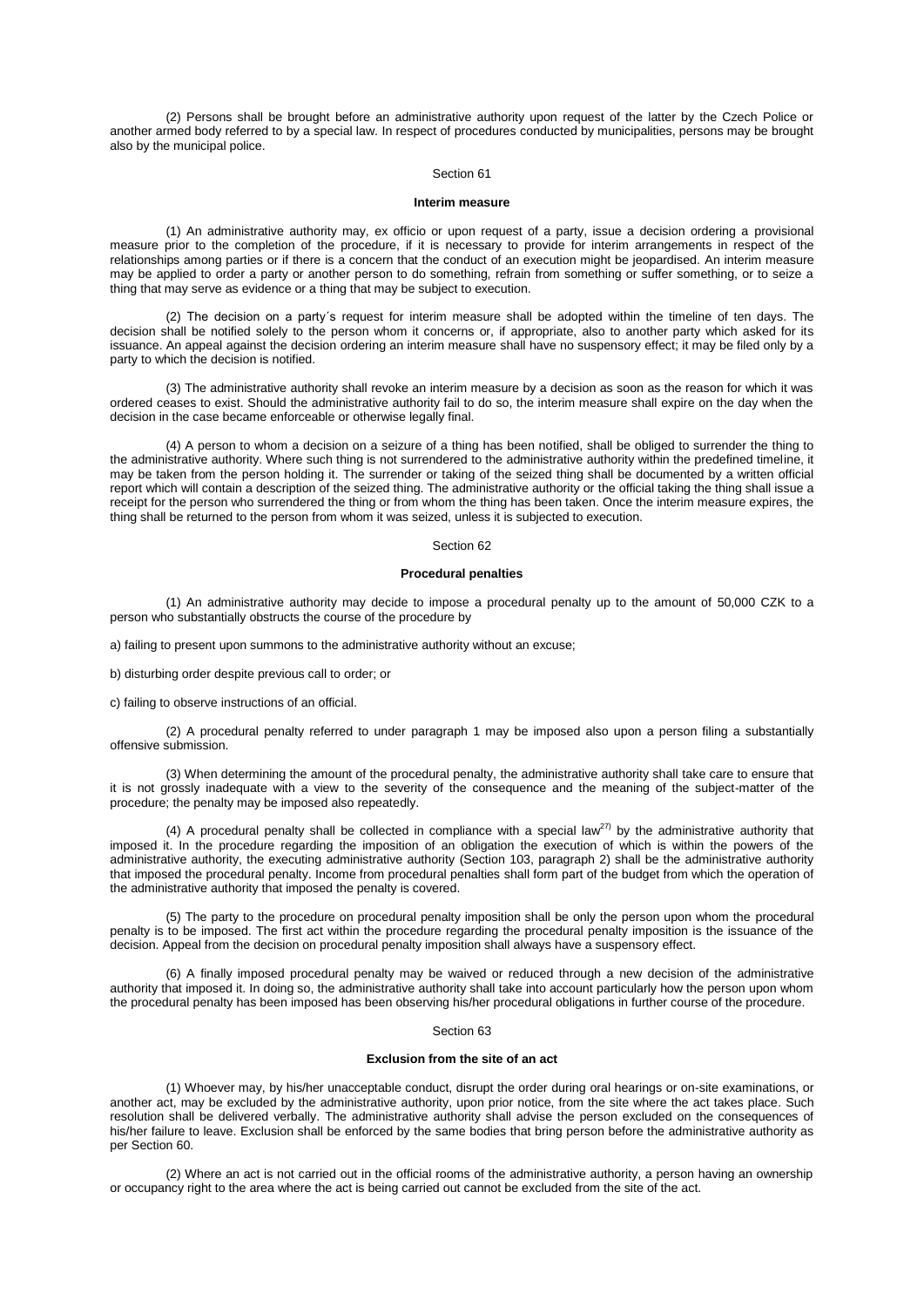(2) Persons shall be brought before an administrative authority upon request of the latter by the Czech Police or another armed body referred to by a special law. In respect of procedures conducted by municipalities, persons may be brought also by the municipal police.

Section 61

**Interim measure**

(1) An administrative authority may, ex officio or upon request of a party, issue a decision ordering a provisional measure prior to the completion of the procedure, if it is necessary to provide for interim arrangements in respect of the relationships among parties or if there is a concern that the conduct of an execution might be jeopardised. An interim measure may be applied to order a party or another person to do something, refrain from something or suffer something, or to seize a thing that may serve as evidence or a thing that may be subject to execution.

(2) The decision on a party´s request for interim measure shall be adopted within the timeline of ten days. The decision shall be notified solely to the person whom it concerns or, if appropriate, also to another party which asked for its issuance. An appeal against the decision ordering an interim measure shall have no suspensory effect; it may be filed only by a party to which the decision is notified.

(3) The administrative authority shall revoke an interim measure by a decision as soon as the reason for which it was ordered ceases to exist. Should the administrative authority fail to do so, the interim measure shall expire on the day when the decision in the case became enforceable or otherwise legally final.

(4) A person to whom a decision on a seizure of a thing has been notified, shall be obliged to surrender the thing to the administrative authority. Where such thing is not surrendered to the administrative authority within the predefined timeline, it may be taken from the person holding it. The surrender or taking of the seized thing shall be documented by a written official report which will contain a description of the seized thing. The administrative authority or the official taking the thing shall issue a receipt for the person who surrendered the thing or from whom the thing has been taken. Once the interim measure expires, the thing shall be returned to the person from whom it was seized, unless it is subjected to execution.

Section 62

**Procedural penalties**

(1) An administrative authority may decide to impose a procedural penalty up to the amount of 50,000 CZK to a person who substantially obstructs the course of the procedure by

a) failing to present upon summons to the administrative authority without an excuse;

b) disturbing order despite previous call to order; or

c) failing to observe instructions of an official.

(2) A procedural penalty referred to under paragraph 1 may be imposed also upon a person filing a substantially offensive submission.

(3) When determining the amount of the procedural penalty, the administrative authority shall take care to ensure that it is not grossly inadequate with a view to the severity of the consequence and the meaning of the subject-matter of the procedure; the penalty may be imposed also repeatedly.

(4) A procedural penalty shall be collected in compliance with a special law[27)] by the administrative authority that imposed it. In the procedure regarding the imposition of an obligation the execution of which is within the powers of the administrative authority, the executing administrative authority (Section 103, paragraph 2) shall be the administrative authority that imposed the procedural penalty. Income from procedural penalties shall form part of the budget from which the operation of the administrative authority that imposed the penalty is covered.

(5) The party to the procedure on procedural penalty imposition shall be only the person upon whom the procedural penalty is to be imposed. The first act within the procedure regarding the procedural penalty imposition is the issuance of the decision. Appeal from the decision on procedural penalty imposition shall always have a suspensory effect.

(6) A finally imposed procedural penalty may be waived or reduced through a new decision of the administrative authority that imposed it. In doing so, the administrative authority shall take into account particularly how the person upon whom the procedural penalty has been imposed has been observing his/her procedural obligations in further course of the procedure.

Section 63

**Exclusion from the site of an act**

(1) Whoever may, by his/her unacceptable conduct, disrupt the order during oral hearings or on-site examinations, or another act, may be excluded by the administrative authority, upon prior notice, from the site where the act takes place. Such resolution shall be delivered verbally. The administrative authority shall advise the person excluded on the consequences of his/her failure to leave. Exclusion shall be enforced by the same bodies that bring person before the administrative authority as per Section 60.

(2) Where an act is not carried out in the official rooms of the administrative authority, a person having an ownership or occupancy right to the area where the act is being carried out cannot be excluded from the site of the act.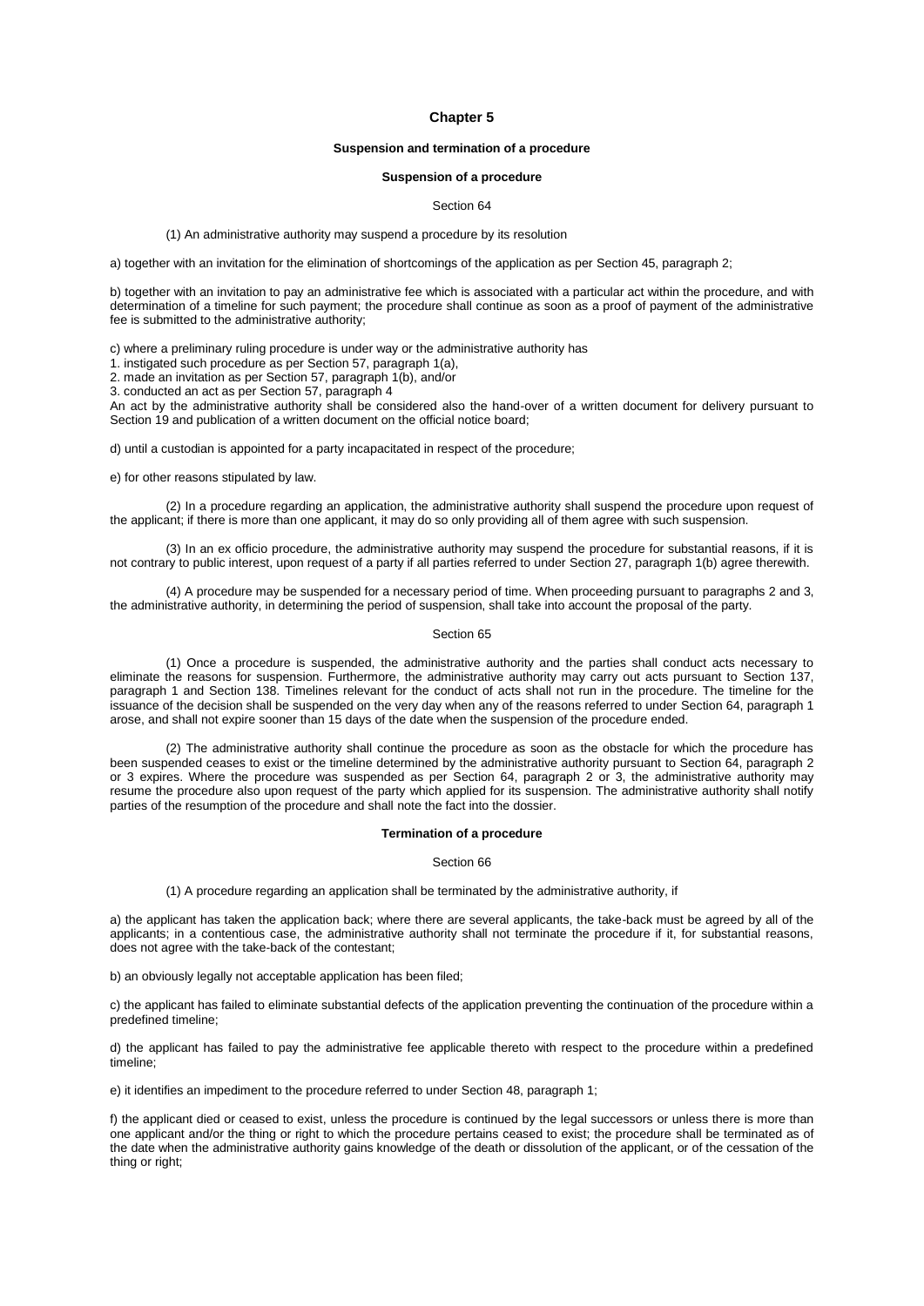## Chapter 5

### Suspension and termination of a procedure

#### Suspension of a procedure

Section 64

(1) An administrative authority may suspend a procedure by its resolution

a) together with an invitation for the elimination of shortcomings of the application as per Section 45, paragraph 2;

b) together with an invitation to pay an administrative fee which is associated with a particular act within the procedure, and with determination of a timeline for such payment; the procedure shall continue as soon as a proof of payment of the administrative fee is submitted to the administrative authority;

c) where a preliminary ruling procedure is under way or the administrative authority has

1. instigated such procedure as per Section 57, paragraph 1(a),
2. made an invitation as per Section 57, paragraph 1(b), and/or
3. conducted an act as per Section 57, paragraph 4

An act by the administrative authority shall be considered also the hand-over of a written document for delivery pursuant to Section 19 and publication of a written document on the official notice board;

d) until a custodian is appointed for a party incapacitated in respect of the procedure;

e) for other reasons stipulated by law.

(2) In a procedure regarding an application, the administrative authority shall suspend the procedure upon request of the applicant; if there is more than one applicant, it may do so only providing all of them agree with such suspension.

(3) In an ex officio procedure, the administrative authority may suspend the procedure for substantial reasons, if it is not contrary to public interest, upon request of a party if all parties referred to under Section 27, paragraph 1(b) agree therewith.

(4) A procedure may be suspended for a necessary period of time. When proceeding pursuant to paragraphs 2 and 3, the administrative authority, in determining the period of suspension, shall take into account the proposal of the party.

Section 65

(1) Once a procedure is suspended, the administrative authority and the parties shall conduct acts necessary to eliminate the reasons for suspension. Furthermore, the administrative authority may carry out acts pursuant to Section 137, paragraph 1 and Section 138. Timelines relevant for the conduct of acts shall not run in the procedure. The timeline for the issuance of the decision shall be suspended on the very day when any of the reasons referred to under Section 64, paragraph 1 arose, and shall not expire sooner than 15 days of the date when the suspension of the procedure ended.

(2) The administrative authority shall continue the procedure as soon as the obstacle for which the procedure has been suspended ceases to exist or the timeline determined by the administrative authority pursuant to Section 64, paragraph 2 or 3 expires. Where the procedure was suspended as per Section 64, paragraph 2 or 3, the administrative authority may resume the procedure also upon request of the party which applied for its suspension. The administrative authority shall notify parties of the resumption of the procedure and shall note the fact into the dossier.

#### Termination of a procedure

Section 66

(1) A procedure regarding an application shall be terminated by the administrative authority, if

a) the applicant has taken the application back; where there are several applicants, the take-back must be agreed by all of the applicants; in a contentious case, the administrative authority shall not terminate the procedure if it, for substantial reasons, does not agree with the take-back of the contestant;

b) an obviously legally not acceptable application has been filed;

c) the applicant has failed to eliminate substantial defects of the application preventing the continuation of the procedure within a predefined timeline;

d) the applicant has failed to pay the administrative fee applicable thereto with respect to the procedure within a predefined timeline;

e) it identifies an impediment to the procedure referred to under Section 48, paragraph 1;

f) the applicant died or ceased to exist, unless the procedure is continued by the legal successors or unless there is more than one applicant and/or the thing or right to which the procedure pertains ceased to exist; the procedure shall be terminated as of the date when the administrative authority gains knowledge of the death or dissolution of the applicant, or of the cessation of the thing or right;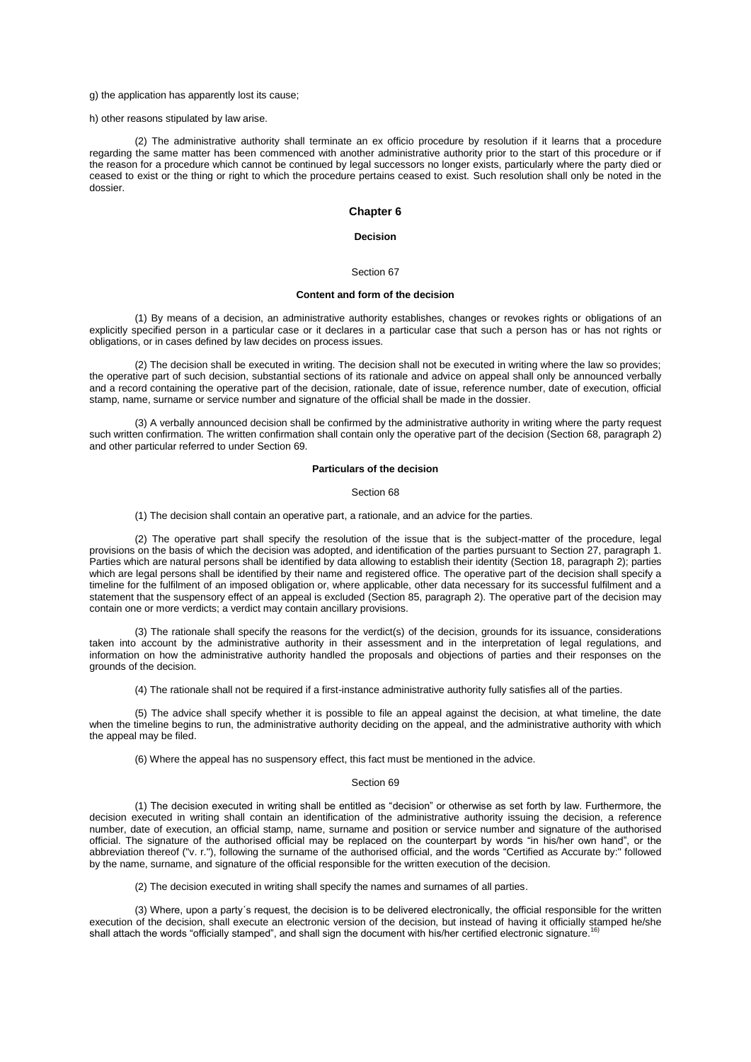g) the application has apparently lost its cause;

h) other reasons stipulated by law arise.

(2) The administrative authority shall terminate an ex officio procedure by resolution if it learns that a procedure regarding the same matter has been commenced with another administrative authority prior to the start of this procedure or if the reason for a procedure which cannot be continued by legal successors no longer exists, particularly where the party died or ceased to exist or the thing or right to which the procedure pertains ceased to exist. Such resolution shall only be noted in the dossier.

## Chapter 6

### Decision

Section 67

#### Content and form of the decision

(1) By means of a decision, an administrative authority establishes, changes or revokes rights or obligations of an explicitly specified person in a particular case or it declares in a particular case that such a person has or has not rights or obligations, or in cases defined by law decides on process issues.

(2) The decision shall be executed in writing. The decision shall not be executed in writing where the law so provides; the operative part of such decision, substantial sections of its rationale and advice on appeal shall only be announced verbally and a record containing the operative part of the decision, rationale, date of issue, reference number, date of execution, official stamp, name, surname or service number and signature of the official shall be made in the dossier.

(3) A verbally announced decision shall be confirmed by the administrative authority in writing where the party request such written confirmation. The written confirmation shall contain only the operative part of the decision (Section 68, paragraph 2) and other particular referred to under Section 69.

#### Particulars of the decision

Section 68

(1) The decision shall contain an operative part, a rationale, and an advice for the parties.

(2) The operative part shall specify the resolution of the issue that is the subject-matter of the procedure, legal provisions on the basis of which the decision was adopted, and identification of the parties pursuant to Section 27, paragraph 1. Parties which are natural persons shall be identified by data allowing to establish their identity (Section 18, paragraph 2); parties which are legal persons shall be identified by their name and registered office. The operative part of the decision shall specify a timeline for the fulfilment of an imposed obligation or, where applicable, other data necessary for its successful fulfilment and a statement that the suspensory effect of an appeal is excluded (Section 85, paragraph 2). The operative part of the decision may contain one or more verdicts; a verdict may contain ancillary provisions.

(3) The rationale shall specify the reasons for the verdict(s) of the decision, grounds for its issuance, considerations taken into account by the administrative authority in their assessment and in the interpretation of legal regulations, and information on how the administrative authority handled the proposals and objections of parties and their responses on the grounds of the decision.

(4) The rationale shall not be required if a first-instance administrative authority fully satisfies all of the parties.

(5) The advice shall specify whether it is possible to file an appeal against the decision, at what timeline, the date when the timeline begins to run, the administrative authority deciding on the appeal, and the administrative authority with which the appeal may be filed.

(6) Where the appeal has no suspensory effect, this fact must be mentioned in the advice.

Section 69

(1) The decision executed in writing shall be entitled as "decision" or otherwise as set forth by law. Furthermore, the decision executed in writing shall contain an identification of the administrative authority issuing the decision, a reference number, date of execution, an official stamp, name, surname and position or service number and signature of the authorised official. The signature of the authorised official may be replaced on the counterpart by words "in his/her own hand", or the abbreviation thereof ("v. r."), following the surname of the authorised official, and the words "Certified as Accurate by:" followed by the name, surname, and signature of the official responsible for the written execution of the decision.

(2) The decision executed in writing shall specify the names and surnames of all parties.

(3) Where, upon a party´s request, the decision is to be delivered electronically, the official responsible for the written execution of the decision, shall execute an electronic version of the decision, but instead of having it officially stamped he/she shall attach the words "officially stamped", and shall sign the document with his/her certified electronic signature.[16)]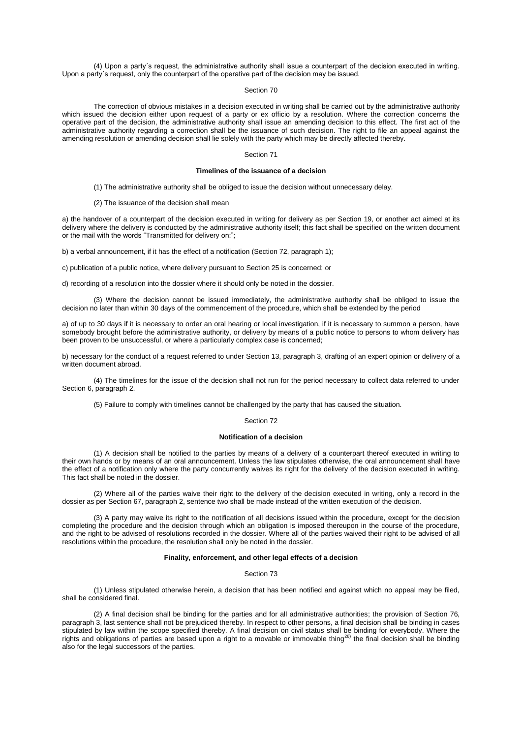(4) Upon a party´s request, the administrative authority shall issue a counterpart of the decision executed in writing. Upon a party´s request, only the counterpart of the operative part of the decision may be issued.

Section 70

The correction of obvious mistakes in a decision executed in writing shall be carried out by the administrative authority which issued the decision either upon request of a party or ex officio by a resolution. Where the correction concerns the operative part of the decision, the administrative authority shall issue an amending decision to this effect. The first act of the administrative authority regarding a correction shall be the issuance of such decision. The right to file an appeal against the amending resolution or amending decision shall lie solely with the party which may be directly affected thereby.

Section 71

**Timelines of the issuance of a decision**

(1) The administrative authority shall be obliged to issue the decision without unnecessary delay.

(2) The issuance of the decision shall mean

a) the handover of a counterpart of the decision executed in writing for delivery as per Section 19, or another act aimed at its delivery where the delivery is conducted by the administrative authority itself; this fact shall be specified on the written document or the mail with the words "Transmitted for delivery on:";

b) a verbal announcement, if it has the effect of a notification (Section 72, paragraph 1);

c) publication of a public notice, where delivery pursuant to Section 25 is concerned; or

d) recording of a resolution into the dossier where it should only be noted in the dossier.

(3) Where the decision cannot be issued immediately, the administrative authority shall be obliged to issue the decision no later than within 30 days of the commencement of the procedure, which shall be extended by the period

a) of up to 30 days if it is necessary to order an oral hearing or local investigation, if it is necessary to summon a person, have somebody brought before the administrative authority, or delivery by means of a public notice to persons to whom delivery has been proven to be unsuccessful, or where a particularly complex case is concerned;

b) necessary for the conduct of a request referred to under Section 13, paragraph 3, drafting of an expert opinion or delivery of a written document abroad.

(4) The timelines for the issue of the decision shall not run for the period necessary to collect data referred to under Section 6, paragraph 2.

(5) Failure to comply with timelines cannot be challenged by the party that has caused the situation.

Section 72

**Notification of a decision**

(1) A decision shall be notified to the parties by means of a delivery of a counterpart thereof executed in writing to their own hands or by means of an oral announcement. Unless the law stipulates otherwise, the oral announcement shall have the effect of a notification only where the party concurrently waives its right for the delivery of the decision executed in writing. This fact shall be noted in the dossier.

(2) Where all of the parties waive their right to the delivery of the decision executed in writing, only a record in the dossier as per Section 67, paragraph 2, sentence two shall be made instead of the written execution of the decision.

(3) A party may waive its right to the notification of all decisions issued within the procedure, except for the decision completing the procedure and the decision through which an obligation is imposed thereupon in the course of the procedure, and the right to be advised of resolutions recorded in the dossier. Where all of the parties waived their right to be advised of all resolutions within the procedure, the resolution shall only be noted in the dossier.

**Finality, enforcement, and other legal effects of a decision**

Section 73

(1) Unless stipulated otherwise herein, a decision that has been notified and against which no appeal may be filed, shall be considered final.

(2) A final decision shall be binding for the parties and for all administrative authorities; the provision of Section 76, paragraph 3, last sentence shall not be prejudiced thereby. In respect to other persons, a final decision shall be binding in cases stipulated by law within the scope specified thereby. A final decision on civil status shall be binding for everybody. Where the rights and obligations of parties are based upon a right to a movable or immovable thing[28)] the final decision shall be binding also for the legal successors of the parties.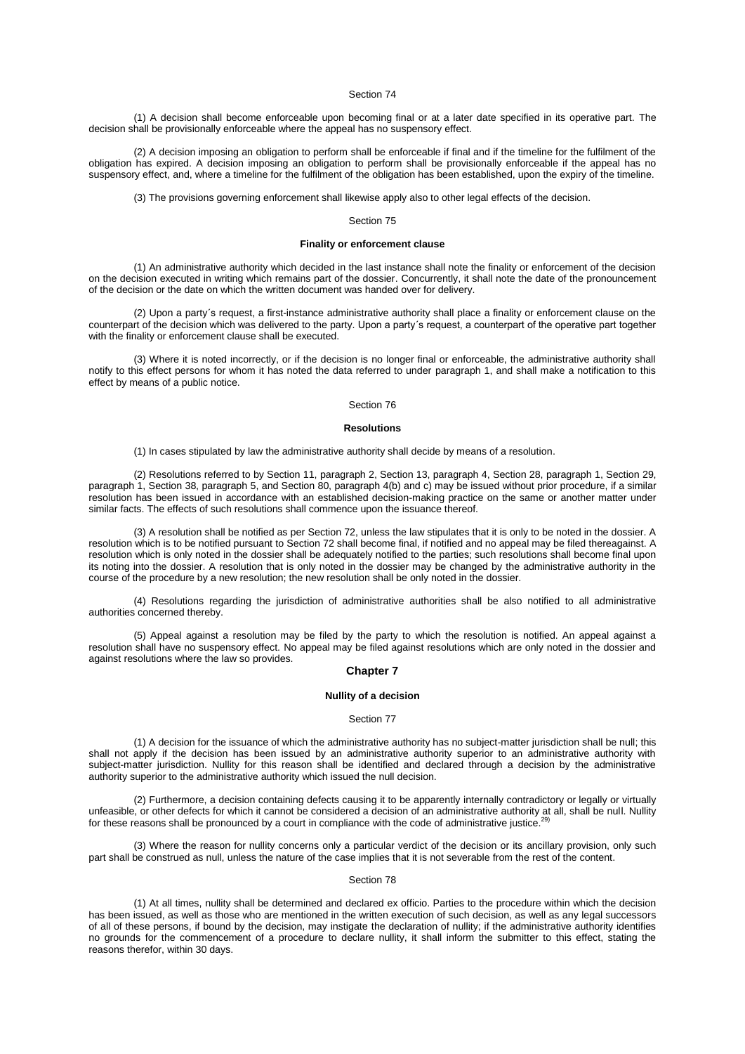### Section 74

(1) A decision shall become enforceable upon becoming final or at a later date specified in its operative part. The decision shall be provisionally enforceable where the appeal has no suspensory effect.

(2) A decision imposing an obligation to perform shall be enforceable if final and if the timeline for the fulfilment of the obligation has expired. A decision imposing an obligation to perform shall be provisionally enforceable if the appeal has no suspensory effect, and, where a timeline for the fulfilment of the obligation has been established, upon the expiry of the timeline.

(3) The provisions governing enforcement shall likewise apply also to other legal effects of the decision.

### Section 75

**Finality or enforcement clause**

(1) An administrative authority which decided in the last instance shall note the finality or enforcement of the decision on the decision executed in writing which remains part of the dossier. Concurrently, it shall note the date of the pronouncement of the decision or the date on which the written document was handed over for delivery.

(2) Upon a party´s request, a first-instance administrative authority shall place a finality or enforcement clause on the counterpart of the decision which was delivered to the party. Upon a party´s request, a counterpart of the operative part together with the finality or enforcement clause shall be executed.

(3) Where it is noted incorrectly, or if the decision is no longer final or enforceable, the administrative authority shall notify to this effect persons for whom it has noted the data referred to under paragraph 1, and shall make a notification to this effect by means of a public notice.

### Section 76

**Resolutions**

(1) In cases stipulated by law the administrative authority shall decide by means of a resolution.

(2) Resolutions referred to by Section 11, paragraph 2, Section 13, paragraph 4, Section 28, paragraph 1, Section 29, paragraph 1, Section 38, paragraph 5, and Section 80, paragraph 4(b) and c) may be issued without prior procedure, if a similar resolution has been issued in accordance with an established decision-making practice on the same or another matter under similar facts. The effects of such resolutions shall commence upon the issuance thereof.

(3) A resolution shall be notified as per Section 72, unless the law stipulates that it is only to be noted in the dossier. A resolution which is to be notified pursuant to Section 72 shall become final, if notified and no appeal may be filed thereagainst. A resolution which is only noted in the dossier shall be adequately notified to the parties; such resolutions shall become final upon its noting into the dossier. A resolution that is only noted in the dossier may be changed by the administrative authority in the course of the procedure by a new resolution; the new resolution shall be only noted in the dossier.

(4) Resolutions regarding the jurisdiction of administrative authorities shall be also notified to all administrative authorities concerned thereby.

(5) Appeal against a resolution may be filed by the party to which the resolution is notified. An appeal against a resolution shall have no suspensory effect. No appeal may be filed against resolutions which are only noted in the dossier and against resolutions where the law so provides.

## Chapter 7

**Nullity of a decision**

### Section 77

(1) A decision for the issuance of which the administrative authority has no subject-matter jurisdiction shall be null; this shall not apply if the decision has been issued by an administrative authority superior to an administrative authority with subject-matter jurisdiction. Nullity for this reason shall be identified and declared through a decision by the administrative authority superior to the administrative authority which issued the null decision.

(2) Furthermore, a decision containing defects causing it to be apparently internally contradictory or legally or virtually unfeasible, or other defects for which it cannot be considered a decision of an administrative authority at all, shall be null. Nullity for these reasons shall be pronounced by a court in compliance with the code of administrative justice.[29)]

(3) Where the reason for nullity concerns only a particular verdict of the decision or its ancillary provision, only such part shall be construed as null, unless the nature of the case implies that it is not severable from the rest of the content.

### Section 78

(1) At all times, nullity shall be determined and declared ex officio. Parties to the procedure within which the decision has been issued, as well as those who are mentioned in the written execution of such decision, as well as any legal successors of all of these persons, if bound by the decision, may instigate the declaration of nullity; if the administrative authority identifies no grounds for the commencement of a procedure to declare nullity, it shall inform the submitter to this effect, stating the reasons therefor, within 30 days.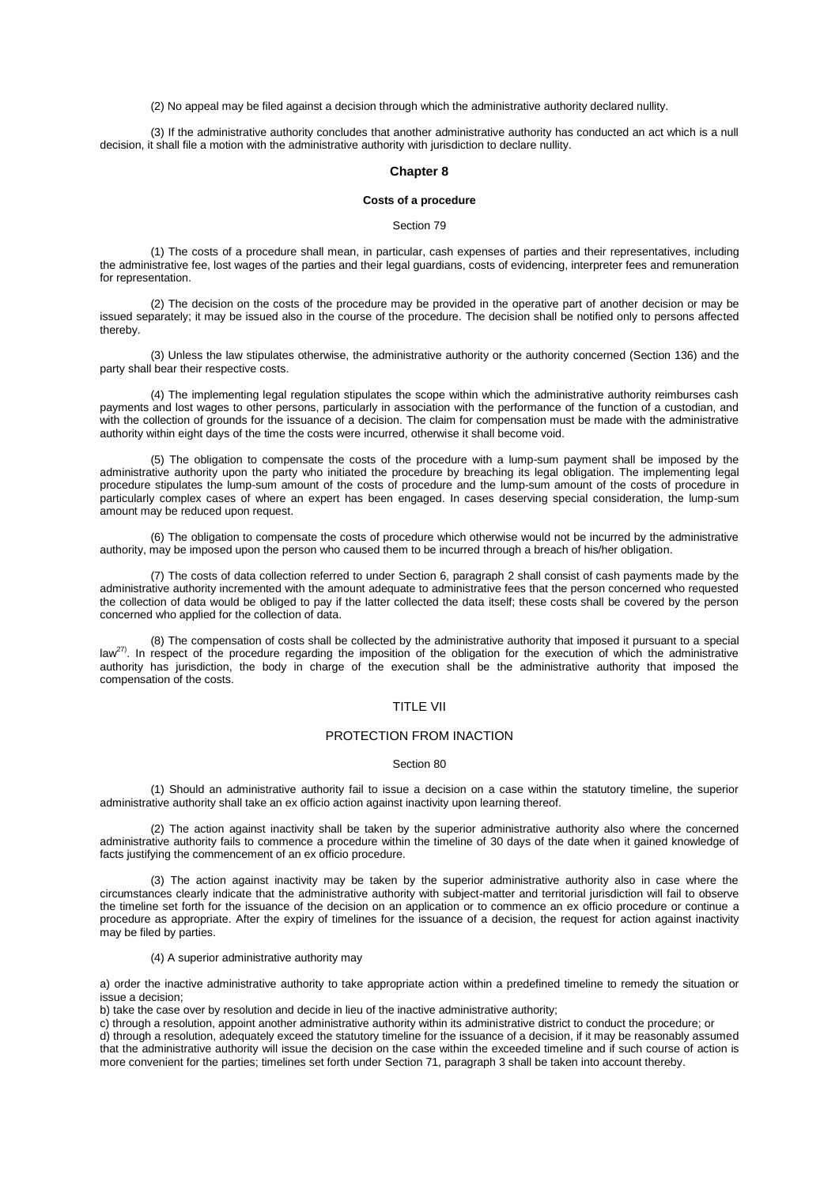(2) No appeal may be filed against a decision through which the administrative authority declared nullity.

(3) If the administrative authority concludes that another administrative authority has conducted an act which is a null decision, it shall file a motion with the administrative authority with jurisdiction to declare nullity.

## Chapter 8

### Costs of a procedure

#### Section 79

(1) The costs of a procedure shall mean, in particular, cash expenses of parties and their representatives, including the administrative fee, lost wages of the parties and their legal guardians, costs of evidencing, interpreter fees and remuneration for representation.

(2) The decision on the costs of the procedure may be provided in the operative part of another decision or may be issued separately; it may be issued also in the course of the procedure. The decision shall be notified only to persons affected thereby.

(3) Unless the law stipulates otherwise, the administrative authority or the authority concerned (Section 136) and the party shall bear their respective costs.

(4) The implementing legal regulation stipulates the scope within which the administrative authority reimburses cash payments and lost wages to other persons, particularly in association with the performance of the function of a custodian, and with the collection of grounds for the issuance of a decision. The claim for compensation must be made with the administrative authority within eight days of the time the costs were incurred, otherwise it shall become void.

(5) The obligation to compensate the costs of the procedure with a lump-sum payment shall be imposed by the administrative authority upon the party who initiated the procedure by breaching its legal obligation. The implementing legal procedure stipulates the lump-sum amount of the costs of procedure and the lump-sum amount of the costs of procedure in particularly complex cases of where an expert has been engaged. In cases deserving special consideration, the lump-sum amount may be reduced upon request.

(6) The obligation to compensate the costs of procedure which otherwise would not be incurred by the administrative authority, may be imposed upon the person who caused them to be incurred through a breach of his/her obligation.

(7) The costs of data collection referred to under Section 6, paragraph 2 shall consist of cash payments made by the administrative authority incremented with the amount adequate to administrative fees that the person concerned who requested the collection of data would be obliged to pay if the latter collected the data itself; these costs shall be covered by the person concerned who applied for the collection of data.

(8) The compensation of costs shall be collected by the administrative authority that imposed it pursuant to a special law[27]. In respect of the procedure regarding the imposition of the obligation for the execution of which the administrative authority has jurisdiction, the body in charge of the execution shall be the administrative authority that imposed the compensation of the costs.

## TITLE VII

## PROTECTION FROM INACTION

#### Section 80

(1) Should an administrative authority fail to issue a decision on a case within the statutory timeline, the superior administrative authority shall take an ex officio action against inactivity upon learning thereof.

(2) The action against inactivity shall be taken by the superior administrative authority also where the concerned administrative authority fails to commence a procedure within the timeline of 30 days of the date when it gained knowledge of facts justifying the commencement of an ex officio procedure.

(3) The action against inactivity may be taken by the superior administrative authority also in case where the circumstances clearly indicate that the administrative authority with subject-matter and territorial jurisdiction will fail to observe the timeline set forth for the issuance of the decision on an application or to commence an ex officio procedure or continue a procedure as appropriate. After the expiry of timelines for the issuance of a decision, the request for action against inactivity may be filed by parties.

(4) A superior administrative authority may

a) order the inactive administrative authority to take appropriate action within a predefined timeline to remedy the situation or issue a decision;

b) take the case over by resolution and decide in lieu of the inactive administrative authority;

c) through a resolution, appoint another administrative authority within its administrative district to conduct the procedure; or

d) through a resolution, adequately exceed the statutory timeline for the issuance of a decision, if it may be reasonably assumed that the administrative authority will issue the decision on the case within the exceeded timeline and if such course of action is more convenient for the parties; timelines set forth under Section 71, paragraph 3 shall be taken into account thereby.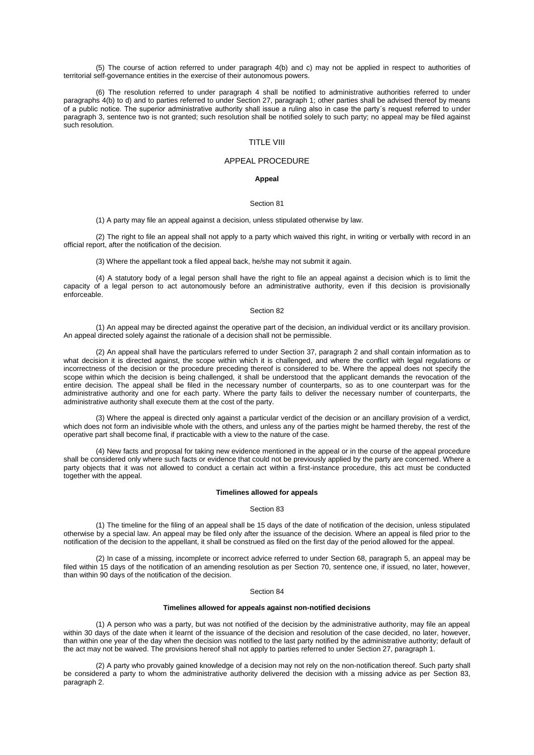(5) The course of action referred to under paragraph 4(b) and c) may not be applied in respect to authorities of territorial self-governance entities in the exercise of their autonomous powers.

(6) The resolution referred to under paragraph 4 shall be notified to administrative authorities referred to under paragraphs 4(b) to d) and to parties referred to under Section 27, paragraph 1; other parties shall be advised thereof by means of a public notice. The superior administrative authority shall issue a ruling also in case the party´s request referred to under paragraph 3, sentence two is not granted; such resolution shall be notified solely to such party; no appeal may be filed against such resolution.

# TITLE VIII

# APPEAL PROCEDURE

### Appeal

#### Section 81

(1) A party may file an appeal against a decision, unless stipulated otherwise by law.

(2) The right to file an appeal shall not apply to a party which waived this right, in writing or verbally with record in an official report, after the notification of the decision.

(3) Where the appellant took a filed appeal back, he/she may not submit it again.

(4) A statutory body of a legal person shall have the right to file an appeal against a decision which is to limit the capacity of a legal person to act autonomously before an administrative authority, even if this decision is provisionally enforceable.

#### Section 82

(1) An appeal may be directed against the operative part of the decision, an individual verdict or its ancillary provision. An appeal directed solely against the rationale of a decision shall not be permissible.

(2) An appeal shall have the particulars referred to under Section 37, paragraph 2 and shall contain information as to what decision it is directed against, the scope within which it is challenged, and where the conflict with legal regulations or incorrectness of the decision or the procedure preceding thereof is considered to be. Where the appeal does not specify the scope within which the decision is being challenged, it shall be understood that the applicant demands the revocation of the entire decision. The appeal shall be filed in the necessary number of counterparts, so as to one counterpart was for the administrative authority and one for each party. Where the party fails to deliver the necessary number of counterparts, the administrative authority shall execute them at the cost of the party.

(3) Where the appeal is directed only against a particular verdict of the decision or an ancillary provision of a verdict, which does not form an indivisible whole with the others, and unless any of the parties might be harmed thereby, the rest of the operative part shall become final, if practicable with a view to the nature of the case.

(4) New facts and proposal for taking new evidence mentioned in the appeal or in the course of the appeal procedure shall be considered only where such facts or evidence that could not be previously applied by the party are concerned. Where a party objects that it was not allowed to conduct a certain act within a first-instance procedure, this act must be conducted together with the appeal.

### Timelines allowed for appeals

#### Section 83

(1) The timeline for the filing of an appeal shall be 15 days of the date of notification of the decision, unless stipulated otherwise by a special law. An appeal may be filed only after the issuance of the decision. Where an appeal is filed prior to the notification of the decision to the appellant, it shall be construed as filed on the first day of the period allowed for the appeal.

(2) In case of a missing, incomplete or incorrect advice referred to under Section 68, paragraph 5, an appeal may be filed within 15 days of the notification of an amending resolution as per Section 70, sentence one, if issued, no later, however, than within 90 days of the notification of the decision.

#### Section 84

### Timelines allowed for appeals against non-notified decisions

(1) A person who was a party, but was not notified of the decision by the administrative authority, may file an appeal within 30 days of the date when it learnt of the issuance of the decision and resolution of the case decided, no later, however, than within one year of the day when the decision was notified to the last party notified by the administrative authority; default of the act may not be waived. The provisions hereof shall not apply to parties referred to under Section 27, paragraph 1.

(2) A party who provably gained knowledge of a decision may not rely on the non-notification thereof. Such party shall be considered a party to whom the administrative authority delivered the decision with a missing advice as per Section 83, paragraph 2.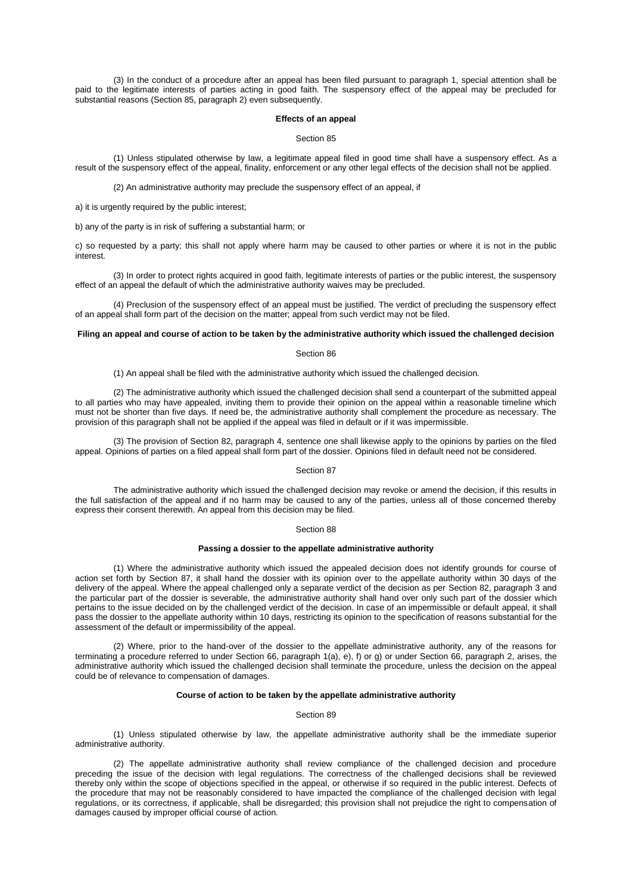(3) In the conduct of a procedure after an appeal has been filed pursuant to paragraph 1, special attention shall be paid to the legitimate interests of parties acting in good faith. The suspensory effect of the appeal may be precluded for substantial reasons (Section 85, paragraph 2) even subsequently.

**Effects of an appeal**

Section 85

(1) Unless stipulated otherwise by law, a legitimate appeal filed in good time shall have a suspensory effect. As a result of the suspensory effect of the appeal, finality, enforcement or any other legal effects of the decision shall not be applied.

(2) An administrative authority may preclude the suspensory effect of an appeal, if

a) it is urgently required by the public interest;

b) any of the party is in risk of suffering a substantial harm; or

c) so requested by a party; this shall not apply where harm may be caused to other parties or where it is not in the public interest.

(3) In order to protect rights acquired in good faith, legitimate interests of parties or the public interest, the suspensory effect of an appeal the default of which the administrative authority waives may be precluded.

(4) Preclusion of the suspensory effect of an appeal must be justified. The verdict of precluding the suspensory effect of an appeal shall form part of the decision on the matter; appeal from such verdict may not be filed.

**Filing an appeal and course of action to be taken by the administrative authority which issued the challenged decision**

Section 86

(1) An appeal shall be filed with the administrative authority which issued the challenged decision.

(2) The administrative authority which issued the challenged decision shall send a counterpart of the submitted appeal to all parties who may have appealed, inviting them to provide their opinion on the appeal within a reasonable timeline which must not be shorter than five days. If need be, the administrative authority shall complement the procedure as necessary. The provision of this paragraph shall not be applied if the appeal was filed in default or if it was impermissible.

(3) The provision of Section 82, paragraph 4, sentence one shall likewise apply to the opinions by parties on the filed appeal. Opinions of parties on a filed appeal shall form part of the dossier. Opinions filed in default need not be considered.

Section 87

The administrative authority which issued the challenged decision may revoke or amend the decision, if this results in the full satisfaction of the appeal and if no harm may be caused to any of the parties, unless all of those concerned thereby express their consent therewith. An appeal from this decision may be filed.

Section 88

**Passing a dossier to the appellate administrative authority**

(1) Where the administrative authority which issued the appealed decision does not identify grounds for course of action set forth by Section 87, it shall hand the dossier with its opinion over to the appellate authority within 30 days of the delivery of the appeal. Where the appeal challenged only a separate verdict of the decision as per Section 82, paragraph 3 and the particular part of the dossier is severable, the administrative authority shall hand over only such part of the dossier which pertains to the issue decided on by the challenged verdict of the decision. In case of an impermissible or default appeal, it shall pass the dossier to the appellate authority within 10 days, restricting its opinion to the specification of reasons substantial for the assessment of the default or impermissibility of the appeal.

(2) Where, prior to the hand-over of the dossier to the appellate administrative authority, any of the reasons for terminating a procedure referred to under Section 66, paragraph 1(a), e), f) or g) or under Section 66, paragraph 2, arises, the administrative authority which issued the challenged decision shall terminate the procedure, unless the decision on the appeal could be of relevance to compensation of damages.

**Course of action to be taken by the appellate administrative authority**

Section 89

(1) Unless stipulated otherwise by law, the appellate administrative authority shall be the immediate superior administrative authority.

(2) The appellate administrative authority shall review compliance of the challenged decision and procedure preceding the issue of the decision with legal regulations. The correctness of the challenged decisions shall be reviewed thereby only within the scope of objections specified in the appeal, or otherwise if so required in the public interest. Defects of the procedure that may not be reasonably considered to have impacted the compliance of the challenged decision with legal regulations, or its correctness, if applicable, shall be disregarded; this provision shall not prejudice the right to compensation of damages caused by improper official course of action.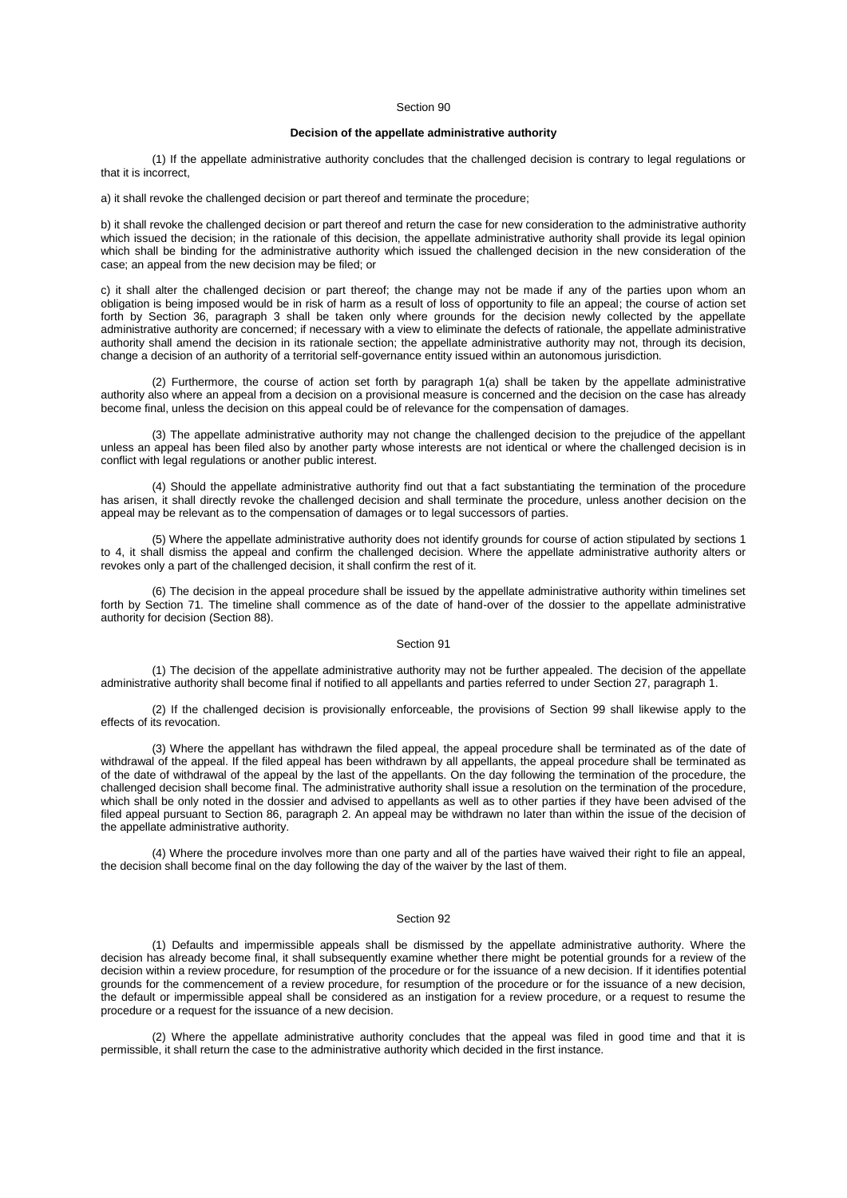## Section 90

### Decision of the appellate administrative authority

(1) If the appellate administrative authority concludes that the challenged decision is contrary to legal regulations or that it is incorrect,

a) it shall revoke the challenged decision or part thereof and terminate the procedure;

b) it shall revoke the challenged decision or part thereof and return the case for new consideration to the administrative authority which issued the decision; in the rationale of this decision, the appellate administrative authority shall provide its legal opinion which shall be binding for the administrative authority which issued the challenged decision in the new consideration of the case; an appeal from the new decision may be filed; or

c) it shall alter the challenged decision or part thereof; the change may not be made if any of the parties upon whom an obligation is being imposed would be in risk of harm as a result of loss of opportunity to file an appeal; the course of action set forth by Section 36, paragraph 3 shall be taken only where grounds for the decision newly collected by the appellate administrative authority are concerned; if necessary with a view to eliminate the defects of rationale, the appellate administrative authority shall amend the decision in its rationale section; the appellate administrative authority may not, through its decision, change a decision of an authority of a territorial self-governance entity issued within an autonomous jurisdiction.

(2) Furthermore, the course of action set forth by paragraph 1(a) shall be taken by the appellate administrative authority also where an appeal from a decision on a provisional measure is concerned and the decision on the case has already become final, unless the decision on this appeal could be of relevance for the compensation of damages.

(3) The appellate administrative authority may not change the challenged decision to the prejudice of the appellant unless an appeal has been filed also by another party whose interests are not identical or where the challenged decision is in conflict with legal regulations or another public interest.

(4) Should the appellate administrative authority find out that a fact substantiating the termination of the procedure has arisen, it shall directly revoke the challenged decision and shall terminate the procedure, unless another decision on the appeal may be relevant as to the compensation of damages or to legal successors of parties.

(5) Where the appellate administrative authority does not identify grounds for course of action stipulated by sections 1 to 4, it shall dismiss the appeal and confirm the challenged decision. Where the appellate administrative authority alters or revokes only a part of the challenged decision, it shall confirm the rest of it.

(6) The decision in the appeal procedure shall be issued by the appellate administrative authority within timelines set forth by Section 71. The timeline shall commence as of the date of hand-over of the dossier to the appellate administrative authority for decision (Section 88).

## Section 91

(1) The decision of the appellate administrative authority may not be further appealed. The decision of the appellate administrative authority shall become final if notified to all appellants and parties referred to under Section 27, paragraph 1.

(2) If the challenged decision is provisionally enforceable, the provisions of Section 99 shall likewise apply to the effects of its revocation.

(3) Where the appellant has withdrawn the filed appeal, the appeal procedure shall be terminated as of the date of withdrawal of the appeal. If the filed appeal has been withdrawn by all appellants, the appeal procedure shall be terminated as of the date of withdrawal of the appeal by the last of the appellants. On the day following the termination of the procedure, the challenged decision shall become final. The administrative authority shall issue a resolution on the termination of the procedure, which shall be only noted in the dossier and advised to appellants as well as to other parties if they have been advised of the filed appeal pursuant to Section 86, paragraph 2. An appeal may be withdrawn no later than within the issue of the decision of the appellate administrative authority.

(4) Where the procedure involves more than one party and all of the parties have waived their right to file an appeal, the decision shall become final on the day following the day of the waiver by the last of them.

## Section 92

(1) Defaults and impermissible appeals shall be dismissed by the appellate administrative authority. Where the decision has already become final, it shall subsequently examine whether there might be potential grounds for a review of the decision within a review procedure, for resumption of the procedure or for the issuance of a new decision. If it identifies potential grounds for the commencement of a review procedure, for resumption of the procedure or for the issuance of a new decision, the default or impermissible appeal shall be considered as an instigation for a review procedure, or a request to resume the procedure or a request for the issuance of a new decision.

(2) Where the appellate administrative authority concludes that the appeal was filed in good time and that it is permissible, it shall return the case to the administrative authority which decided in the first instance.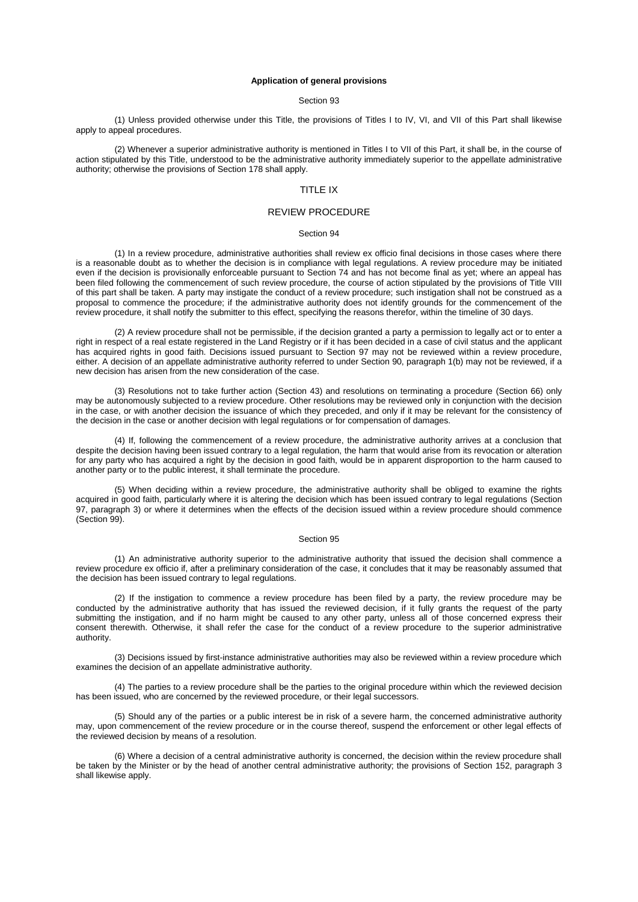**Application of general provisions**

Section 93

(1) Unless provided otherwise under this Title, the provisions of Titles I to IV, VI, and VII of this Part shall likewise apply to appeal procedures.

(2) Whenever a superior administrative authority is mentioned in Titles I to VII of this Part, it shall be, in the course of action stipulated by this Title, understood to be the administrative authority immediately superior to the appellate administrative authority; otherwise the provisions of Section 178 shall apply.

## TITLE IX

## REVIEW PROCEDURE

Section 94

(1) In a review procedure, administrative authorities shall review ex officio final decisions in those cases where there is a reasonable doubt as to whether the decision is in compliance with legal regulations. A review procedure may be initiated even if the decision is provisionally enforceable pursuant to Section 74 and has not become final as yet; where an appeal has been filed following the commencement of such review procedure, the course of action stipulated by the provisions of Title VIII of this part shall be taken. A party may instigate the conduct of a review procedure; such instigation shall not be construed as a proposal to commence the procedure; if the administrative authority does not identify grounds for the commencement of the review procedure, it shall notify the submitter to this effect, specifying the reasons therefor, within the timeline of 30 days.

(2) A review procedure shall not be permissible, if the decision granted a party a permission to legally act or to enter a right in respect of a real estate registered in the Land Registry or if it has been decided in a case of civil status and the applicant has acquired rights in good faith. Decisions issued pursuant to Section 97 may not be reviewed within a review procedure, either. A decision of an appellate administrative authority referred to under Section 90, paragraph 1(b) may not be reviewed, if a new decision has arisen from the new consideration of the case.

(3) Resolutions not to take further action (Section 43) and resolutions on terminating a procedure (Section 66) only may be autonomously subjected to a review procedure. Other resolutions may be reviewed only in conjunction with the decision in the case, or with another decision the issuance of which they preceded, and only if it may be relevant for the consistency of the decision in the case or another decision with legal regulations or for compensation of damages.

(4) If, following the commencement of a review procedure, the administrative authority arrives at a conclusion that despite the decision having been issued contrary to a legal regulation, the harm that would arise from its revocation or alteration for any party who has acquired a right by the decision in good faith, would be in apparent disproportion to the harm caused to another party or to the public interest, it shall terminate the procedure.

(5) When deciding within a review procedure, the administrative authority shall be obliged to examine the rights acquired in good faith, particularly where it is altering the decision which has been issued contrary to legal regulations (Section 97, paragraph 3) or where it determines when the effects of the decision issued within a review procedure should commence (Section 99).

Section 95

(1) An administrative authority superior to the administrative authority that issued the decision shall commence a review procedure ex officio if, after a preliminary consideration of the case, it concludes that it may be reasonably assumed that the decision has been issued contrary to legal regulations.

(2) If the instigation to commence a review procedure has been filed by a party, the review procedure may be conducted by the administrative authority that has issued the reviewed decision, if it fully grants the request of the party submitting the instigation, and if no harm might be caused to any other party, unless all of those concerned express their consent therewith. Otherwise, it shall refer the case for the conduct of a review procedure to the superior administrative authority.

(3) Decisions issued by first-instance administrative authorities may also be reviewed within a review procedure which examines the decision of an appellate administrative authority.

(4) The parties to a review procedure shall be the parties to the original procedure within which the reviewed decision has been issued, who are concerned by the reviewed procedure, or their legal successors.

(5) Should any of the parties or a public interest be in risk of a severe harm, the concerned administrative authority may, upon commencement of the review procedure or in the course thereof, suspend the enforcement or other legal effects of the reviewed decision by means of a resolution.

(6) Where a decision of a central administrative authority is concerned, the decision within the review procedure shall be taken by the Minister or by the head of another central administrative authority; the provisions of Section 152, paragraph 3 shall likewise apply.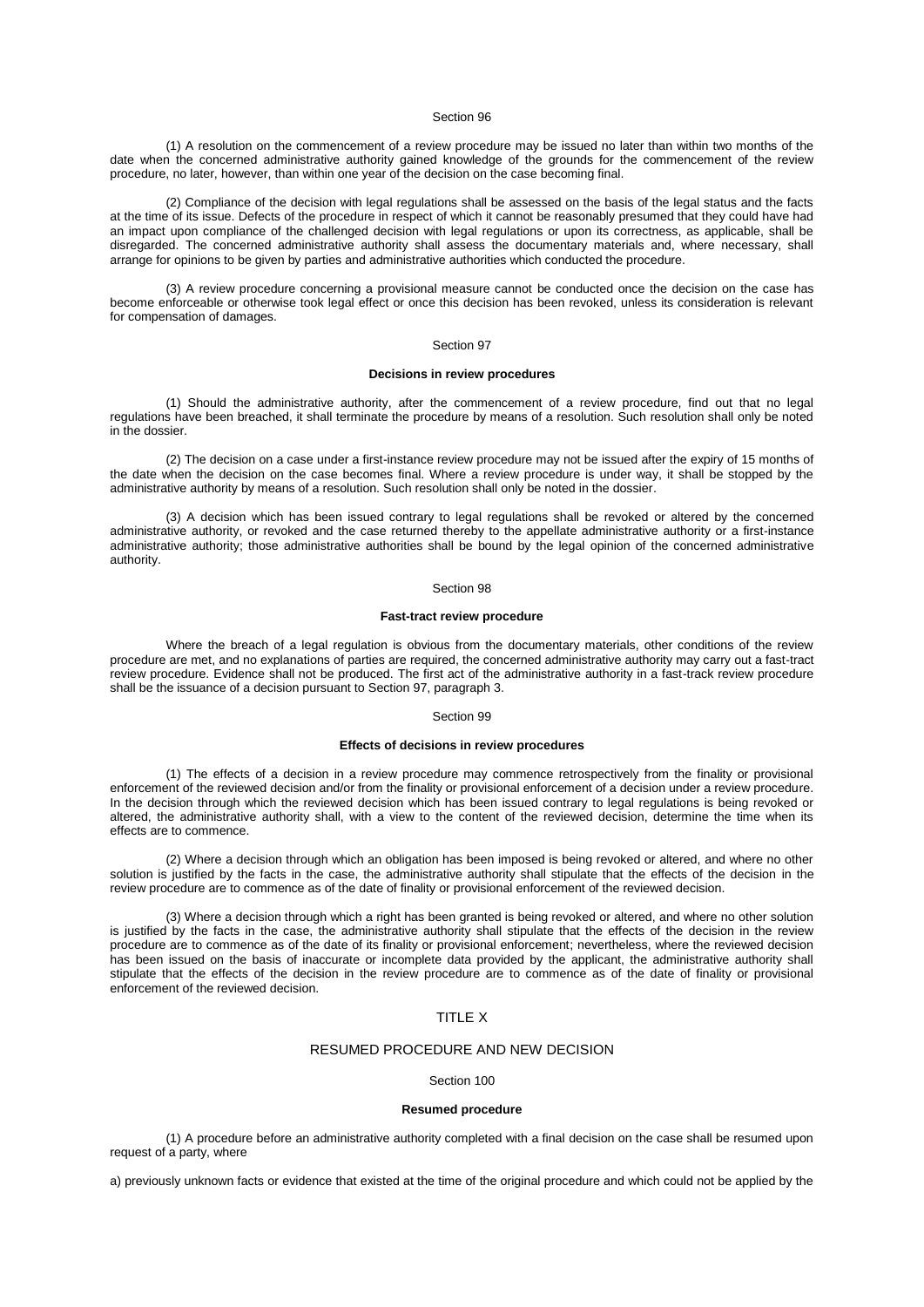Section 96

(1) A resolution on the commencement of a review procedure may be issued no later than within two months of the date when the concerned administrative authority gained knowledge of the grounds for the commencement of the review procedure, no later, however, than within one year of the decision on the case becoming final.

(2) Compliance of the decision with legal regulations shall be assessed on the basis of the legal status and the facts at the time of its issue. Defects of the procedure in respect of which it cannot be reasonably presumed that they could have had an impact upon compliance of the challenged decision with legal regulations or upon its correctness, as applicable, shall be disregarded. The concerned administrative authority shall assess the documentary materials and, where necessary, shall arrange for opinions to be given by parties and administrative authorities which conducted the procedure.

(3) A review procedure concerning a provisional measure cannot be conducted once the decision on the case has become enforceable or otherwise took legal effect or once this decision has been revoked, unless its consideration is relevant for compensation of damages.

Section 97

**Decisions in review procedures**

(1) Should the administrative authority, after the commencement of a review procedure, find out that no legal regulations have been breached, it shall terminate the procedure by means of a resolution. Such resolution shall only be noted in the dossier.

(2) The decision on a case under a first-instance review procedure may not be issued after the expiry of 15 months of the date when the decision on the case becomes final. Where a review procedure is under way, it shall be stopped by the administrative authority by means of a resolution. Such resolution shall only be noted in the dossier.

(3) A decision which has been issued contrary to legal regulations shall be revoked or altered by the concerned administrative authority, or revoked and the case returned thereby to the appellate administrative authority or a first-instance administrative authority; those administrative authorities shall be bound by the legal opinion of the concerned administrative authority.

Section 98

**Fast-tract review procedure**

Where the breach of a legal regulation is obvious from the documentary materials, other conditions of the review procedure are met, and no explanations of parties are required, the concerned administrative authority may carry out a fast-tract review procedure. Evidence shall not be produced. The first act of the administrative authority in a fast-track review procedure shall be the issuance of a decision pursuant to Section 97, paragraph 3.

Section 99

**Effects of decisions in review procedures**

(1) The effects of a decision in a review procedure may commence retrospectively from the finality or provisional enforcement of the reviewed decision and/or from the finality or provisional enforcement of a decision under a review procedure. In the decision through which the reviewed decision which has been issued contrary to legal regulations is being revoked or altered, the administrative authority shall, with a view to the content of the reviewed decision, determine the time when its effects are to commence.

(2) Where a decision through which an obligation has been imposed is being revoked or altered, and where no other solution is justified by the facts in the case, the administrative authority shall stipulate that the effects of the decision in the review procedure are to commence as of the date of finality or provisional enforcement of the reviewed decision.

(3) Where a decision through which a right has been granted is being revoked or altered, and where no other solution is justified by the facts in the case, the administrative authority shall stipulate that the effects of the decision in the review procedure are to commence as of the date of its finality or provisional enforcement; nevertheless, where the reviewed decision has been issued on the basis of inaccurate or incomplete data provided by the applicant, the administrative authority shall stipulate that the effects of the decision in the review procedure are to commence as of the date of finality or provisional enforcement of the reviewed decision.

## TITLE X

## RESUMED PROCEDURE AND NEW DECISION

Section 100

**Resumed procedure**

(1) A procedure before an administrative authority completed with a final decision on the case shall be resumed upon request of a party, where

a) previously unknown facts or evidence that existed at the time of the original procedure and which could not be applied by the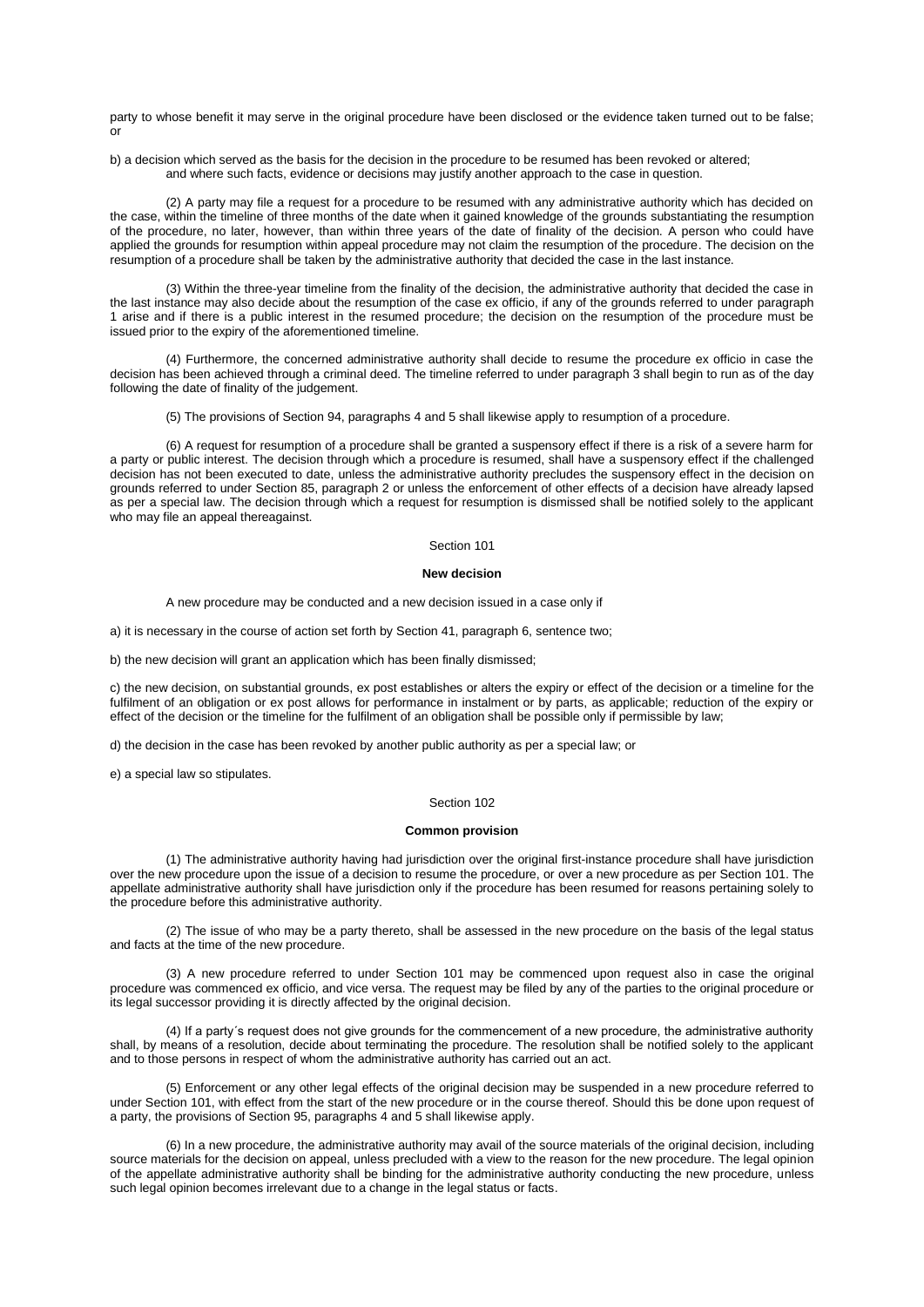party to whose benefit it may serve in the original procedure have been disclosed or the evidence taken turned out to be false; or

b) a decision which served as the basis for the decision in the procedure to be resumed has been revoked or altered;
and where such facts, evidence or decisions may justify another approach to the case in question.

(2) A party may file a request for a procedure to be resumed with any administrative authority which has decided on the case, within the timeline of three months of the date when it gained knowledge of the grounds substantiating the resumption of the procedure, no later, however, than within three years of the date of finality of the decision. A person who could have applied the grounds for resumption within appeal procedure may not claim the resumption of the procedure. The decision on the resumption of a procedure shall be taken by the administrative authority that decided the case in the last instance.

(3) Within the three-year timeline from the finality of the decision, the administrative authority that decided the case in the last instance may also decide about the resumption of the case ex officio, if any of the grounds referred to under paragraph 1 arise and if there is a public interest in the resumed procedure; the decision on the resumption of the procedure must be issued prior to the expiry of the aforementioned timeline.

(4) Furthermore, the concerned administrative authority shall decide to resume the procedure ex officio in case the decision has been achieved through a criminal deed. The timeline referred to under paragraph 3 shall begin to run as of the day following the date of finality of the judgement.

(5) The provisions of Section 94, paragraphs 4 and 5 shall likewise apply to resumption of a procedure.

(6) A request for resumption of a procedure shall be granted a suspensory effect if there is a risk of a severe harm for a party or public interest. The decision through which a procedure is resumed, shall have a suspensory effect if the challenged decision has not been executed to date, unless the administrative authority precludes the suspensory effect in the decision on grounds referred to under Section 85, paragraph 2 or unless the enforcement of other effects of a decision have already lapsed as per a special law. The decision through which a request for resumption is dismissed shall be notified solely to the applicant who may file an appeal thereagainst.

Section 101

**New decision**

A new procedure may be conducted and a new decision issued in a case only if

a) it is necessary in the course of action set forth by Section 41, paragraph 6, sentence two;

b) the new decision will grant an application which has been finally dismissed;

c) the new decision, on substantial grounds, ex post establishes or alters the expiry or effect of the decision or a timeline for the fulfilment of an obligation or ex post allows for performance in instalment or by parts, as applicable; reduction of the expiry or effect of the decision or the timeline for the fulfilment of an obligation shall be possible only if permissible by law;

d) the decision in the case has been revoked by another public authority as per a special law; or

e) a special law so stipulates.

Section 102

**Common provision**

(1) The administrative authority having had jurisdiction over the original first-instance procedure shall have jurisdiction over the new procedure upon the issue of a decision to resume the procedure, or over a new procedure as per Section 101. The appellate administrative authority shall have jurisdiction only if the procedure has been resumed for reasons pertaining solely to the procedure before this administrative authority.

(2) The issue of who may be a party thereto, shall be assessed in the new procedure on the basis of the legal status and facts at the time of the new procedure.

(3) A new procedure referred to under Section 101 may be commenced upon request also in case the original procedure was commenced ex officio, and vice versa. The request may be filed by any of the parties to the original procedure or its legal successor providing it is directly affected by the original decision.

(4) If a party´s request does not give grounds for the commencement of a new procedure, the administrative authority shall, by means of a resolution, decide about terminating the procedure. The resolution shall be notified solely to the applicant and to those persons in respect of whom the administrative authority has carried out an act.

(5) Enforcement or any other legal effects of the original decision may be suspended in a new procedure referred to under Section 101, with effect from the start of the new procedure or in the course thereof. Should this be done upon request of a party, the provisions of Section 95, paragraphs 4 and 5 shall likewise apply.

(6) In a new procedure, the administrative authority may avail of the source materials of the original decision, including source materials for the decision on appeal, unless precluded with a view to the reason for the new procedure. The legal opinion of the appellate administrative authority shall be binding for the administrative authority conducting the new procedure, unless such legal opinion becomes irrelevant due to a change in the legal status or facts.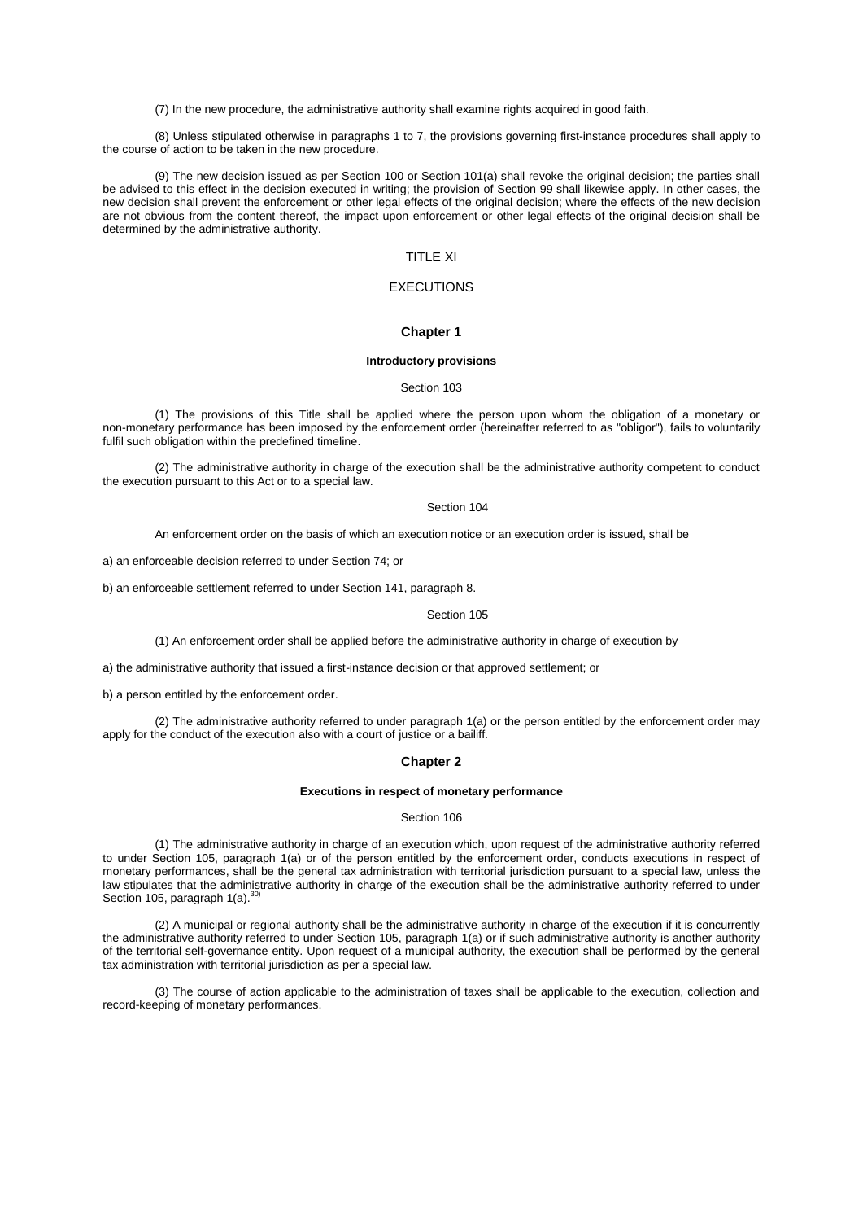(7) In the new procedure, the administrative authority shall examine rights acquired in good faith.

(8) Unless stipulated otherwise in paragraphs 1 to 7, the provisions governing first-instance procedures shall apply to the course of action to be taken in the new procedure.

(9) The new decision issued as per Section 100 or Section 101(a) shall revoke the original decision; the parties shall be advised to this effect in the decision executed in writing; the provision of Section 99 shall likewise apply. In other cases, the new decision shall prevent the enforcement or other legal effects of the original decision; where the effects of the new decision are not obvious from the content thereof, the impact upon enforcement or other legal effects of the original decision shall be determined by the administrative authority.

# TITLE XI

# EXECUTIONS

## Chapter 1

### Introductory provisions

Section 103

(1) The provisions of this Title shall be applied where the person upon whom the obligation of a monetary or non-monetary performance has been imposed by the enforcement order (hereinafter referred to as "obligor"), fails to voluntarily fulfil such obligation within the predefined timeline.

(2) The administrative authority in charge of the execution shall be the administrative authority competent to conduct the execution pursuant to this Act or to a special law.

Section 104

An enforcement order on the basis of which an execution notice or an execution order is issued, shall be

a) an enforceable decision referred to under Section 74; or

b) an enforceable settlement referred to under Section 141, paragraph 8.

Section 105

(1) An enforcement order shall be applied before the administrative authority in charge of execution by

a) the administrative authority that issued a first-instance decision or that approved settlement; or

b) a person entitled by the enforcement order.

(2) The administrative authority referred to under paragraph 1(a) or the person entitled by the enforcement order may apply for the conduct of the execution also with a court of justice or a bailiff.

## Chapter 2

### Executions in respect of monetary performance

Section 106

(1) The administrative authority in charge of an execution which, upon request of the administrative authority referred to under Section 105, paragraph 1(a) or of the person entitled by the enforcement order, conducts executions in respect of monetary performances, shall be the general tax administration with territorial jurisdiction pursuant to a special law, unless the law stipulates that the administrative authority in charge of the execution shall be the administrative authority referred to under Section 105, paragraph 1(a).[30)]

(2) A municipal or regional authority shall be the administrative authority in charge of the execution if it is concurrently the administrative authority referred to under Section 105, paragraph 1(a) or if such administrative authority is another authority of the territorial self-governance entity. Upon request of a municipal authority, the execution shall be performed by the general tax administration with territorial jurisdiction as per a special law.

(3) The course of action applicable to the administration of taxes shall be applicable to the execution, collection and record-keeping of monetary performances.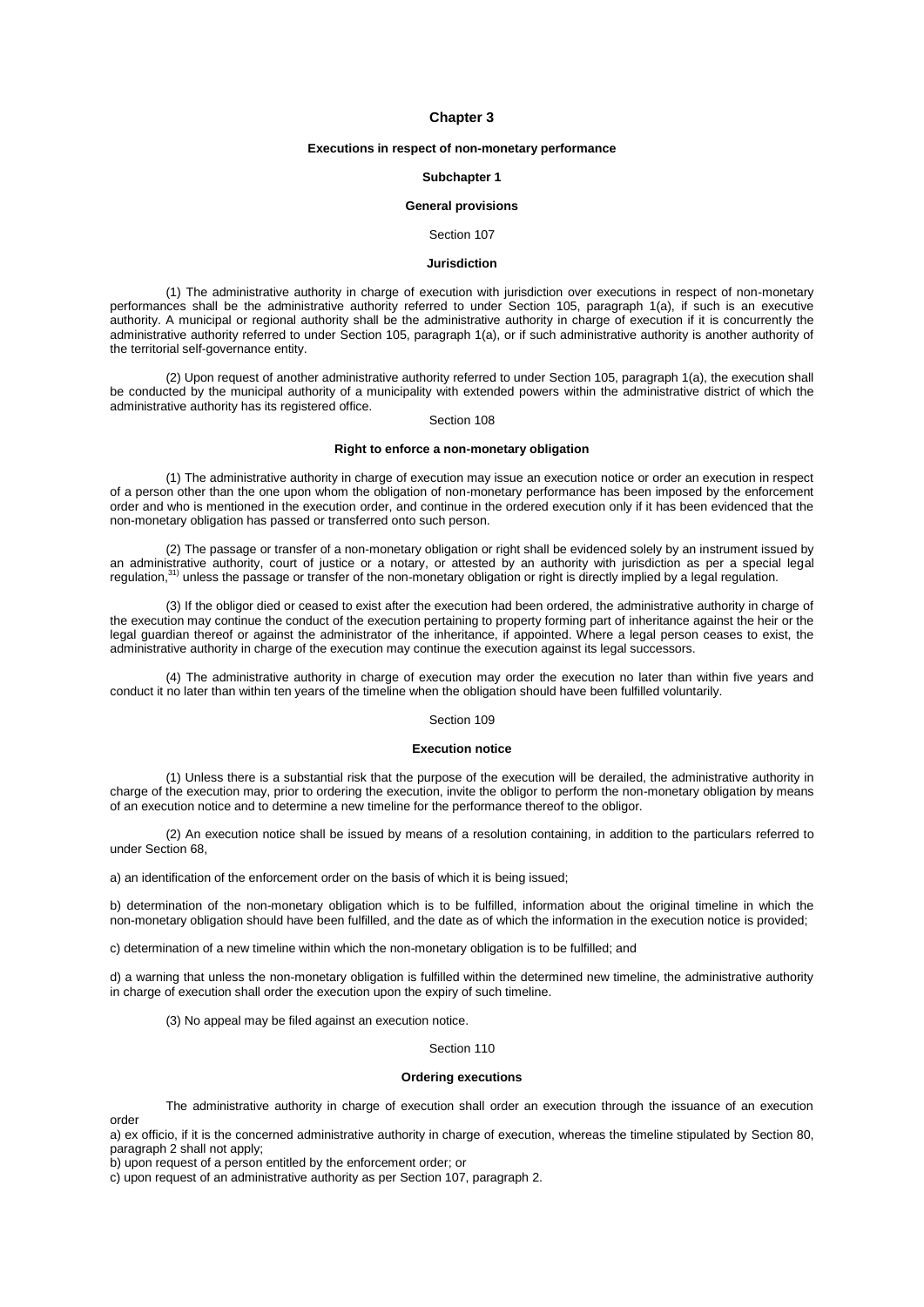# Chapter 3

## Executions in respect of non-monetary performance

### Subchapter 1

### General provisions

Section 107

**Jurisdiction**

(1) The administrative authority in charge of execution with jurisdiction over executions in respect of non-monetary performances shall be the administrative authority referred to under Section 105, paragraph 1(a), if such is an executive authority. A municipal or regional authority shall be the administrative authority in charge of execution if it is concurrently the administrative authority referred to under Section 105, paragraph 1(a), or if such administrative authority is another authority of the territorial self-governance entity.

(2) Upon request of another administrative authority referred to under Section 105, paragraph 1(a), the execution shall be conducted by the municipal authority of a municipality with extended powers within the administrative district of which the administrative authority has its registered office.

Section 108

**Right to enforce a non-monetary obligation**

(1) The administrative authority in charge of execution may issue an execution notice or order an execution in respect of a person other than the one upon whom the obligation of non-monetary performance has been imposed by the enforcement order and who is mentioned in the execution order, and continue in the ordered execution only if it has been evidenced that the non-monetary obligation has passed or transferred onto such person.

(2) The passage or transfer of a non-monetary obligation or right shall be evidenced solely by an instrument issued by an administrative authority, court of justice or a notary, or attested by an authority with jurisdiction as per a special legal regulation,[31)] unless the passage or transfer of the non-monetary obligation or right is directly implied by a legal regulation.

(3) If the obligor died or ceased to exist after the execution had been ordered, the administrative authority in charge of the execution may continue the conduct of the execution pertaining to property forming part of inheritance against the heir or the legal guardian thereof or against the administrator of the inheritance, if appointed. Where a legal person ceases to exist, the administrative authority in charge of the execution may continue the execution against its legal successors.

(4) The administrative authority in charge of execution may order the execution no later than within five years and conduct it no later than within ten years of the timeline when the obligation should have been fulfilled voluntarily.

Section 109

**Execution notice**

(1) Unless there is a substantial risk that the purpose of the execution will be derailed, the administrative authority in charge of the execution may, prior to ordering the execution, invite the obligor to perform the non-monetary obligation by means of an execution notice and to determine a new timeline for the performance thereof to the obligor.

(2) An execution notice shall be issued by means of a resolution containing, in addition to the particulars referred to under Section 68,

a) an identification of the enforcement order on the basis of which it is being issued;

b) determination of the non-monetary obligation which is to be fulfilled, information about the original timeline in which the non-monetary obligation should have been fulfilled, and the date as of which the information in the execution notice is provided;

c) determination of a new timeline within which the non-monetary obligation is to be fulfilled; and

d) a warning that unless the non-monetary obligation is fulfilled within the determined new timeline, the administrative authority in charge of execution shall order the execution upon the expiry of such timeline.

(3) No appeal may be filed against an execution notice.

Section 110

**Ordering executions**

The administrative authority in charge of execution shall order an execution through the issuance of an execution order

a) ex officio, if it is the concerned administrative authority in charge of execution, whereas the timeline stipulated by Section 80, paragraph 2 shall not apply;

b) upon request of a person entitled by the enforcement order; or

c) upon request of an administrative authority as per Section 107, paragraph 2.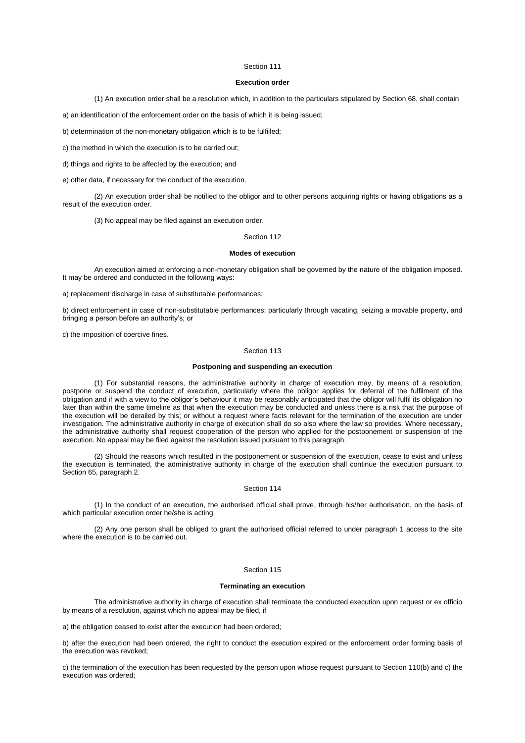Section 111

**Execution order**

(1) An execution order shall be a resolution which, in addition to the particulars stipulated by Section 68, shall contain

a) an identification of the enforcement order on the basis of which it is being issued;

b) determination of the non-monetary obligation which is to be fulfilled;

c) the method in which the execution is to be carried out;

d) things and rights to be affected by the execution; and

e) other data, if necessary for the conduct of the execution.

(2) An execution order shall be notified to the obligor and to other persons acquiring rights or having obligations as a result of the execution order.

(3) No appeal may be filed against an execution order.

Section 112

**Modes of execution**

An execution aimed at enforcing a non-monetary obligation shall be governed by the nature of the obligation imposed. It may be ordered and conducted in the following ways:

a) replacement discharge in case of substitutable performances;

b) direct enforcement in case of non-substitutable performances; particularly through vacating, seizing a movable property, and bringing a person before an authority's; or

c) the imposition of coercive fines.

Section 113

**Postponing and suspending an execution**

(1) For substantial reasons, the administrative authority in charge of execution may, by means of a resolution, postpone or suspend the conduct of execution, particularly where the obligor applies for deferral of the fulfilment of the obligation and if with a view to the obligor´s behaviour it may be reasonably anticipated that the obligor will fulfil its obligation no later than within the same timeline as that when the execution may be conducted and unless there is a risk that the purpose of the execution will be derailed by this; or without a request where facts relevant for the termination of the execution are under investigation. The administrative authority in charge of execution shall do so also where the law so provides. Where necessary, the administrative authority shall request cooperation of the person who applied for the postponement or suspension of the execution. No appeal may be filed against the resolution issued pursuant to this paragraph.

(2) Should the reasons which resulted in the postponement or suspension of the execution, cease to exist and unless the execution is terminated, the administrative authority in charge of the execution shall continue the execution pursuant to Section 65, paragraph 2.

Section 114

(1) In the conduct of an execution, the authorised official shall prove, through his/her authorisation, on the basis of which particular execution order he/she is acting.

(2) Any one person shall be obliged to grant the authorised official referred to under paragraph 1 access to the site where the execution is to be carried out.

Section 115

**Terminating an execution**

The administrative authority in charge of execution shall terminate the conducted execution upon request or ex officio by means of a resolution, against which no appeal may be filed, if

a) the obligation ceased to exist after the execution had been ordered;

b) after the execution had been ordered, the right to conduct the execution expired or the enforcement order forming basis of the execution was revoked;

c) the termination of the execution has been requested by the person upon whose request pursuant to Section 110(b) and c) the execution was ordered;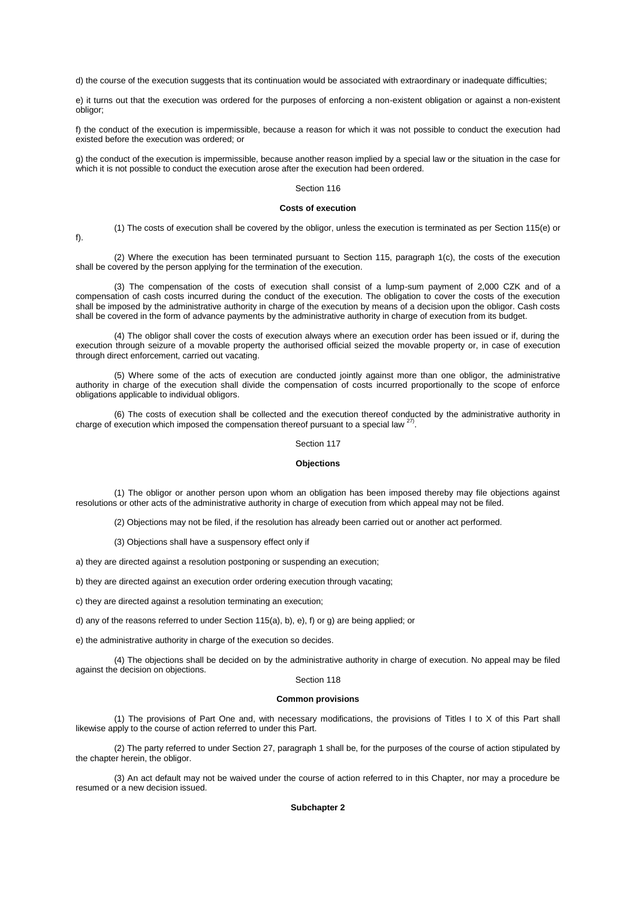d) the course of the execution suggests that its continuation would be associated with extraordinary or inadequate difficulties;

e) it turns out that the execution was ordered for the purposes of enforcing a non-existent obligation or against a non-existent obligor;

f) the conduct of the execution is impermissible, because a reason for which it was not possible to conduct the execution had existed before the execution was ordered; or

g) the conduct of the execution is impermissible, because another reason implied by a special law or the situation in the case for which it is not possible to conduct the execution arose after the execution had been ordered.

Section 116

**Costs of execution**

(1) The costs of execution shall be covered by the obligor, unless the execution is terminated as per Section 115(e) or f).

(2) Where the execution has been terminated pursuant to Section 115, paragraph 1(c), the costs of the execution shall be covered by the person applying for the termination of the execution.

(3) The compensation of the costs of execution shall consist of a lump-sum payment of 2,000 CZK and of a compensation of cash costs incurred during the conduct of the execution. The obligation to cover the costs of the execution shall be imposed by the administrative authority in charge of the execution by means of a decision upon the obligor. Cash costs shall be covered in the form of advance payments by the administrative authority in charge of execution from its budget.

(4) The obligor shall cover the costs of execution always where an execution order has been issued or if, during the execution through seizure of a movable property the authorised official seized the movable property or, in case of execution through direct enforcement, carried out vacating.

(5) Where some of the acts of execution are conducted jointly against more than one obligor, the administrative authority in charge of the execution shall divide the compensation of costs incurred proportionally to the scope of enforce obligations applicable to individual obligors.

(6) The costs of execution shall be collected and the execution thereof conducted by the administrative authority in charge of execution which imposed the compensation thereof pursuant to a special law [27)].

Section 117

**Objections**

(1) The obligor or another person upon whom an obligation has been imposed thereby may file objections against resolutions or other acts of the administrative authority in charge of execution from which appeal may not be filed.

(2) Objections may not be filed, if the resolution has already been carried out or another act performed.

(3) Objections shall have a suspensory effect only if

a) they are directed against a resolution postponing or suspending an execution;

b) they are directed against an execution order ordering execution through vacating;

c) they are directed against a resolution terminating an execution;

d) any of the reasons referred to under Section 115(a), b), e), f) or g) are being applied; or

e) the administrative authority in charge of the execution so decides.

(4) The objections shall be decided on by the administrative authority in charge of execution. No appeal may be filed against the decision on objections.

Section 118

**Common provisions**

(1) The provisions of Part One and, with necessary modifications, the provisions of Titles I to X of this Part shall likewise apply to the course of action referred to under this Part.

(2) The party referred to under Section 27, paragraph 1 shall be, for the purposes of the course of action stipulated by the chapter herein, the obligor.

(3) An act default may not be waived under the course of action referred to in this Chapter, nor may a procedure be resumed or a new decision issued.

**Subchapter 2**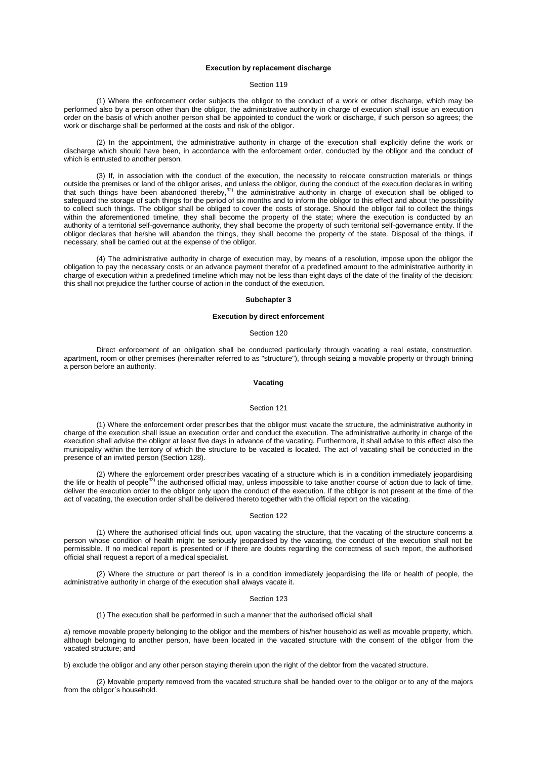**Execution by replacement discharge**

Section 119

(1) Where the enforcement order subjects the obligor to the conduct of a work or other discharge, which may be performed also by a person other than the obligor, the administrative authority in charge of execution shall issue an execution order on the basis of which another person shall be appointed to conduct the work or discharge, if such person so agrees; the work or discharge shall be performed at the costs and risk of the obligor.

(2) In the appointment, the administrative authority in charge of the execution shall explicitly define the work or discharge which should have been, in accordance with the enforcement order, conducted by the obligor and the conduct of which is entrusted to another person.

(3) If, in association with the conduct of the execution, the necessity to relocate construction materials or things outside the premises or land of the obligor arises, and unless the obligor, during the conduct of the execution declares in writing that such things have been abandoned thereby,[32] the administrative authority in charge of execution shall be obliged to safeguard the storage of such things for the period of six months and to inform the obligor to this effect and about the possibility to collect such things. The obligor shall be obliged to cover the costs of storage. Should the obligor fail to collect the things within the aforementioned timeline, they shall become the property of the state; where the execution is conducted by an authority of a territorial self-governance authority, they shall become the property of such territorial self-governance entity. If the obligor declares that he/she will abandon the things, they shall become the property of the state. Disposal of the things, if necessary, shall be carried out at the expense of the obligor.

(4) The administrative authority in charge of execution may, by means of a resolution, impose upon the obligor the obligation to pay the necessary costs or an advance payment therefor of a predefined amount to the administrative authority in charge of execution within a predefined timeline which may not be less than eight days of the date of the finality of the decision; this shall not prejudice the further course of action in the conduct of the execution.

**Subchapter 3**

**Execution by direct enforcement**

Section 120

Direct enforcement of an obligation shall be conducted particularly through vacating a real estate, construction, apartment, room or other premises (hereinafter referred to as "structure"), through seizing a movable property or through brining a person before an authority.

**Vacating**

Section 121

(1) Where the enforcement order prescribes that the obligor must vacate the structure, the administrative authority in charge of the execution shall issue an execution order and conduct the execution. The administrative authority in charge of the execution shall advise the obligor at least five days in advance of the vacating. Furthermore, it shall advise to this effect also the municipality within the territory of which the structure to be vacated is located. The act of vacating shall be conducted in the presence of an invited person (Section 128).

(2) Where the enforcement order prescribes vacating of a structure which is in a condition immediately jeopardising the life or health of people[33] the authorised official may, unless impossible to take another course of action due to lack of time, deliver the execution order to the obligor only upon the conduct of the execution. If the obligor is not present at the time of the act of vacating, the execution order shall be delivered thereto together with the official report on the vacating.

Section 122

(1) Where the authorised official finds out, upon vacating the structure, that the vacating of the structure concerns a person whose condition of health might be seriously jeopardised by the vacating, the conduct of the execution shall not be permissible. If no medical report is presented or if there are doubts regarding the correctness of such report, the authorised official shall request a report of a medical specialist.

(2) Where the structure or part thereof is in a condition immediately jeopardising the life or health of people, the administrative authority in charge of the execution shall always vacate it.

Section 123

(1) The execution shall be performed in such a manner that the authorised official shall

a) remove movable property belonging to the obligor and the members of his/her household as well as movable property, which, although belonging to another person, have been located in the vacated structure with the consent of the obligor from the vacated structure; and

b) exclude the obligor and any other person staying therein upon the right of the debtor from the vacated structure.

(2) Movable property removed from the vacated structure shall be handed over to the obligor or to any of the majors from the obligor´s household.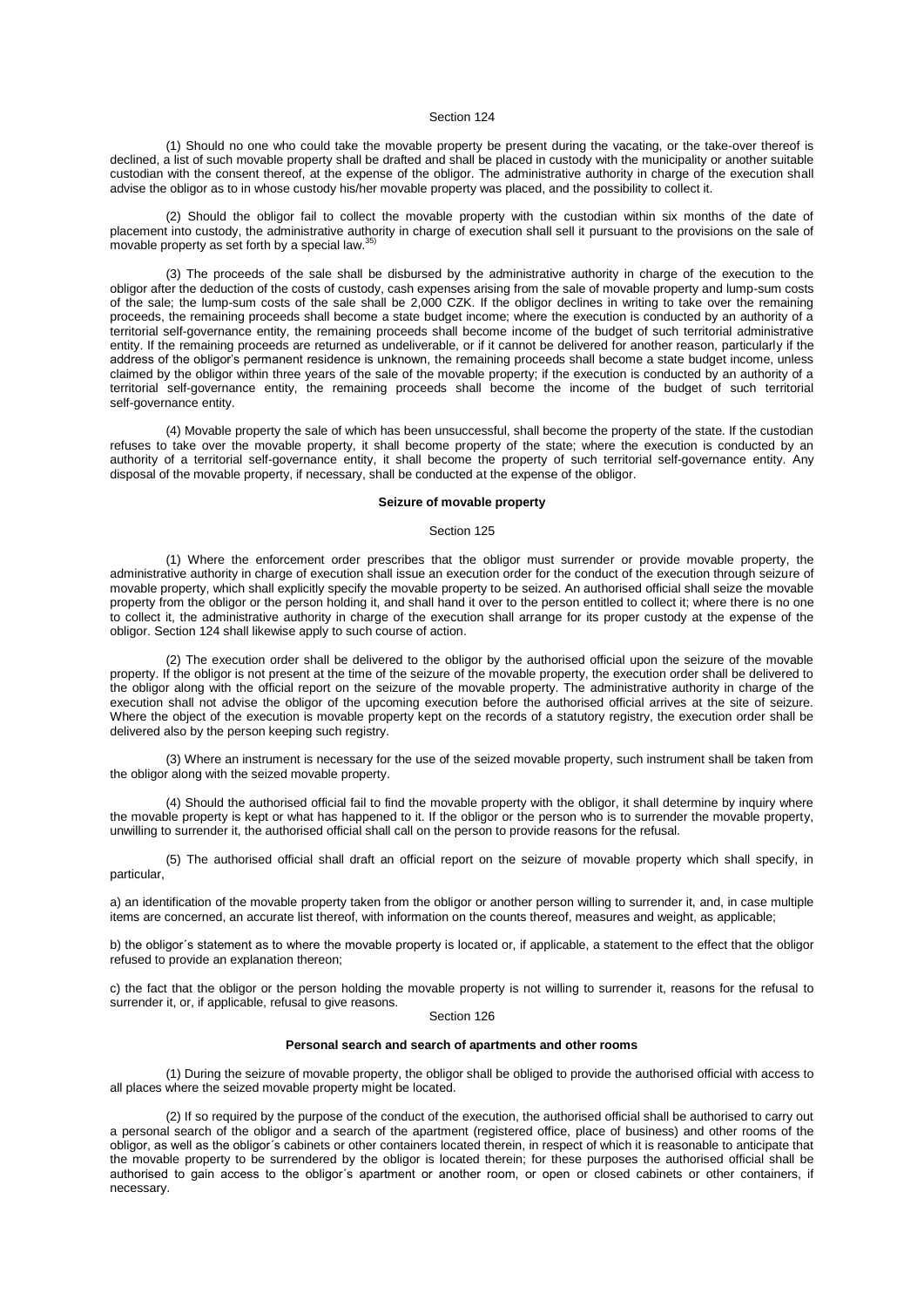Section 124

(1) Should no one who could take the movable property be present during the vacating, or the take-over thereof is declined, a list of such movable property shall be drafted and shall be placed in custody with the municipality or another suitable custodian with the consent thereof, at the expense of the obligor. The administrative authority in charge of the execution shall advise the obligor as to in whose custody his/her movable property was placed, and the possibility to collect it.

(2) Should the obligor fail to collect the movable property with the custodian within six months of the date of placement into custody, the administrative authority in charge of execution shall sell it pursuant to the provisions on the sale of movable property as set forth by a special law.[35]

(3) The proceeds of the sale shall be disbursed by the administrative authority in charge of the execution to the obligor after the deduction of the costs of custody, cash expenses arising from the sale of movable property and lump-sum costs of the sale; the lump-sum costs of the sale shall be 2,000 CZK. If the obligor declines in writing to take over the remaining proceeds, the remaining proceeds shall become a state budget income; where the execution is conducted by an authority of a territorial self-governance entity, the remaining proceeds shall become income of the budget of such territorial administrative entity. If the remaining proceeds are returned as undeliverable, or if it cannot be delivered for another reason, particularly if the address of the obligor's permanent residence is unknown, the remaining proceeds shall become a state budget income, unless claimed by the obligor within three years of the sale of the movable property; if the execution is conducted by an authority of a territorial self-governance entity, the remaining proceeds shall become the income of the budget of such territorial self-governance entity.

(4) Movable property the sale of which has been unsuccessful, shall become the property of the state. If the custodian refuses to take over the movable property, it shall become property of the state; where the execution is conducted by an authority of a territorial self-governance entity, it shall become the property of such territorial self-governance entity. Any disposal of the movable property, if necessary, shall be conducted at the expense of the obligor.

**Seizure of movable property**

Section 125

(1) Where the enforcement order prescribes that the obligor must surrender or provide movable property, the administrative authority in charge of execution shall issue an execution order for the conduct of the execution through seizure of movable property, which shall explicitly specify the movable property to be seized. An authorised official shall seize the movable property from the obligor or the person holding it, and shall hand it over to the person entitled to collect it; where there is no one to collect it, the administrative authority in charge of the execution shall arrange for its proper custody at the expense of the obligor. Section 124 shall likewise apply to such course of action.

(2) The execution order shall be delivered to the obligor by the authorised official upon the seizure of the movable property. If the obligor is not present at the time of the seizure of the movable property, the execution order shall be delivered to the obligor along with the official report on the seizure of the movable property. The administrative authority in charge of the execution shall not advise the obligor of the upcoming execution before the authorised official arrives at the site of seizure. Where the object of the execution is movable property kept on the records of a statutory registry, the execution order shall be delivered also by the person keeping such registry.

(3) Where an instrument is necessary for the use of the seized movable property, such instrument shall be taken from the obligor along with the seized movable property.

(4) Should the authorised official fail to find the movable property with the obligor, it shall determine by inquiry where the movable property is kept or what has happened to it. If the obligor or the person who is to surrender the movable property, unwilling to surrender it, the authorised official shall call on the person to provide reasons for the refusal.

(5) The authorised official shall draft an official report on the seizure of movable property which shall specify, in particular,

a) an identification of the movable property taken from the obligor or another person willing to surrender it, and, in case multiple items are concerned, an accurate list thereof, with information on the counts thereof, measures and weight, as applicable;

b) the obligor´s statement as to where the movable property is located or, if applicable, a statement to the effect that the obligor refused to provide an explanation thereon;

c) the fact that the obligor or the person holding the movable property is not willing to surrender it, reasons for the refusal to surrender it, or, if applicable, refusal to give reasons.

Section 126

**Personal search and search of apartments and other rooms**

(1) During the seizure of movable property, the obligor shall be obliged to provide the authorised official with access to all places where the seized movable property might be located.

(2) If so required by the purpose of the conduct of the execution, the authorised official shall be authorised to carry out a personal search of the obligor and a search of the apartment (registered office, place of business) and other rooms of the obligor, as well as the obligor´s cabinets or other containers located therein, in respect of which it is reasonable to anticipate that the movable property to be surrendered by the obligor is located therein; for these purposes the authorised official shall be authorised to gain access to the obligor´s apartment or another room, or open or closed cabinets or other containers, if necessary.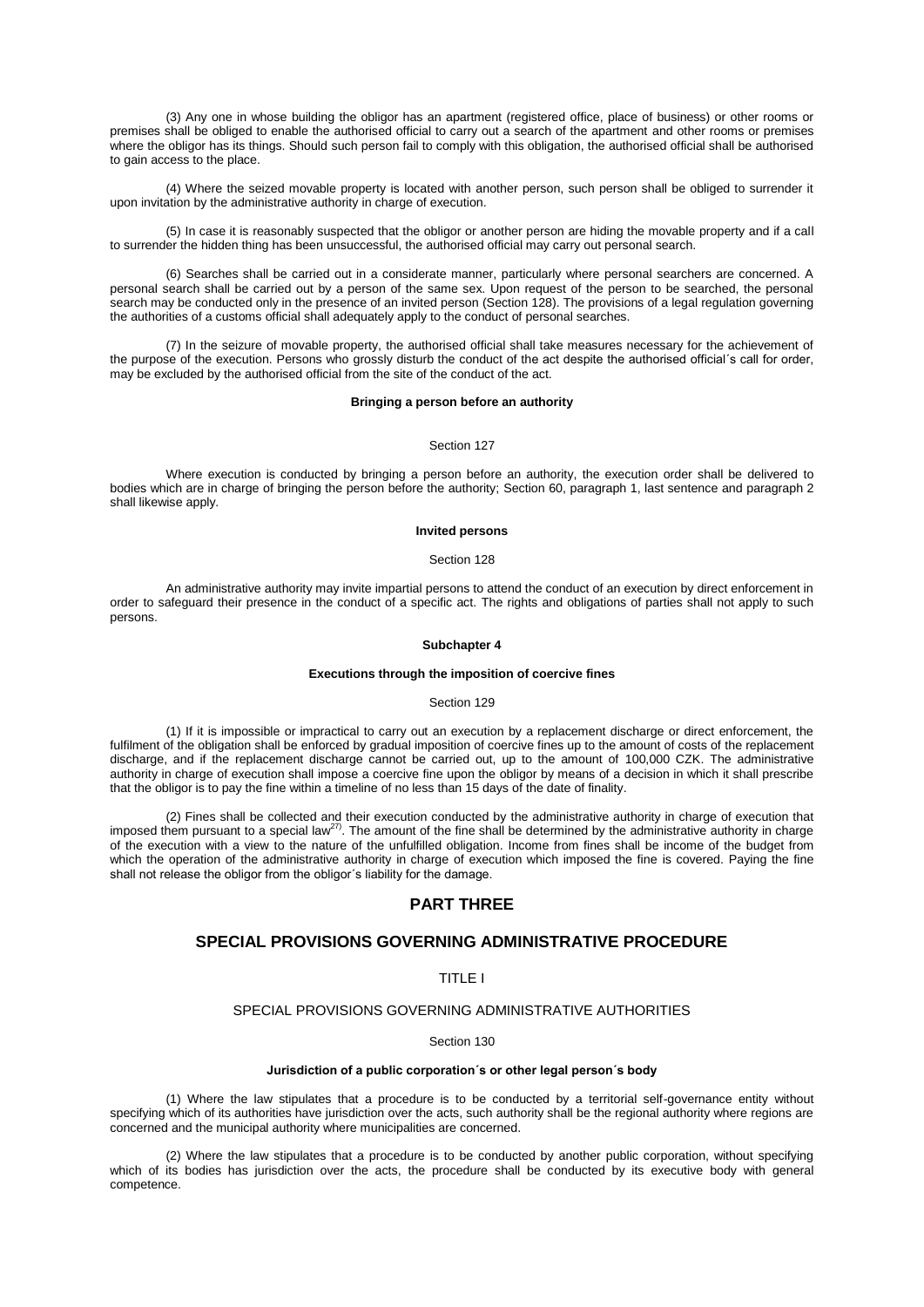(3) Any one in whose building the obligor has an apartment (registered office, place of business) or other rooms or premises shall be obliged to enable the authorised official to carry out a search of the apartment and other rooms or premises where the obligor has its things. Should such person fail to comply with this obligation, the authorised official shall be authorised to gain access to the place.

(4) Where the seized movable property is located with another person, such person shall be obliged to surrender it upon invitation by the administrative authority in charge of execution.

(5) In case it is reasonably suspected that the obligor or another person are hiding the movable property and if a call to surrender the hidden thing has been unsuccessful, the authorised official may carry out personal search.

(6) Searches shall be carried out in a considerate manner, particularly where personal searchers are concerned. A personal search shall be carried out by a person of the same sex. Upon request of the person to be searched, the personal search may be conducted only in the presence of an invited person (Section 128). The provisions of a legal regulation governing the authorities of a customs official shall adequately apply to the conduct of personal searches.

(7) In the seizure of movable property, the authorised official shall take measures necessary for the achievement of the purpose of the execution. Persons who grossly disturb the conduct of the act despite the authorised official´s call for order, may be excluded by the authorised official from the site of the conduct of the act.

**Bringing a person before an authority**

Section 127

Where execution is conducted by bringing a person before an authority, the execution order shall be delivered to bodies which are in charge of bringing the person before the authority; Section 60, paragraph 1, last sentence and paragraph 2 shall likewise apply.

**Invited persons**

Section 128

An administrative authority may invite impartial persons to attend the conduct of an execution by direct enforcement in order to safeguard their presence in the conduct of a specific act. The rights and obligations of parties shall not apply to such persons.

**Subchapter 4**

**Executions through the imposition of coercive fines**

Section 129

(1) If it is impossible or impractical to carry out an execution by a replacement discharge or direct enforcement, the fulfilment of the obligation shall be enforced by gradual imposition of coercive fines up to the amount of costs of the replacement discharge, and if the replacement discharge cannot be carried out, up to the amount of 100,000 CZK. The administrative authority in charge of execution shall impose a coercive fine upon the obligor by means of a decision in which it shall prescribe that the obligor is to pay the fine within a timeline of no less than 15 days of the date of finality.

(2) Fines shall be collected and their execution conducted by the administrative authority in charge of execution that imposed them pursuant to a special law[27)]. The amount of the fine shall be determined by the administrative authority in charge of the execution with a view to the nature of the unfulfilled obligation. Income from fines shall be income of the budget from which the operation of the administrative authority in charge of execution which imposed the fine is covered. Paying the fine shall not release the obligor from the obligor´s liability for the damage.

## PART THREE

## SPECIAL PROVISIONS GOVERNING ADMINISTRATIVE PROCEDURE

### TITLE I

### SPECIAL PROVISIONS GOVERNING ADMINISTRATIVE AUTHORITIES

Section 130

**Jurisdiction of a public corporation´s or other legal person´s body**

(1) Where the law stipulates that a procedure is to be conducted by a territorial self-governance entity without specifying which of its authorities have jurisdiction over the acts, such authority shall be the regional authority where regions are concerned and the municipal authority where municipalities are concerned.

(2) Where the law stipulates that a procedure is to be conducted by another public corporation, without specifying which of its bodies has jurisdiction over the acts, the procedure shall be conducted by its executive body with general competence.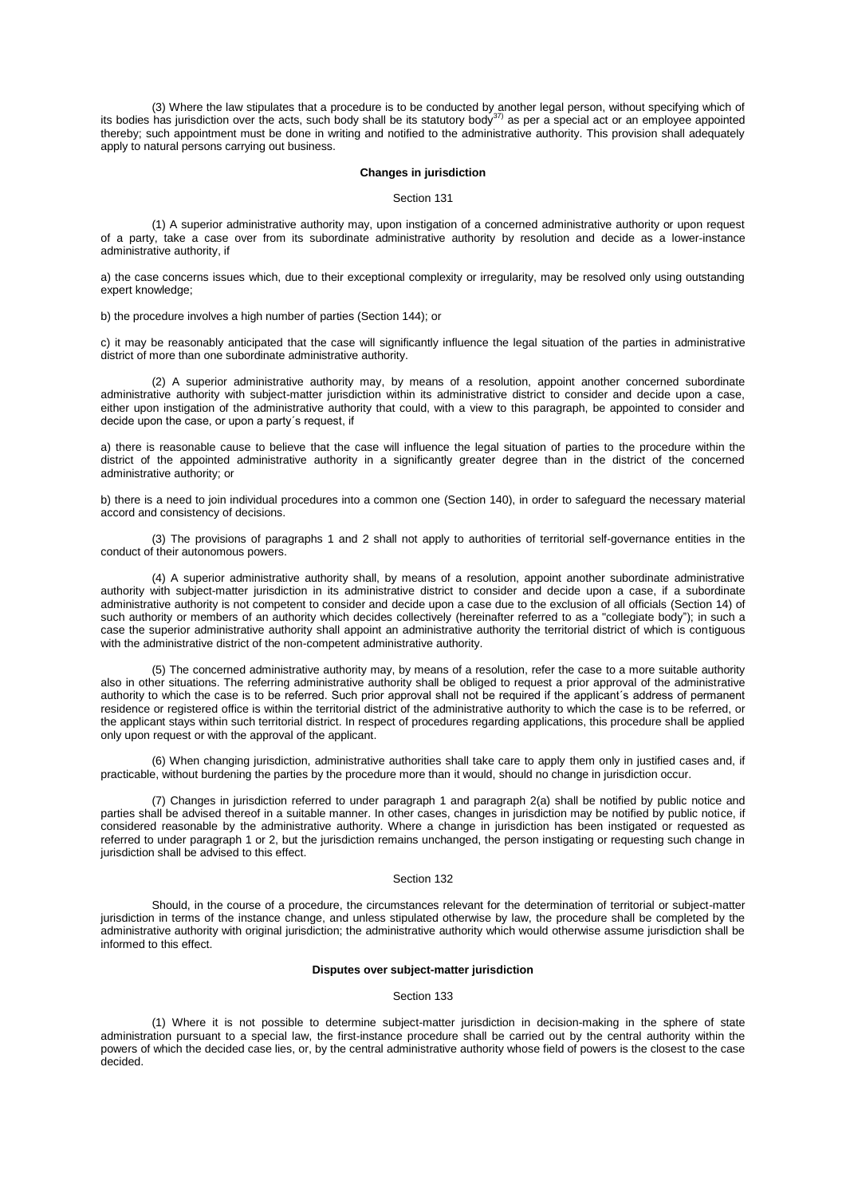(3) Where the law stipulates that a procedure is to be conducted by another legal person, without specifying which of its bodies has jurisdiction over the acts, such body shall be its statutory body[37] as per a special act or an employee appointed thereby; such appointment must be done in writing and notified to the administrative authority. This provision shall adequately apply to natural persons carrying out business.

### Changes in jurisdiction

Section 131

(1) A superior administrative authority may, upon instigation of a concerned administrative authority or upon request of a party, take a case over from its subordinate administrative authority by resolution and decide as a lower-instance administrative authority, if

a) the case concerns issues which, due to their exceptional complexity or irregularity, may be resolved only using outstanding expert knowledge;

b) the procedure involves a high number of parties (Section 144); or

c) it may be reasonably anticipated that the case will significantly influence the legal situation of the parties in administrative district of more than one subordinate administrative authority.

(2) A superior administrative authority may, by means of a resolution, appoint another concerned subordinate administrative authority with subject-matter jurisdiction within its administrative district to consider and decide upon a case, either upon instigation of the administrative authority that could, with a view to this paragraph, be appointed to consider and decide upon the case, or upon a party´s request, if

a) there is reasonable cause to believe that the case will influence the legal situation of parties to the procedure within the district of the appointed administrative authority in a significantly greater degree than in the district of the concerned administrative authority; or

b) there is a need to join individual procedures into a common one (Section 140), in order to safeguard the necessary material accord and consistency of decisions.

(3) The provisions of paragraphs 1 and 2 shall not apply to authorities of territorial self-governance entities in the conduct of their autonomous powers.

(4) A superior administrative authority shall, by means of a resolution, appoint another subordinate administrative authority with subject-matter jurisdiction in its administrative district to consider and decide upon a case, if a subordinate administrative authority is not competent to consider and decide upon a case due to the exclusion of all officials (Section 14) of such authority or members of an authority which decides collectively (hereinafter referred to as a "collegiate body"); in such a case the superior administrative authority shall appoint an administrative authority the territorial district of which is contiguous with the administrative district of the non-competent administrative authority.

(5) The concerned administrative authority may, by means of a resolution, refer the case to a more suitable authority also in other situations. The referring administrative authority shall be obliged to request a prior approval of the administrative authority to which the case is to be referred. Such prior approval shall not be required if the applicant´s address of permanent residence or registered office is within the territorial district of the administrative authority to which the case is to be referred, or the applicant stays within such territorial district. In respect of procedures regarding applications, this procedure shall be applied only upon request or with the approval of the applicant.

(6) When changing jurisdiction, administrative authorities shall take care to apply them only in justified cases and, if practicable, without burdening the parties by the procedure more than it would, should no change in jurisdiction occur.

(7) Changes in jurisdiction referred to under paragraph 1 and paragraph 2(a) shall be notified by public notice and parties shall be advised thereof in a suitable manner. In other cases, changes in jurisdiction may be notified by public notice, if considered reasonable by the administrative authority. Where a change in jurisdiction has been instigated or requested as referred to under paragraph 1 or 2, but the jurisdiction remains unchanged, the person instigating or requesting such change in jurisdiction shall be advised to this effect.

Section 132

Should, in the course of a procedure, the circumstances relevant for the determination of territorial or subject-matter jurisdiction in terms of the instance change, and unless stipulated otherwise by law, the procedure shall be completed by the administrative authority with original jurisdiction; the administrative authority which would otherwise assume jurisdiction shall be informed to this effect.

### Disputes over subject-matter jurisdiction

Section 133

(1) Where it is not possible to determine subject-matter jurisdiction in decision-making in the sphere of state administration pursuant to a special law, the first-instance procedure shall be carried out by the central authority within the powers of which the decided case lies, or, by the central administrative authority whose field of powers is the closest to the case decided.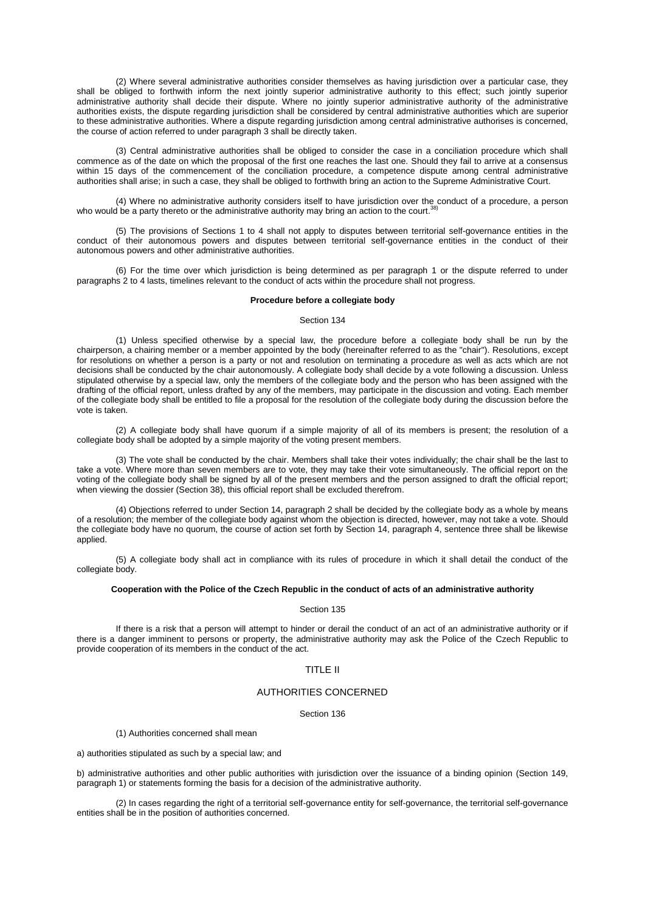(2) Where several administrative authorities consider themselves as having jurisdiction over a particular case, they shall be obliged to forthwith inform the next jointly superior administrative authority to this effect; such jointly superior administrative authority shall decide their dispute. Where no jointly superior administrative authority of the administrative authorities exists, the dispute regarding jurisdiction shall be considered by central administrative authorities which are superior to these administrative authorities. Where a dispute regarding jurisdiction among central administrative authorises is concerned, the course of action referred to under paragraph 3 shall be directly taken.

(3) Central administrative authorities shall be obliged to consider the case in a conciliation procedure which shall commence as of the date on which the proposal of the first one reaches the last one. Should they fail to arrive at a consensus within 15 days of the commencement of the conciliation procedure, a competence dispute among central administrative authorities shall arise; in such a case, they shall be obliged to forthwith bring an action to the Supreme Administrative Court.

(4) Where no administrative authority considers itself to have jurisdiction over the conduct of a procedure, a person who would be a party thereto or the administrative authority may bring an action to the court.[38)]

(5) The provisions of Sections 1 to 4 shall not apply to disputes between territorial self-governance entities in the conduct of their autonomous powers and disputes between territorial self-governance entities in the conduct of their autonomous powers and other administrative authorities.

(6) For the time over which jurisdiction is being determined as per paragraph 1 or the dispute referred to under paragraphs 2 to 4 lasts, timelines relevant to the conduct of acts within the procedure shall not progress.

**Procedure before a collegiate body**

Section 134

(1) Unless specified otherwise by a special law, the procedure before a collegiate body shall be run by the chairperson, a chairing member or a member appointed by the body (hereinafter referred to as the "chair"). Resolutions, except for resolutions on whether a person is a party or not and resolution on terminating a procedure as well as acts which are not decisions shall be conducted by the chair autonomously. A collegiate body shall decide by a vote following a discussion. Unless stipulated otherwise by a special law, only the members of the collegiate body and the person who has been assigned with the drafting of the official report, unless drafted by any of the members, may participate in the discussion and voting. Each member of the collegiate body shall be entitled to file a proposal for the resolution of the collegiate body during the discussion before the vote is taken.

(2) A collegiate body shall have quorum if a simple majority of all of its members is present; the resolution of a collegiate body shall be adopted by a simple majority of the voting present members.

(3) The vote shall be conducted by the chair. Members shall take their votes individually; the chair shall be the last to take a vote. Where more than seven members are to vote, they may take their vote simultaneously. The official report on the voting of the collegiate body shall be signed by all of the present members and the person assigned to draft the official report; when viewing the dossier (Section 38), this official report shall be excluded therefrom.

(4) Objections referred to under Section 14, paragraph 2 shall be decided by the collegiate body as a whole by means of a resolution; the member of the collegiate body against whom the objection is directed, however, may not take a vote. Should the collegiate body have no quorum, the course of action set forth by Section 14, paragraph 4, sentence three shall be likewise applied.

(5) A collegiate body shall act in compliance with its rules of procedure in which it shall detail the conduct of the collegiate body.

**Cooperation with the Police of the Czech Republic in the conduct of acts of an administrative authority**

Section 135

If there is a risk that a person will attempt to hinder or derail the conduct of an act of an administrative authority or if there is a danger imminent to persons or property, the administrative authority may ask the Police of the Czech Republic to provide cooperation of its members in the conduct of the act.

## TITLE II

## AUTHORITIES CONCERNED

Section 136

(1) Authorities concerned shall mean

a) authorities stipulated as such by a special law; and

b) administrative authorities and other public authorities with jurisdiction over the issuance of a binding opinion (Section 149, paragraph 1) or statements forming the basis for a decision of the administrative authority.

(2) In cases regarding the right of a territorial self-governance entity for self-governance, the territorial self-governance entities shall be in the position of authorities concerned.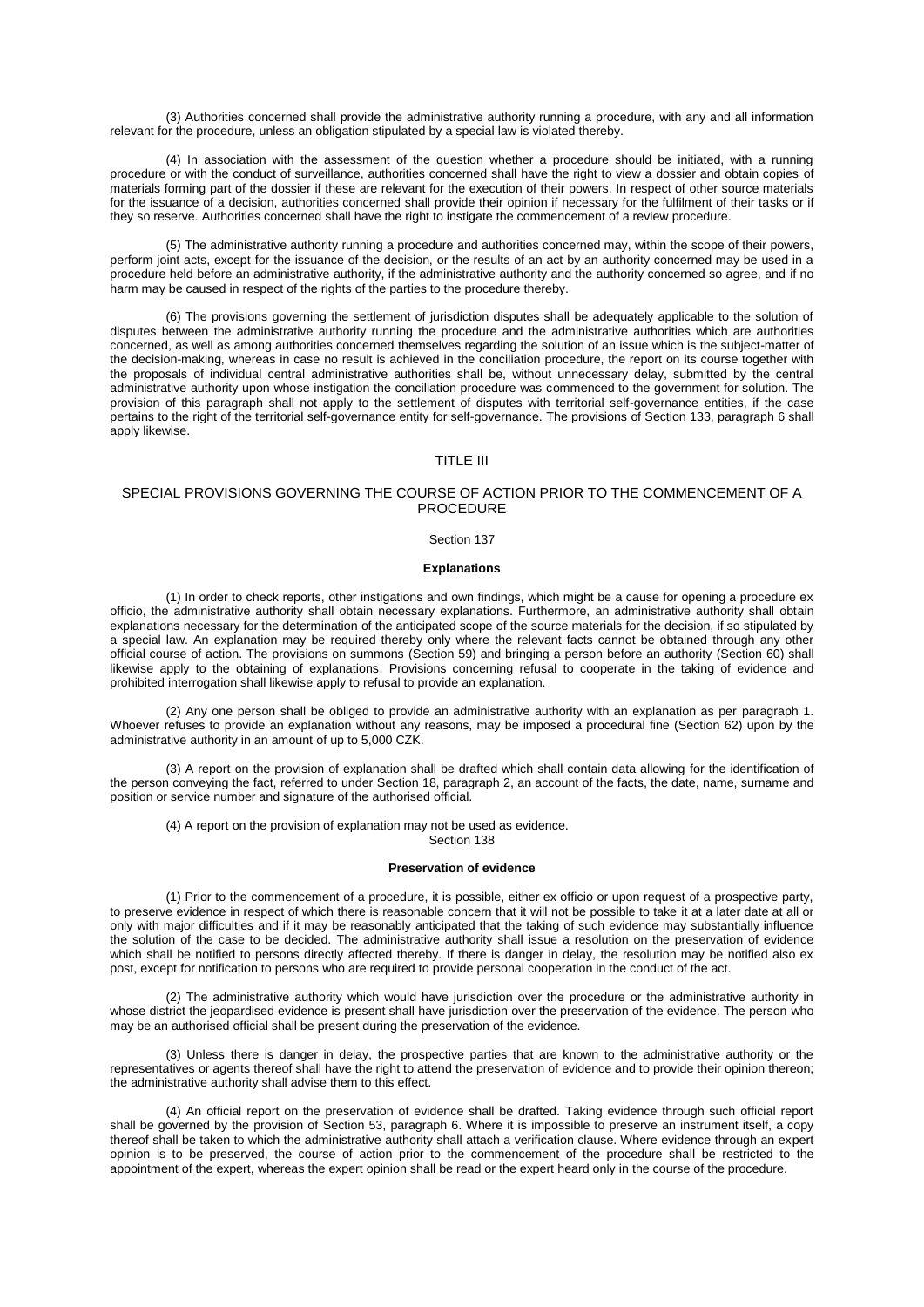(3) Authorities concerned shall provide the administrative authority running a procedure, with any and all information relevant for the procedure, unless an obligation stipulated by a special law is violated thereby.

(4) In association with the assessment of the question whether a procedure should be initiated, with a running procedure or with the conduct of surveillance, authorities concerned shall have the right to view a dossier and obtain copies of materials forming part of the dossier if these are relevant for the execution of their powers. In respect of other source materials for the issuance of a decision, authorities concerned shall provide their opinion if necessary for the fulfilment of their tasks or if they so reserve. Authorities concerned shall have the right to instigate the commencement of a review procedure.

(5) The administrative authority running a procedure and authorities concerned may, within the scope of their powers, perform joint acts, except for the issuance of the decision, or the results of an act by an authority concerned may be used in a procedure held before an administrative authority, if the administrative authority and the authority concerned so agree, and if no harm may be caused in respect of the rights of the parties to the procedure thereby.

(6) The provisions governing the settlement of jurisdiction disputes shall be adequately applicable to the solution of disputes between the administrative authority running the procedure and the administrative authorities which are authorities concerned, as well as among authorities concerned themselves regarding the solution of an issue which is the subject-matter of the decision-making, whereas in case no result is achieved in the conciliation procedure, the report on its course together with the proposals of individual central administrative authorities shall be, without unnecessary delay, submitted by the central administrative authority upon whose instigation the conciliation procedure was commenced to the government for solution. The provision of this paragraph shall not apply to the settlement of disputes with territorial self-governance entities, if the case pertains to the right of the territorial self-governance entity for self-governance. The provisions of Section 133, paragraph 6 shall apply likewise.

## TITLE III

## SPECIAL PROVISIONS GOVERNING THE COURSE OF ACTION PRIOR TO THE COMMENCEMENT OF A PROCEDURE

### Section 137

#### Explanations

(1) In order to check reports, other instigations and own findings, which might be a cause for opening a procedure ex officio, the administrative authority shall obtain necessary explanations. Furthermore, an administrative authority shall obtain explanations necessary for the determination of the anticipated scope of the source materials for the decision, if so stipulated by a special law. An explanation may be required thereby only where the relevant facts cannot be obtained through any other official course of action. The provisions on summons (Section 59) and bringing a person before an authority (Section 60) shall likewise apply to the obtaining of explanations. Provisions concerning refusal to cooperate in the taking of evidence and prohibited interrogation shall likewise apply to refusal to provide an explanation.

(2) Any one person shall be obliged to provide an administrative authority with an explanation as per paragraph 1. Whoever refuses to provide an explanation without any reasons, may be imposed a procedural fine (Section 62) upon by the administrative authority in an amount of up to 5,000 CZK.

(3) A report on the provision of explanation shall be drafted which shall contain data allowing for the identification of the person conveying the fact, referred to under Section 18, paragraph 2, an account of the facts, the date, name, surname and position or service number and signature of the authorised official.

(4) A report on the provision of explanation may not be used as evidence.

### Section 138

#### Preservation of evidence

(1) Prior to the commencement of a procedure, it is possible, either ex officio or upon request of a prospective party, to preserve evidence in respect of which there is reasonable concern that it will not be possible to take it at a later date at all or only with major difficulties and if it may be reasonably anticipated that the taking of such evidence may substantially influence the solution of the case to be decided. The administrative authority shall issue a resolution on the preservation of evidence which shall be notified to persons directly affected thereby. If there is danger in delay, the resolution may be notified also ex post, except for notification to persons who are required to provide personal cooperation in the conduct of the act.

(2) The administrative authority which would have jurisdiction over the procedure or the administrative authority in whose district the jeopardised evidence is present shall have jurisdiction over the preservation of the evidence. The person who may be an authorised official shall be present during the preservation of the evidence.

(3) Unless there is danger in delay, the prospective parties that are known to the administrative authority or the representatives or agents thereof shall have the right to attend the preservation of evidence and to provide their opinion thereon; the administrative authority shall advise them to this effect.

(4) An official report on the preservation of evidence shall be drafted. Taking evidence through such official report shall be governed by the provision of Section 53, paragraph 6. Where it is impossible to preserve an instrument itself, a copy thereof shall be taken to which the administrative authority shall attach a verification clause. Where evidence through an expert opinion is to be preserved, the course of action prior to the commencement of the procedure shall be restricted to the appointment of the expert, whereas the expert opinion shall be read or the expert heard only in the course of the procedure.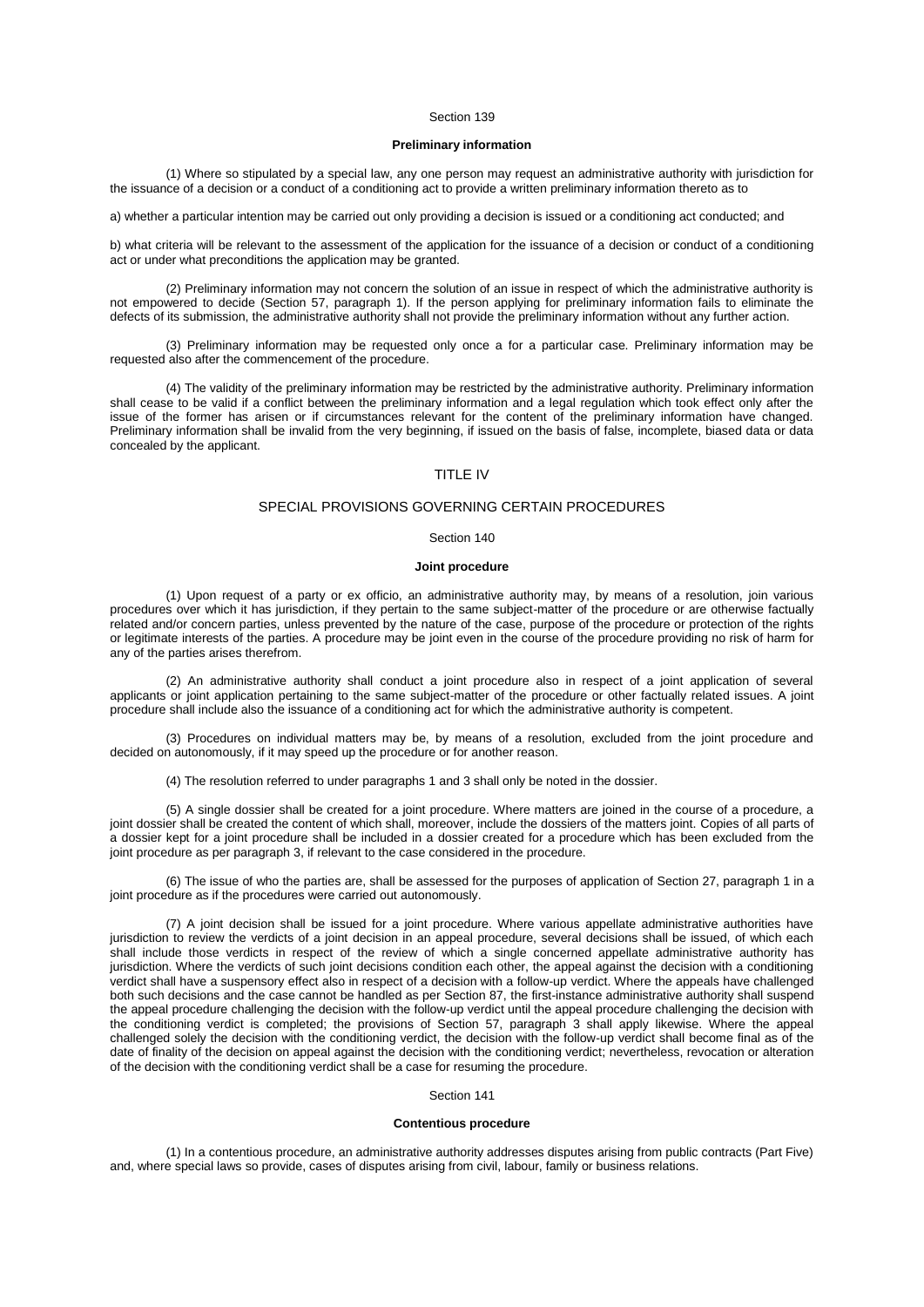Section 139

**Preliminary information**

(1) Where so stipulated by a special law, any one person may request an administrative authority with jurisdiction for the issuance of a decision or a conduct of a conditioning act to provide a written preliminary information thereto as to

a) whether a particular intention may be carried out only providing a decision is issued or a conditioning act conducted; and

b) what criteria will be relevant to the assessment of the application for the issuance of a decision or conduct of a conditioning act or under what preconditions the application may be granted.

(2) Preliminary information may not concern the solution of an issue in respect of which the administrative authority is not empowered to decide (Section 57, paragraph 1). If the person applying for preliminary information fails to eliminate the defects of its submission, the administrative authority shall not provide the preliminary information without any further action.

(3) Preliminary information may be requested only once a for a particular case. Preliminary information may be requested also after the commencement of the procedure.

(4) The validity of the preliminary information may be restricted by the administrative authority. Preliminary information shall cease to be valid if a conflict between the preliminary information and a legal regulation which took effect only after the issue of the former has arisen or if circumstances relevant for the content of the preliminary information have changed. Preliminary information shall be invalid from the very beginning, if issued on the basis of false, incomplete, biased data or data concealed by the applicant.

## TITLE IV

## SPECIAL PROVISIONS GOVERNING CERTAIN PROCEDURES

Section 140

**Joint procedure**

(1) Upon request of a party or ex officio, an administrative authority may, by means of a resolution, join various procedures over which it has jurisdiction, if they pertain to the same subject-matter of the procedure or are otherwise factually related and/or concern parties, unless prevented by the nature of the case, purpose of the procedure or protection of the rights or legitimate interests of the parties. A procedure may be joint even in the course of the procedure providing no risk of harm for any of the parties arises therefrom.

(2) An administrative authority shall conduct a joint procedure also in respect of a joint application of several applicants or joint application pertaining to the same subject-matter of the procedure or other factually related issues. A joint procedure shall include also the issuance of a conditioning act for which the administrative authority is competent.

(3) Procedures on individual matters may be, by means of a resolution, excluded from the joint procedure and decided on autonomously, if it may speed up the procedure or for another reason.

(4) The resolution referred to under paragraphs 1 and 3 shall only be noted in the dossier.

(5) A single dossier shall be created for a joint procedure. Where matters are joined in the course of a procedure, a joint dossier shall be created the content of which shall, moreover, include the dossiers of the matters joint. Copies of all parts of a dossier kept for a joint procedure shall be included in a dossier created for a procedure which has been excluded from the joint procedure as per paragraph 3, if relevant to the case considered in the procedure.

(6) The issue of who the parties are, shall be assessed for the purposes of application of Section 27, paragraph 1 in a joint procedure as if the procedures were carried out autonomously.

(7) A joint decision shall be issued for a joint procedure. Where various appellate administrative authorities have jurisdiction to review the verdicts of a joint decision in an appeal procedure, several decisions shall be issued, of which each shall include those verdicts in respect of the review of which a single concerned appellate administrative authority has jurisdiction. Where the verdicts of such joint decisions condition each other, the appeal against the decision with a conditioning verdict shall have a suspensory effect also in respect of a decision with a follow-up verdict. Where the appeals have challenged both such decisions and the case cannot be handled as per Section 87, the first-instance administrative authority shall suspend the appeal procedure challenging the decision with the follow-up verdict until the appeal procedure challenging the decision with the conditioning verdict is completed; the provisions of Section 57, paragraph 3 shall apply likewise. Where the appeal challenged solely the decision with the conditioning verdict, the decision with the follow-up verdict shall become final as of the date of finality of the decision on appeal against the decision with the conditioning verdict; nevertheless, revocation or alteration of the decision with the conditioning verdict shall be a case for resuming the procedure.

Section 141

**Contentious procedure**

(1) In a contentious procedure, an administrative authority addresses disputes arising from public contracts (Part Five) and, where special laws so provide, cases of disputes arising from civil, labour, family or business relations.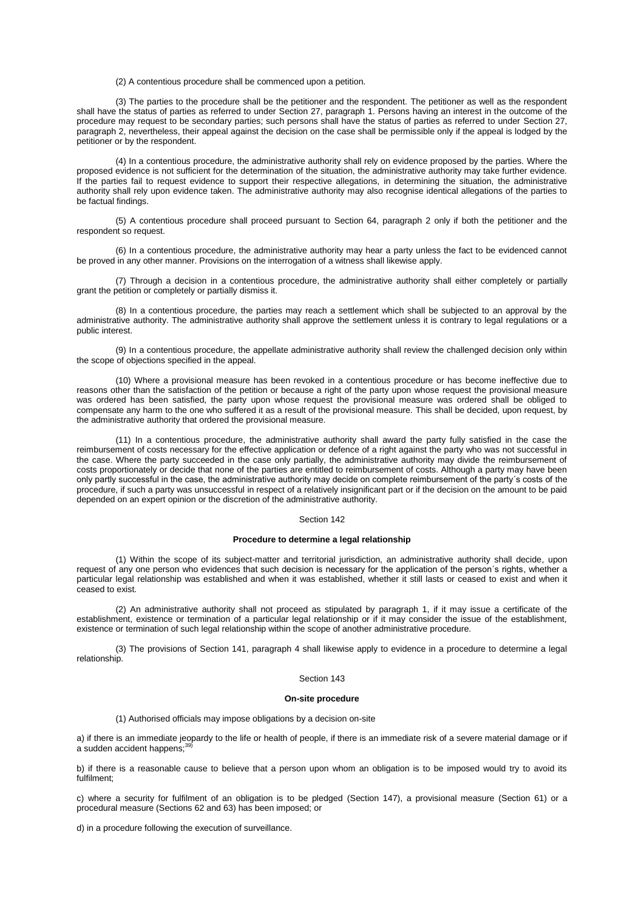(2) A contentious procedure shall be commenced upon a petition.

(3) The parties to the procedure shall be the petitioner and the respondent. The petitioner as well as the respondent shall have the status of parties as referred to under Section 27, paragraph 1. Persons having an interest in the outcome of the procedure may request to be secondary parties; such persons shall have the status of parties as referred to under Section 27, paragraph 2, nevertheless, their appeal against the decision on the case shall be permissible only if the appeal is lodged by the petitioner or by the respondent.

(4) In a contentious procedure, the administrative authority shall rely on evidence proposed by the parties. Where the proposed evidence is not sufficient for the determination of the situation, the administrative authority may take further evidence. If the parties fail to request evidence to support their respective allegations, in determining the situation, the administrative authority shall rely upon evidence taken. The administrative authority may also recognise identical allegations of the parties to be factual findings.

(5) A contentious procedure shall proceed pursuant to Section 64, paragraph 2 only if both the petitioner and the respondent so request.

(6) In a contentious procedure, the administrative authority may hear a party unless the fact to be evidenced cannot be proved in any other manner. Provisions on the interrogation of a witness shall likewise apply.

(7) Through a decision in a contentious procedure, the administrative authority shall either completely or partially grant the petition or completely or partially dismiss it.

(8) In a contentious procedure, the parties may reach a settlement which shall be subjected to an approval by the administrative authority. The administrative authority shall approve the settlement unless it is contrary to legal regulations or a public interest.

(9) In a contentious procedure, the appellate administrative authority shall review the challenged decision only within the scope of objections specified in the appeal.

(10) Where a provisional measure has been revoked in a contentious procedure or has become ineffective due to reasons other than the satisfaction of the petition or because a right of the party upon whose request the provisional measure was ordered has been satisfied, the party upon whose request the provisional measure was ordered shall be obliged to compensate any harm to the one who suffered it as a result of the provisional measure. This shall be decided, upon request, by the administrative authority that ordered the provisional measure.

(11) In a contentious procedure, the administrative authority shall award the party fully satisfied in the case the reimbursement of costs necessary for the effective application or defence of a right against the party who was not successful in the case. Where the party succeeded in the case only partially, the administrative authority may divide the reimbursement of costs proportionately or decide that none of the parties are entitled to reimbursement of costs. Although a party may have been only partly successful in the case, the administrative authority may decide on complete reimbursement of the party´s costs of the procedure, if such a party was unsuccessful in respect of a relatively insignificant part or if the decision on the amount to be paid depended on an expert opinion or the discretion of the administrative authority.

Section 142

**Procedure to determine a legal relationship**

(1) Within the scope of its subject-matter and territorial jurisdiction, an administrative authority shall decide, upon request of any one person who evidences that such decision is necessary for the application of the person´s rights, whether a particular legal relationship was established and when it was established, whether it still lasts or ceased to exist and when it ceased to exist.

(2) An administrative authority shall not proceed as stipulated by paragraph 1, if it may issue a certificate of the establishment, existence or termination of a particular legal relationship or if it may consider the issue of the establishment, existence or termination of such legal relationship within the scope of another administrative procedure.

(3) The provisions of Section 141, paragraph 4 shall likewise apply to evidence in a procedure to determine a legal relationship.

Section 143

**On-site procedure**

(1) Authorised officials may impose obligations by a decision on-site

a) if there is an immediate jeopardy to the life or health of people, if there is an immediate risk of a severe material damage or if a sudden accident happens;[39]

b) if there is a reasonable cause to believe that a person upon whom an obligation is to be imposed would try to avoid its fulfilment;

c) where a security for fulfilment of an obligation is to be pledged (Section 147), a provisional measure (Section 61) or a procedural measure (Sections 62 and 63) has been imposed; or

d) in a procedure following the execution of surveillance.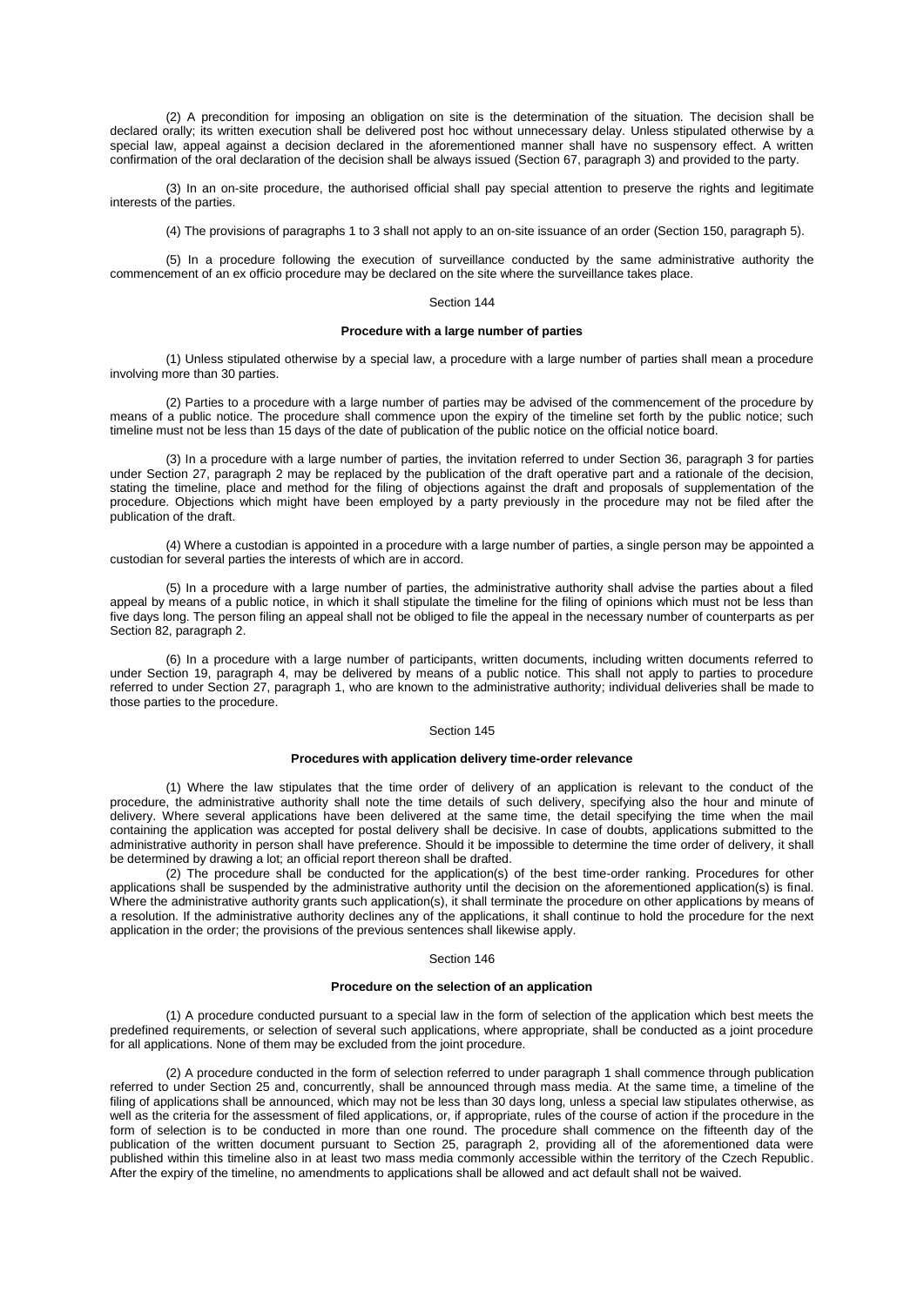(2) A precondition for imposing an obligation on site is the determination of the situation. The decision shall be declared orally; its written execution shall be delivered post hoc without unnecessary delay. Unless stipulated otherwise by a special law, appeal against a decision declared in the aforementioned manner shall have no suspensory effect. A written confirmation of the oral declaration of the decision shall be always issued (Section 67, paragraph 3) and provided to the party.

(3) In an on-site procedure, the authorised official shall pay special attention to preserve the rights and legitimate interests of the parties.

(4) The provisions of paragraphs 1 to 3 shall not apply to an on-site issuance of an order (Section 150, paragraph 5).

(5) In a procedure following the execution of surveillance conducted by the same administrative authority the commencement of an ex officio procedure may be declared on the site where the surveillance takes place.

Section 144

**Procedure with a large number of parties**

(1) Unless stipulated otherwise by a special law, a procedure with a large number of parties shall mean a procedure involving more than 30 parties.

(2) Parties to a procedure with a large number of parties may be advised of the commencement of the procedure by means of a public notice. The procedure shall commence upon the expiry of the timeline set forth by the public notice; such timeline must not be less than 15 days of the date of publication of the public notice on the official notice board.

(3) In a procedure with a large number of parties, the invitation referred to under Section 36, paragraph 3 for parties under Section 27, paragraph 2 may be replaced by the publication of the draft operative part and a rationale of the decision, stating the timeline, place and method for the filing of objections against the draft and proposals of supplementation of the procedure. Objections which might have been employed by a party previously in the procedure may not be filed after the publication of the draft.

(4) Where a custodian is appointed in a procedure with a large number of parties, a single person may be appointed a custodian for several parties the interests of which are in accord.

(5) In a procedure with a large number of parties, the administrative authority shall advise the parties about a filed appeal by means of a public notice, in which it shall stipulate the timeline for the filing of opinions which must not be less than five days long. The person filing an appeal shall not be obliged to file the appeal in the necessary number of counterparts as per Section 82, paragraph 2.

(6) In a procedure with a large number of participants, written documents, including written documents referred to under Section 19, paragraph 4, may be delivered by means of a public notice. This shall not apply to parties to procedure referred to under Section 27, paragraph 1, who are known to the administrative authority; individual deliveries shall be made to those parties to the procedure.

Section 145

**Procedures with application delivery time-order relevance**

(1) Where the law stipulates that the time order of delivery of an application is relevant to the conduct of the procedure, the administrative authority shall note the time details of such delivery, specifying also the hour and minute of delivery. Where several applications have been delivered at the same time, the detail specifying the time when the mail containing the application was accepted for postal delivery shall be decisive. In case of doubts, applications submitted to the administrative authority in person shall have preference. Should it be impossible to determine the time order of delivery, it shall be determined by drawing a lot; an official report thereon shall be drafted.

(2) The procedure shall be conducted for the application(s) of the best time-order ranking. Procedures for other applications shall be suspended by the administrative authority until the decision on the aforementioned application(s) is final. Where the administrative authority grants such application(s), it shall terminate the procedure on other applications by means of a resolution. If the administrative authority declines any of the applications, it shall continue to hold the procedure for the next application in the order; the provisions of the previous sentences shall likewise apply.

Section 146

**Procedure on the selection of an application**

(1) A procedure conducted pursuant to a special law in the form of selection of the application which best meets the predefined requirements, or selection of several such applications, where appropriate, shall be conducted as a joint procedure for all applications. None of them may be excluded from the joint procedure.

(2) A procedure conducted in the form of selection referred to under paragraph 1 shall commence through publication referred to under Section 25 and, concurrently, shall be announced through mass media. At the same time, a timeline of the filing of applications shall be announced, which may not be less than 30 days long, unless a special law stipulates otherwise, as well as the criteria for the assessment of filed applications, or, if appropriate, rules of the course of action if the procedure in the form of selection is to be conducted in more than one round. The procedure shall commence on the fifteenth day of the publication of the written document pursuant to Section 25, paragraph 2, providing all of the aforementioned data were published within this timeline also in at least two mass media commonly accessible within the territory of the Czech Republic. After the expiry of the timeline, no amendments to applications shall be allowed and act default shall not be waived.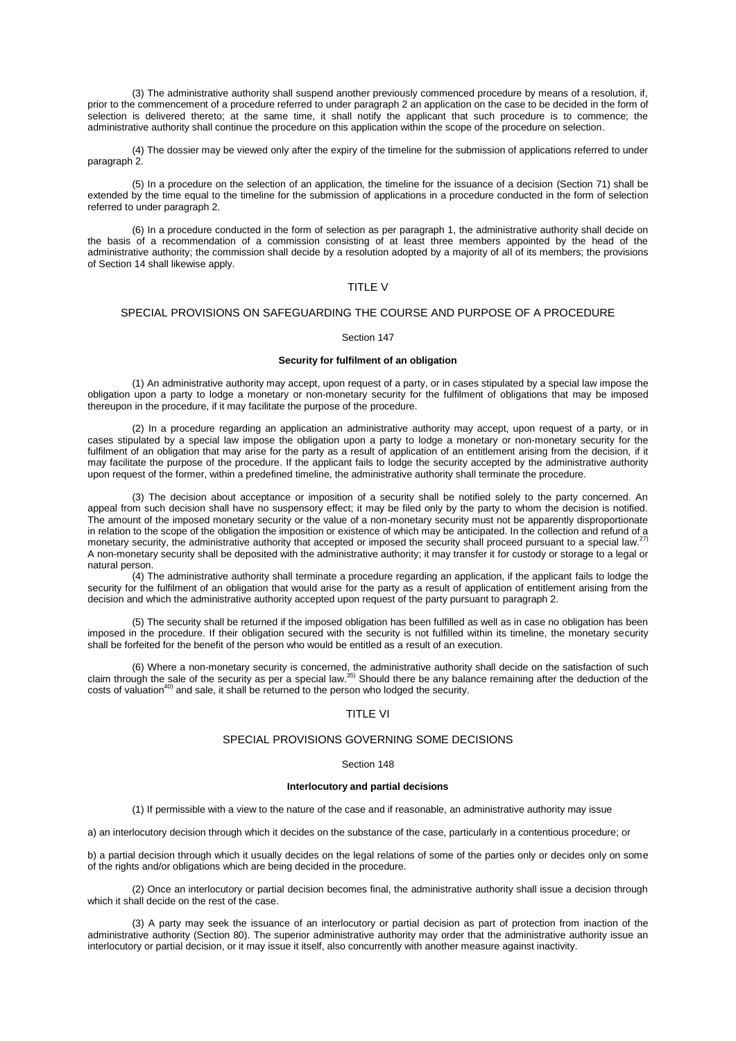(3) The administrative authority shall suspend another previously commenced procedure by means of a resolution, if, prior to the commencement of a procedure referred to under paragraph 2 an application on the case to be decided in the form of selection is delivered thereto; at the same time, it shall notify the applicant that such procedure is to commence; the administrative authority shall continue the procedure on this application within the scope of the procedure on selection.

(4) The dossier may be viewed only after the expiry of the timeline for the submission of applications referred to under paragraph 2.

(5) In a procedure on the selection of an application, the timeline for the issuance of a decision (Section 71) shall be extended by the time equal to the timeline for the submission of applications in a procedure conducted in the form of selection referred to under paragraph 2.

(6) In a procedure conducted in the form of selection as per paragraph 1, the administrative authority shall decide on the basis of a recommendation of a commission consisting of at least three members appointed by the head of the administrative authority; the commission shall decide by a resolution adopted by a majority of all of its members; the provisions of Section 14 shall likewise apply.

## TITLE V

## SPECIAL PROVISIONS ON SAFEGUARDING THE COURSE AND PURPOSE OF A PROCEDURE

### Section 147

#### Security for fulfilment of an obligation

(1) An administrative authority may accept, upon request of a party, or in cases stipulated by a special law impose the obligation upon a party to lodge a monetary or non-monetary security for the fulfilment of obligations that may be imposed thereupon in the procedure, if it may facilitate the purpose of the procedure.

(2) In a procedure regarding an application an administrative authority may accept, upon request of a party, or in cases stipulated by a special law impose the obligation upon a party to lodge a monetary or non-monetary security for the fulfilment of an obligation that may arise for the party as a result of application of an entitlement arising from the decision, if it may facilitate the purpose of the procedure. If the applicant fails to lodge the security accepted by the administrative authority upon request of the former, within a predefined timeline, the administrative authority shall terminate the procedure.

(3) The decision about acceptance or imposition of a security shall be notified solely to the party concerned. An appeal from such decision shall have no suspensory effect; it may be filed only by the party to whom the decision is notified. The amount of the imposed monetary security or the value of a non-monetary security must not be apparently disproportionate in relation to the scope of the obligation the imposition or existence of which may be anticipated. In the collection and refund of a monetary security, the administrative authority that accepted or imposed the security shall proceed pursuant to a special law.[27] A non-monetary security shall be deposited with the administrative authority; it may transfer it for custody or storage to a legal or natural person.

(4) The administrative authority shall terminate a procedure regarding an application, if the applicant fails to lodge the security for the fulfilment of an obligation that would arise for the party as a result of application of entitlement arising from the decision and which the administrative authority accepted upon request of the party pursuant to paragraph 2.

(5) The security shall be returned if the imposed obligation has been fulfilled as well as in case no obligation has been imposed in the procedure. If their obligation secured with the security is not fulfilled within its timeline, the monetary security shall be forfeited for the benefit of the person who would be entitled as a result of an execution.

(6) Where a non-monetary security is concerned, the administrative authority shall decide on the satisfaction of such claim through the sale of the security as per a special law.[35] Should there be any balance remaining after the deduction of the costs of valuation[40] and sale, it shall be returned to the person who lodged the security.

## TITLE VI

## SPECIAL PROVISIONS GOVERNING SOME DECISIONS

### Section 148

#### Interlocutory and partial decisions

(1) If permissible with a view to the nature of the case and if reasonable, an administrative authority may issue

a) an interlocutory decision through which it decides on the substance of the case, particularly in a contentious procedure; or

b) a partial decision through which it usually decides on the legal relations of some of the parties only or decides only on some of the rights and/or obligations which are being decided in the procedure.

(2) Once an interlocutory or partial decision becomes final, the administrative authority shall issue a decision through which it shall decide on the rest of the case.

(3) A party may seek the issuance of an interlocutory or partial decision as part of protection from inaction of the administrative authority (Section 80). The superior administrative authority may order that the administrative authority issue an interlocutory or partial decision, or it may issue it itself, also concurrently with another measure against inactivity.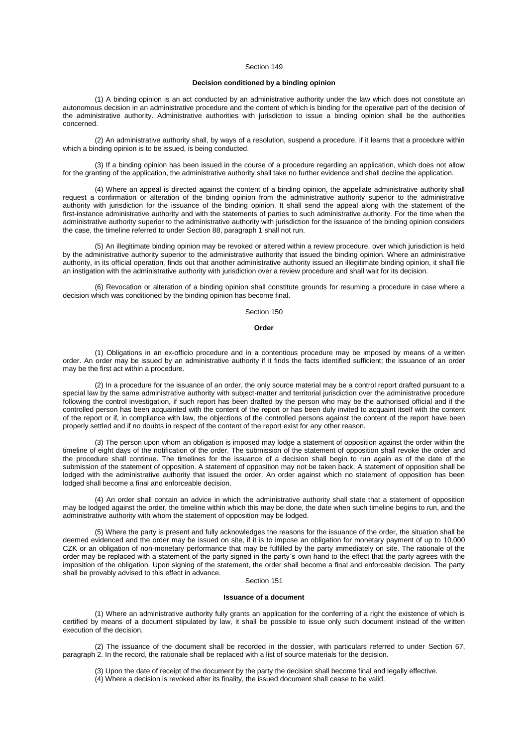Section 149

**Decision conditioned by a binding opinion**

(1) A binding opinion is an act conducted by an administrative authority under the law which does not constitute an autonomous decision in an administrative procedure and the content of which is binding for the operative part of the decision of the administrative authority. Administrative authorities with jurisdiction to issue a binding opinion shall be the authorities concerned.

(2) An administrative authority shall, by ways of a resolution, suspend a procedure, if it learns that a procedure within which a binding opinion is to be issued, is being conducted.

(3) If a binding opinion has been issued in the course of a procedure regarding an application, which does not allow for the granting of the application, the administrative authority shall take no further evidence and shall decline the application.

(4) Where an appeal is directed against the content of a binding opinion, the appellate administrative authority shall request a confirmation or alteration of the binding opinion from the administrative authority superior to the administrative authority with jurisdiction for the issuance of the binding opinion. It shall send the appeal along with the statement of the first-instance administrative authority and with the statements of parties to such administrative authority. For the time when the administrative authority superior to the administrative authority with jurisdiction for the issuance of the binding opinion considers the case, the timeline referred to under Section 88, paragraph 1 shall not run.

(5) An illegitimate binding opinion may be revoked or altered within a review procedure, over which jurisdiction is held by the administrative authority superior to the administrative authority that issued the binding opinion. Where an administrative authority, in its official operation, finds out that another administrative authority issued an illegitimate binding opinion, it shall file an instigation with the administrative authority with jurisdiction over a review procedure and shall wait for its decision.

(6) Revocation or alteration of a binding opinion shall constitute grounds for resuming a procedure in case where a decision which was conditioned by the binding opinion has become final.

Section 150

**Order**

(1) Obligations in an ex-officio procedure and in a contentious procedure may be imposed by means of a written order. An order may be issued by an administrative authority if it finds the facts identified sufficient; the issuance of an order may be the first act within a procedure.

(2) In a procedure for the issuance of an order, the only source material may be a control report drafted pursuant to a special law by the same administrative authority with subject-matter and territorial jurisdiction over the administrative procedure following the control investigation, if such report has been drafted by the person who may be the authorised official and if the controlled person has been acquainted with the content of the report or has been duly invited to acquaint itself with the content of the report or if, in compliance with law, the objections of the controlled persons against the content of the report have been properly settled and if no doubts in respect of the content of the report exist for any other reason.

(3) The person upon whom an obligation is imposed may lodge a statement of opposition against the order within the timeline of eight days of the notification of the order. The submission of the statement of opposition shall revoke the order and the procedure shall continue. The timelines for the issuance of a decision shall begin to run again as of the date of the submission of the statement of opposition. A statement of opposition may not be taken back. A statement of opposition shall be lodged with the administrative authority that issued the order. An order against which no statement of opposition has been lodged shall become a final and enforceable decision.

(4) An order shall contain an advice in which the administrative authority shall state that a statement of opposition may be lodged against the order, the timeline within which this may be done, the date when such timeline begins to run, and the administrative authority with whom the statement of opposition may be lodged.

(5) Where the party is present and fully acknowledges the reasons for the issuance of the order, the situation shall be deemed evidenced and the order may be issued on site, if it is to impose an obligation for monetary payment of up to 10,000 CZK or an obligation of non-monetary performance that may be fulfilled by the party immediately on site. The rationale of the order may be replaced with a statement of the party signed in the party´s own hand to the effect that the party agrees with the imposition of the obligation. Upon signing of the statement, the order shall become a final and enforceable decision. The party shall be provably advised to this effect in advance.

Section 151

**Issuance of a document**

(1) Where an administrative authority fully grants an application for the conferring of a right the existence of which is certified by means of a document stipulated by law, it shall be possible to issue only such document instead of the written execution of the decision.

(2) The issuance of the document shall be recorded in the dossier, with particulars referred to under Section 67, paragraph 2. In the record, the rationale shall be replaced with a list of source materials for the decision.

(3) Upon the date of receipt of the document by the party the decision shall become final and legally effective.

(4) Where a decision is revoked after its finality, the issued document shall cease to be valid.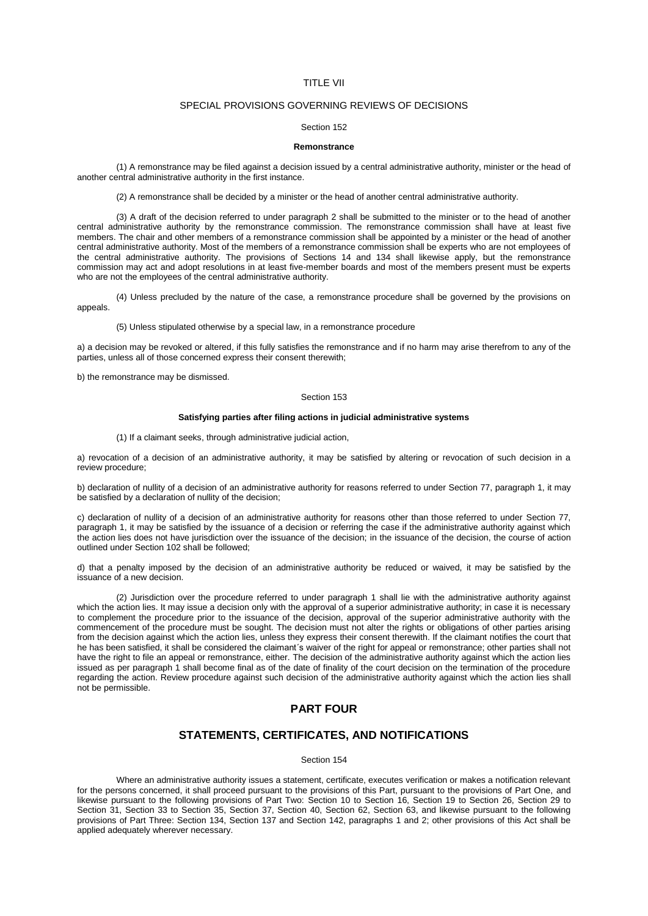## TITLE VII

## SPECIAL PROVISIONS GOVERNING REVIEWS OF DECISIONS

Section 152

**Remonstrance**

(1) A remonstrance may be filed against a decision issued by a central administrative authority, minister or the head of another central administrative authority in the first instance.

(2) A remonstrance shall be decided by a minister or the head of another central administrative authority.

(3) A draft of the decision referred to under paragraph 2 shall be submitted to the minister or to the head of another central administrative authority by the remonstrance commission. The remonstrance commission shall have at least five members. The chair and other members of a remonstrance commission shall be appointed by a minister or the head of another central administrative authority. Most of the members of a remonstrance commission shall be experts who are not employees of the central administrative authority. The provisions of Sections 14 and 134 shall likewise apply, but the remonstrance commission may act and adopt resolutions in at least five-member boards and most of the members present must be experts who are not the employees of the central administrative authority.

(4) Unless precluded by the nature of the case, a remonstrance procedure shall be governed by the provisions on appeals.

(5) Unless stipulated otherwise by a special law, in a remonstrance procedure

a) a decision may be revoked or altered, if this fully satisfies the remonstrance and if no harm may arise therefrom to any of the parties, unless all of those concerned express their consent therewith;

b) the remonstrance may be dismissed.

Section 153

**Satisfying parties after filing actions in judicial administrative systems**

(1) If a claimant seeks, through administrative judicial action,

a) revocation of a decision of an administrative authority, it may be satisfied by altering or revocation of such decision in a review procedure;

b) declaration of nullity of a decision of an administrative authority for reasons referred to under Section 77, paragraph 1, it may be satisfied by a declaration of nullity of the decision;

c) declaration of nullity of a decision of an administrative authority for reasons other than those referred to under Section 77, paragraph 1, it may be satisfied by the issuance of a decision or referring the case if the administrative authority against which the action lies does not have jurisdiction over the issuance of the decision; in the issuance of the decision, the course of action outlined under Section 102 shall be followed;

d) that a penalty imposed by the decision of an administrative authority be reduced or waived, it may be satisfied by the issuance of a new decision.

(2) Jurisdiction over the procedure referred to under paragraph 1 shall lie with the administrative authority against which the action lies. It may issue a decision only with the approval of a superior administrative authority; in case it is necessary to complement the procedure prior to the issuance of the decision, approval of the superior administrative authority with the commencement of the procedure must be sought. The decision must not alter the rights or obligations of other parties arising from the decision against which the action lies, unless they express their consent therewith. If the claimant notifies the court that he has been satisfied, it shall be considered the claimant´s waiver of the right for appeal or remonstrance; other parties shall not have the right to file an appeal or remonstrance, either. The decision of the administrative authority against which the action lies issued as per paragraph 1 shall become final as of the date of finality of the court decision on the termination of the procedure regarding the action. Review procedure against such decision of the administrative authority against which the action lies shall not be permissible.

# PART FOUR

# STATEMENTS, CERTIFICATES, AND NOTIFICATIONS

Section 154

Where an administrative authority issues a statement, certificate, executes verification or makes a notification relevant for the persons concerned, it shall proceed pursuant to the provisions of this Part, pursuant to the provisions of Part One, and likewise pursuant to the following provisions of Part Two: Section 10 to Section 16, Section 19 to Section 26, Section 29 to Section 31, Section 33 to Section 35, Section 37, Section 40, Section 62, Section 63, and likewise pursuant to the following provisions of Part Three: Section 134, Section 137 and Section 142, paragraphs 1 and 2; other provisions of this Act shall be applied adequately wherever necessary.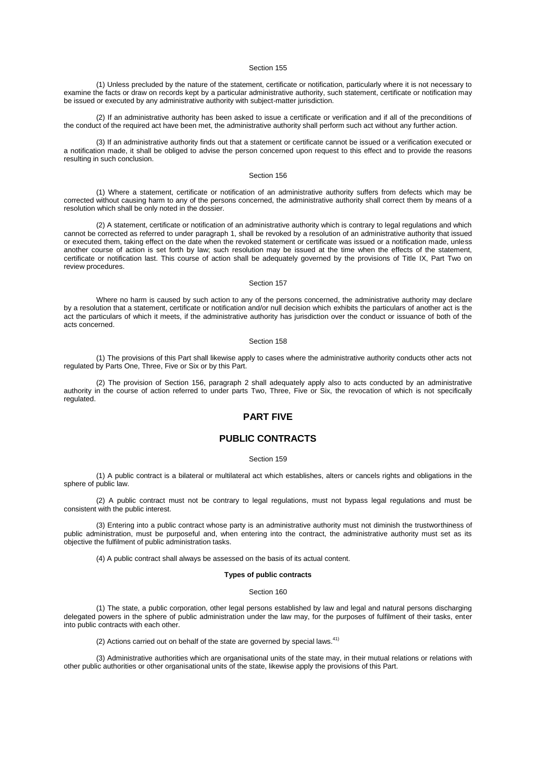Section 155

(1) Unless precluded by the nature of the statement, certificate or notification, particularly where it is not necessary to examine the facts or draw on records kept by a particular administrative authority, such statement, certificate or notification may be issued or executed by any administrative authority with subject-matter jurisdiction.

(2) If an administrative authority has been asked to issue a certificate or verification and if all of the preconditions of the conduct of the required act have been met, the administrative authority shall perform such act without any further action.

(3) If an administrative authority finds out that a statement or certificate cannot be issued or a verification executed or a notification made, it shall be obliged to advise the person concerned upon request to this effect and to provide the reasons resulting in such conclusion.

Section 156

(1) Where a statement, certificate or notification of an administrative authority suffers from defects which may be corrected without causing harm to any of the persons concerned, the administrative authority shall correct them by means of a resolution which shall be only noted in the dossier.

(2) A statement, certificate or notification of an administrative authority which is contrary to legal regulations and which cannot be corrected as referred to under paragraph 1, shall be revoked by a resolution of an administrative authority that issued or executed them, taking effect on the date when the revoked statement or certificate was issued or a notification made, unless another course of action is set forth by law; such resolution may be issued at the time when the effects of the statement, certificate or notification last. This course of action shall be adequately governed by the provisions of Title IX, Part Two on review procedures.

Section 157

Where no harm is caused by such action to any of the persons concerned, the administrative authority may declare by a resolution that a statement, certificate or notification and/or null decision which exhibits the particulars of another act is the act the particulars of which it meets, if the administrative authority has jurisdiction over the conduct or issuance of both of the acts concerned.

Section 158

(1) The provisions of this Part shall likewise apply to cases where the administrative authority conducts other acts not regulated by Parts One, Three, Five or Six or by this Part.

(2) The provision of Section 156, paragraph 2 shall adequately apply also to acts conducted by an administrative authority in the course of action referred to under parts Two, Three, Five or Six, the revocation of which is not specifically regulated.

# PART FIVE

# PUBLIC CONTRACTS

Section 159

(1) A public contract is a bilateral or multilateral act which establishes, alters or cancels rights and obligations in the sphere of public law.

(2) A public contract must not be contrary to legal regulations, must not bypass legal regulations and must be consistent with the public interest.

(3) Entering into a public contract whose party is an administrative authority must not diminish the trustworthiness of public administration, must be purposeful and, when entering into the contract, the administrative authority must set as its objective the fulfilment of public administration tasks.

(4) A public contract shall always be assessed on the basis of its actual content.

**Types of public contracts**

Section 160

(1) The state, a public corporation, other legal persons established by law and legal and natural persons discharging delegated powers in the sphere of public administration under the law may, for the purposes of fulfilment of their tasks, enter into public contracts with each other.

(2) Actions carried out on behalf of the state are governed by special laws.[41)]

(3) Administrative authorities which are organisational units of the state may, in their mutual relations or relations with other public authorities or other organisational units of the state, likewise apply the provisions of this Part.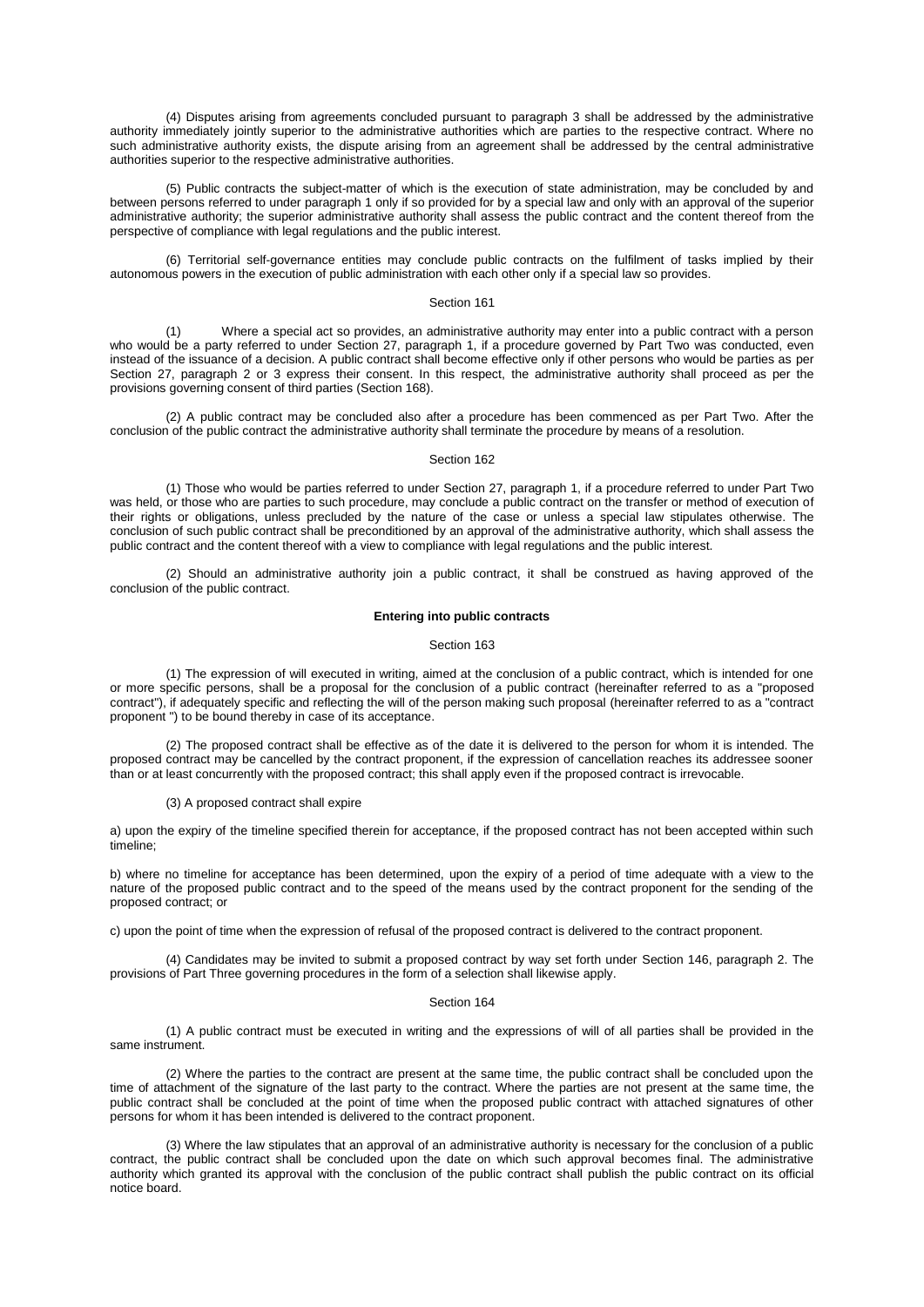(4) Disputes arising from agreements concluded pursuant to paragraph 3 shall be addressed by the administrative authority immediately jointly superior to the administrative authorities which are parties to the respective contract. Where no such administrative authority exists, the dispute arising from an agreement shall be addressed by the central administrative authorities superior to the respective administrative authorities.

(5) Public contracts the subject-matter of which is the execution of state administration, may be concluded by and between persons referred to under paragraph 1 only if so provided for by a special law and only with an approval of the superior administrative authority; the superior administrative authority shall assess the public contract and the content thereof from the perspective of compliance with legal regulations and the public interest.

(6) Territorial self-governance entities may conclude public contracts on the fulfilment of tasks implied by their autonomous powers in the execution of public administration with each other only if a special law so provides.

Section 161

(1) Where a special act so provides, an administrative authority may enter into a public contract with a person who would be a party referred to under Section 27, paragraph 1, if a procedure governed by Part Two was conducted, even instead of the issuance of a decision. A public contract shall become effective only if other persons who would be parties as per Section 27, paragraph 2 or 3 express their consent. In this respect, the administrative authority shall proceed as per the provisions governing consent of third parties (Section 168).

(2) A public contract may be concluded also after a procedure has been commenced as per Part Two. After the conclusion of the public contract the administrative authority shall terminate the procedure by means of a resolution.

Section 162

(1) Those who would be parties referred to under Section 27, paragraph 1, if a procedure referred to under Part Two was held, or those who are parties to such procedure, may conclude a public contract on the transfer or method of execution of their rights or obligations, unless precluded by the nature of the case or unless a special law stipulates otherwise. The conclusion of such public contract shall be preconditioned by an approval of the administrative authority, which shall assess the public contract and the content thereof with a view to compliance with legal regulations and the public interest.

(2) Should an administrative authority join a public contract, it shall be construed as having approved of the conclusion of the public contract.

**Entering into public contracts**

Section 163

(1) The expression of will executed in writing, aimed at the conclusion of a public contract, which is intended for one or more specific persons, shall be a proposal for the conclusion of a public contract (hereinafter referred to as a "proposed contract"), if adequately specific and reflecting the will of the person making such proposal (hereinafter referred to as a "contract proponent ") to be bound thereby in case of its acceptance.

(2) The proposed contract shall be effective as of the date it is delivered to the person for whom it is intended. The proposed contract may be cancelled by the contract proponent, if the expression of cancellation reaches its addressee sooner than or at least concurrently with the proposed contract; this shall apply even if the proposed contract is irrevocable.

(3) A proposed contract shall expire

a) upon the expiry of the timeline specified therein for acceptance, if the proposed contract has not been accepted within such timeline;

b) where no timeline for acceptance has been determined, upon the expiry of a period of time adequate with a view to the nature of the proposed public contract and to the speed of the means used by the contract proponent for the sending of the proposed contract; or

c) upon the point of time when the expression of refusal of the proposed contract is delivered to the contract proponent.

(4) Candidates may be invited to submit a proposed contract by way set forth under Section 146, paragraph 2. The provisions of Part Three governing procedures in the form of a selection shall likewise apply.

Section 164

(1) A public contract must be executed in writing and the expressions of will of all parties shall be provided in the same instrument.

(2) Where the parties to the contract are present at the same time, the public contract shall be concluded upon the time of attachment of the signature of the last party to the contract. Where the parties are not present at the same time, the public contract shall be concluded at the point of time when the proposed public contract with attached signatures of other persons for whom it has been intended is delivered to the contract proponent.

(3) Where the law stipulates that an approval of an administrative authority is necessary for the conclusion of a public contract, the public contract shall be concluded upon the date on which such approval becomes final. The administrative authority which granted its approval with the conclusion of the public contract shall publish the public contract on its official notice board.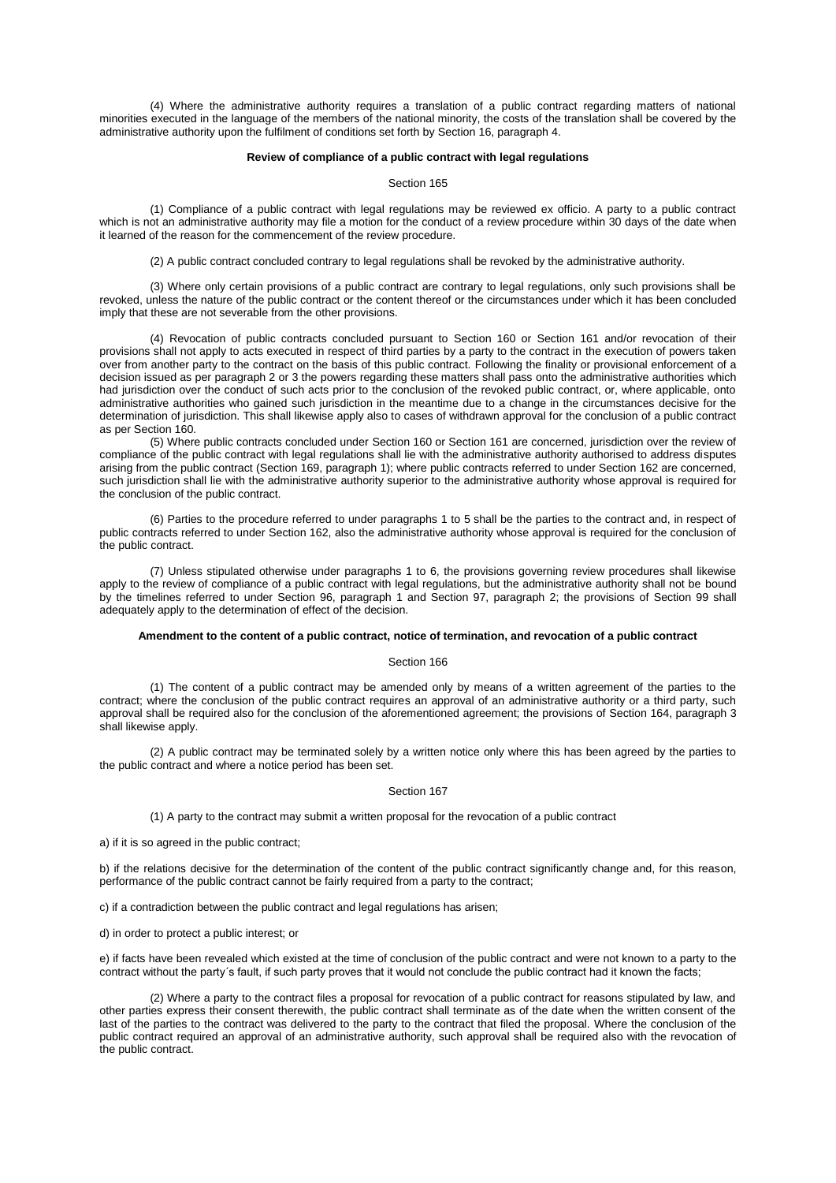(4) Where the administrative authority requires a translation of a public contract regarding matters of national minorities executed in the language of the members of the national minority, the costs of the translation shall be covered by the administrative authority upon the fulfilment of conditions set forth by Section 16, paragraph 4.

**Review of compliance of a public contract with legal regulations**

Section 165

(1) Compliance of a public contract with legal regulations may be reviewed ex officio. A party to a public contract which is not an administrative authority may file a motion for the conduct of a review procedure within 30 days of the date when it learned of the reason for the commencement of the review procedure.

(2) A public contract concluded contrary to legal regulations shall be revoked by the administrative authority.

(3) Where only certain provisions of a public contract are contrary to legal regulations, only such provisions shall be revoked, unless the nature of the public contract or the content thereof or the circumstances under which it has been concluded imply that these are not severable from the other provisions.

(4) Revocation of public contracts concluded pursuant to Section 160 or Section 161 and/or revocation of their provisions shall not apply to acts executed in respect of third parties by a party to the contract in the execution of powers taken over from another party to the contract on the basis of this public contract. Following the finality or provisional enforcement of a decision issued as per paragraph 2 or 3 the powers regarding these matters shall pass onto the administrative authorities which had jurisdiction over the conduct of such acts prior to the conclusion of the revoked public contract, or, where applicable, onto administrative authorities who gained such jurisdiction in the meantime due to a change in the circumstances decisive for the determination of jurisdiction. This shall likewise apply also to cases of withdrawn approval for the conclusion of a public contract as per Section 160.

(5) Where public contracts concluded under Section 160 or Section 161 are concerned, jurisdiction over the review of compliance of the public contract with legal regulations shall lie with the administrative authority authorised to address disputes arising from the public contract (Section 169, paragraph 1); where public contracts referred to under Section 162 are concerned, such jurisdiction shall lie with the administrative authority superior to the administrative authority whose approval is required for the conclusion of the public contract.

(6) Parties to the procedure referred to under paragraphs 1 to 5 shall be the parties to the contract and, in respect of public contracts referred to under Section 162, also the administrative authority whose approval is required for the conclusion of the public contract.

(7) Unless stipulated otherwise under paragraphs 1 to 6, the provisions governing review procedures shall likewise apply to the review of compliance of a public contract with legal regulations, but the administrative authority shall not be bound by the timelines referred to under Section 96, paragraph 1 and Section 97, paragraph 2; the provisions of Section 99 shall adequately apply to the determination of effect of the decision.

**Amendment to the content of a public contract, notice of termination, and revocation of a public contract**

Section 166

(1) The content of a public contract may be amended only by means of a written agreement of the parties to the contract; where the conclusion of the public contract requires an approval of an administrative authority or a third party, such approval shall be required also for the conclusion of the aforementioned agreement; the provisions of Section 164, paragraph 3 shall likewise apply.

(2) A public contract may be terminated solely by a written notice only where this has been agreed by the parties to the public contract and where a notice period has been set.

Section 167

(1) A party to the contract may submit a written proposal for the revocation of a public contract

a) if it is so agreed in the public contract;

b) if the relations decisive for the determination of the content of the public contract significantly change and, for this reason, performance of the public contract cannot be fairly required from a party to the contract;

c) if a contradiction between the public contract and legal regulations has arisen;

d) in order to protect a public interest; or

e) if facts have been revealed which existed at the time of conclusion of the public contract and were not known to a party to the contract without the party´s fault, if such party proves that it would not conclude the public contract had it known the facts;

(2) Where a party to the contract files a proposal for revocation of a public contract for reasons stipulated by law, and other parties express their consent therewith, the public contract shall terminate as of the date when the written consent of the last of the parties to the contract was delivered to the party to the contract that filed the proposal. Where the conclusion of the public contract required an approval of an administrative authority, such approval shall be required also with the revocation of the public contract.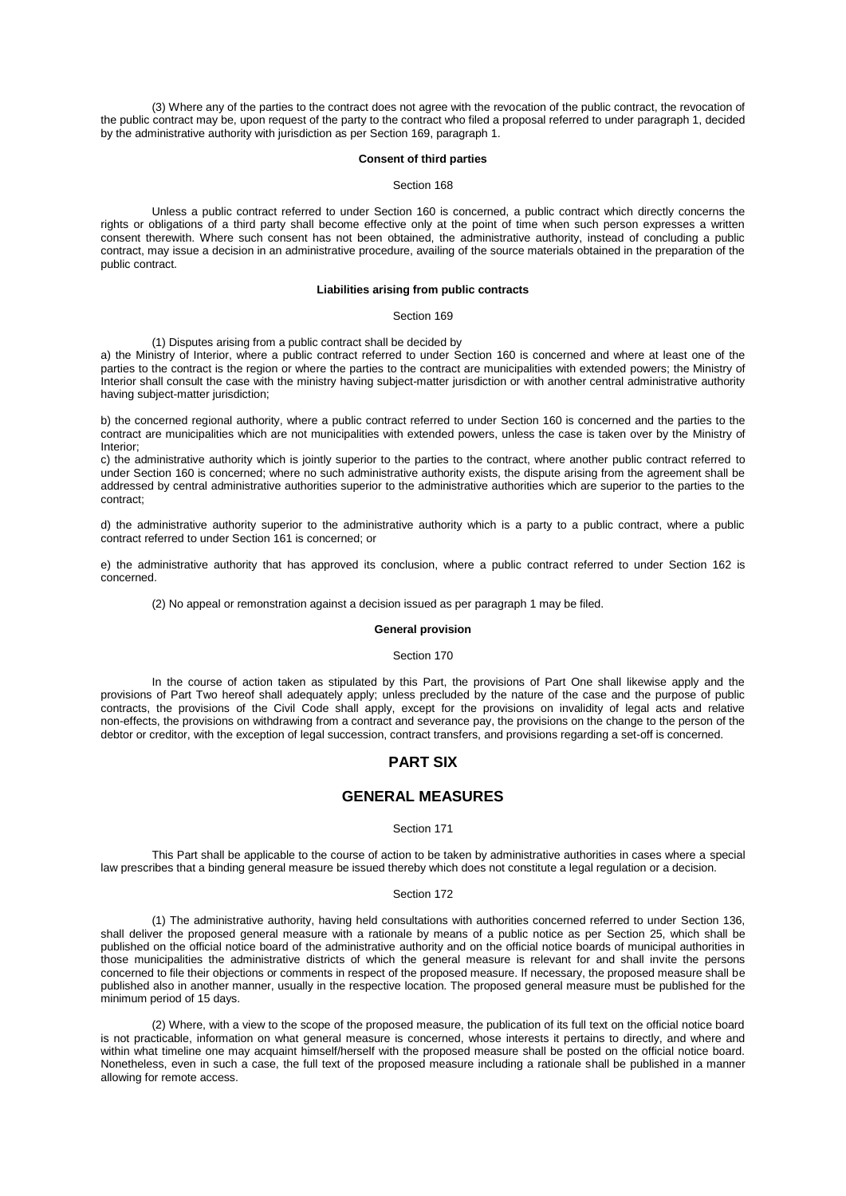(3) Where any of the parties to the contract does not agree with the revocation of the public contract, the revocation of the public contract may be, upon request of the party to the contract who filed a proposal referred to under paragraph 1, decided by the administrative authority with jurisdiction as per Section 169, paragraph 1.

**Consent of third parties**

Section 168

Unless a public contract referred to under Section 160 is concerned, a public contract which directly concerns the rights or obligations of a third party shall become effective only at the point of time when such person expresses a written consent therewith. Where such consent has not been obtained, the administrative authority, instead of concluding a public contract, may issue a decision in an administrative procedure, availing of the source materials obtained in the preparation of the public contract.

**Liabilities arising from public contracts**

Section 169

(1) Disputes arising from a public contract shall be decided by

a) the Ministry of Interior, where a public contract referred to under Section 160 is concerned and where at least one of the parties to the contract is the region or where the parties to the contract are municipalities with extended powers; the Ministry of Interior shall consult the case with the ministry having subject-matter jurisdiction or with another central administrative authority having subject-matter jurisdiction;

b) the concerned regional authority, where a public contract referred to under Section 160 is concerned and the parties to the contract are municipalities which are not municipalities with extended powers, unless the case is taken over by the Ministry of Interior;

c) the administrative authority which is jointly superior to the parties to the contract, where another public contract referred to under Section 160 is concerned; where no such administrative authority exists, the dispute arising from the agreement shall be addressed by central administrative authorities superior to the administrative authorities which are superior to the parties to the contract;

d) the administrative authority superior to the administrative authority which is a party to a public contract, where a public contract referred to under Section 161 is concerned; or

e) the administrative authority that has approved its conclusion, where a public contract referred to under Section 162 is concerned.

(2) No appeal or remonstration against a decision issued as per paragraph 1 may be filed.

**General provision**

Section 170

In the course of action taken as stipulated by this Part, the provisions of Part One shall likewise apply and the provisions of Part Two hereof shall adequately apply; unless precluded by the nature of the case and the purpose of public contracts, the provisions of the Civil Code shall apply, except for the provisions on invalidity of legal acts and relative non-effects, the provisions on withdrawing from a contract and severance pay, the provisions on the change to the person of the debtor or creditor, with the exception of legal succession, contract transfers, and provisions regarding a set-off is concerned.

## PART SIX

## GENERAL MEASURES

Section 171

This Part shall be applicable to the course of action to be taken by administrative authorities in cases where a special law prescribes that a binding general measure be issued thereby which does not constitute a legal regulation or a decision.

Section 172

(1) The administrative authority, having held consultations with authorities concerned referred to under Section 136, shall deliver the proposed general measure with a rationale by means of a public notice as per Section 25, which shall be published on the official notice board of the administrative authority and on the official notice boards of municipal authorities in those municipalities the administrative districts of which the general measure is relevant for and shall invite the persons concerned to file their objections or comments in respect of the proposed measure. If necessary, the proposed measure shall be published also in another manner, usually in the respective location. The proposed general measure must be published for the minimum period of 15 days.

(2) Where, with a view to the scope of the proposed measure, the publication of its full text on the official notice board is not practicable, information on what general measure is concerned, whose interests it pertains to directly, and where and within what timeline one may acquaint himself/herself with the proposed measure shall be posted on the official notice board. Nonetheless, even in such a case, the full text of the proposed measure including a rationale shall be published in a manner allowing for remote access.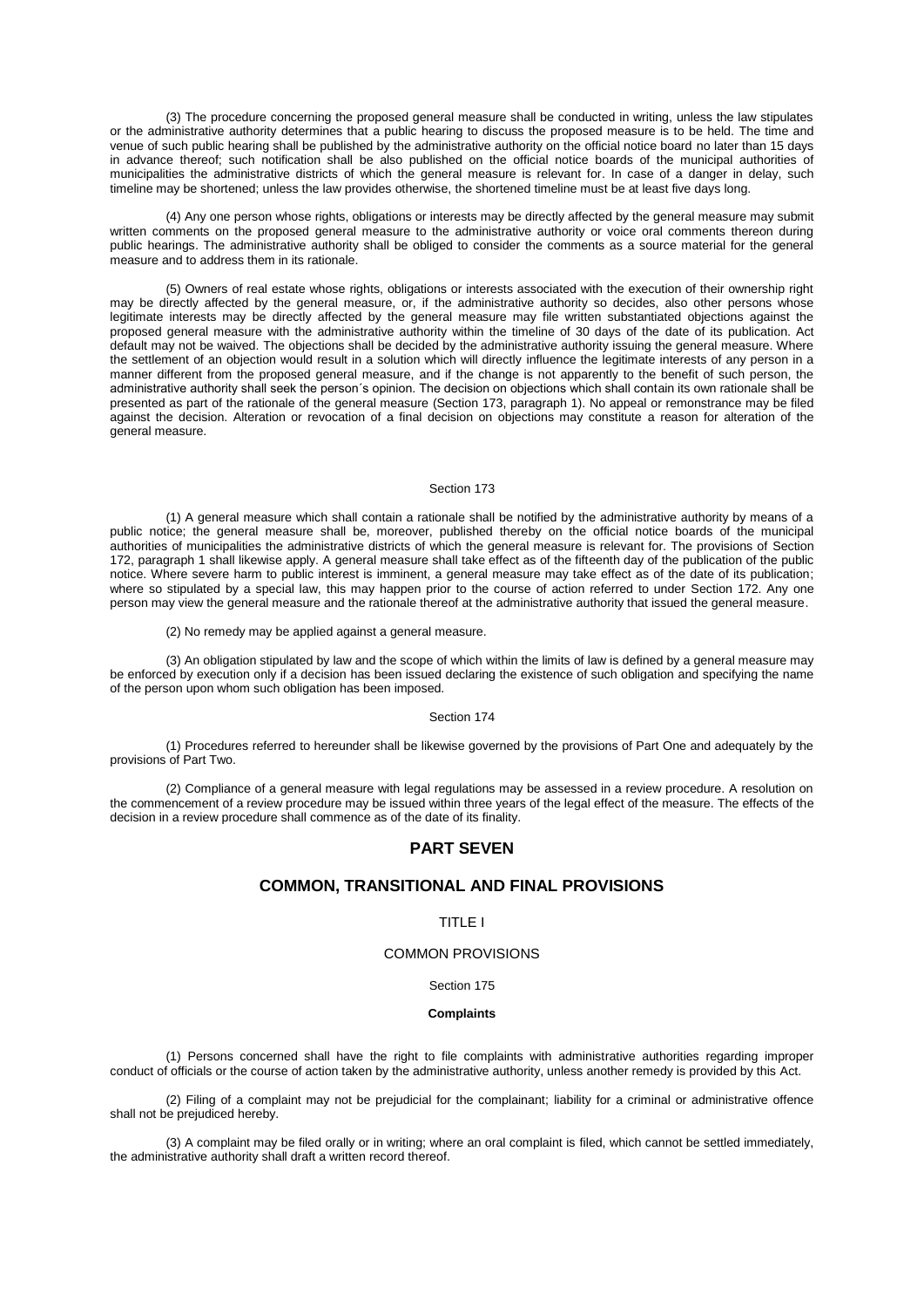(3) The procedure concerning the proposed general measure shall be conducted in writing, unless the law stipulates or the administrative authority determines that a public hearing to discuss the proposed measure is to be held. The time and venue of such public hearing shall be published by the administrative authority on the official notice board no later than 15 days in advance thereof; such notification shall be also published on the official notice boards of the municipal authorities of municipalities the administrative districts of which the general measure is relevant for. In case of a danger in delay, such timeline may be shortened; unless the law provides otherwise, the shortened timeline must be at least five days long.

(4) Any one person whose rights, obligations or interests may be directly affected by the general measure may submit written comments on the proposed general measure to the administrative authority or voice oral comments thereon during public hearings. The administrative authority shall be obliged to consider the comments as a source material for the general measure and to address them in its rationale.

(5) Owners of real estate whose rights, obligations or interests associated with the execution of their ownership right may be directly affected by the general measure, or, if the administrative authority so decides, also other persons whose legitimate interests may be directly affected by the general measure may file written substantiated objections against the proposed general measure with the administrative authority within the timeline of 30 days of the date of its publication. Act default may not be waived. The objections shall be decided by the administrative authority issuing the general measure. Where the settlement of an objection would result in a solution which will directly influence the legitimate interests of any person in a manner different from the proposed general measure, and if the change is not apparently to the benefit of such person, the administrative authority shall seek the person´s opinion. The decision on objections which shall contain its own rationale shall be presented as part of the rationale of the general measure (Section 173, paragraph 1). No appeal or remonstrance may be filed against the decision. Alteration or revocation of a final decision on objections may constitute a reason for alteration of the general measure.

Section 173

(1) A general measure which shall contain a rationale shall be notified by the administrative authority by means of a public notice; the general measure shall be, moreover, published thereby on the official notice boards of the municipal authorities of municipalities the administrative districts of which the general measure is relevant for. The provisions of Section 172, paragraph 1 shall likewise apply. A general measure shall take effect as of the fifteenth day of the publication of the public notice. Where severe harm to public interest is imminent, a general measure may take effect as of the date of its publication; where so stipulated by a special law, this may happen prior to the course of action referred to under Section 172. Any one person may view the general measure and the rationale thereof at the administrative authority that issued the general measure.

(2) No remedy may be applied against a general measure.

(3) An obligation stipulated by law and the scope of which within the limits of law is defined by a general measure may be enforced by execution only if a decision has been issued declaring the existence of such obligation and specifying the name of the person upon whom such obligation has been imposed.

Section 174

(1) Procedures referred to hereunder shall be likewise governed by the provisions of Part One and adequately by the provisions of Part Two.

(2) Compliance of a general measure with legal regulations may be assessed in a review procedure. A resolution on the commencement of a review procedure may be issued within three years of the legal effect of the measure. The effects of the decision in a review procedure shall commence as of the date of its finality.

# PART SEVEN

# COMMON, TRANSITIONAL AND FINAL PROVISIONS

## TITLE I

## COMMON PROVISIONS

Section 175

**Complaints**

(1) Persons concerned shall have the right to file complaints with administrative authorities regarding improper conduct of officials or the course of action taken by the administrative authority, unless another remedy is provided by this Act.

(2) Filing of a complaint may not be prejudicial for the complainant; liability for a criminal or administrative offence shall not be prejudiced hereby.

(3) A complaint may be filed orally or in writing; where an oral complaint is filed, which cannot be settled immediately, the administrative authority shall draft a written record thereof.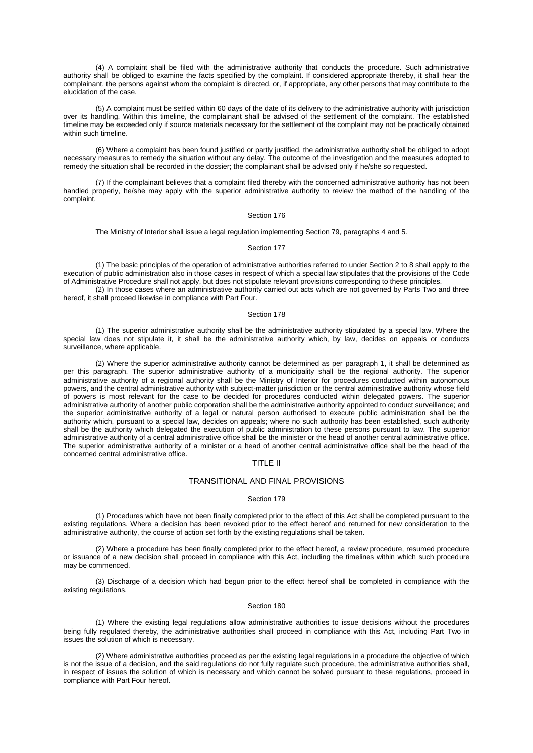(4) A complaint shall be filed with the administrative authority that conducts the procedure. Such administrative authority shall be obliged to examine the facts specified by the complaint. If considered appropriate thereby, it shall hear the complainant, the persons against whom the complaint is directed, or, if appropriate, any other persons that may contribute to the elucidation of the case.

(5) A complaint must be settled within 60 days of the date of its delivery to the administrative authority with jurisdiction over its handling. Within this timeline, the complainant shall be advised of the settlement of the complaint. The established timeline may be exceeded only if source materials necessary for the settlement of the complaint may not be practically obtained within such timeline.

(6) Where a complaint has been found justified or partly justified, the administrative authority shall be obliged to adopt necessary measures to remedy the situation without any delay. The outcome of the investigation and the measures adopted to remedy the situation shall be recorded in the dossier; the complainant shall be advised only if he/she so requested.

(7) If the complainant believes that a complaint filed thereby with the concerned administrative authority has not been handled properly, he/she may apply with the superior administrative authority to review the method of the handling of the complaint.

Section 176

The Ministry of Interior shall issue a legal regulation implementing Section 79, paragraphs 4 and 5.

Section 177

(1) The basic principles of the operation of administrative authorities referred to under Section 2 to 8 shall apply to the execution of public administration also in those cases in respect of which a special law stipulates that the provisions of the Code of Administrative Procedure shall not apply, but does not stipulate relevant provisions corresponding to these principles.

(2) In those cases where an administrative authority carried out acts which are not governed by Parts Two and three hereof, it shall proceed likewise in compliance with Part Four.

Section 178

(1) The superior administrative authority shall be the administrative authority stipulated by a special law. Where the special law does not stipulate it, it shall be the administrative authority which, by law, decides on appeals or conducts surveillance, where applicable.

(2) Where the superior administrative authority cannot be determined as per paragraph 1, it shall be determined as per this paragraph. The superior administrative authority of a municipality shall be the regional authority. The superior administrative authority of a regional authority shall be the Ministry of Interior for procedures conducted within autonomous powers, and the central administrative authority with subject-matter jurisdiction or the central administrative authority whose field of powers is most relevant for the case to be decided for procedures conducted within delegated powers. The superior administrative authority of another public corporation shall be the administrative authority appointed to conduct surveillance; and the superior administrative authority of a legal or natural person authorised to execute public administration shall be the authority which, pursuant to a special law, decides on appeals; where no such authority has been established, such authority shall be the authority which delegated the execution of public administration to these persons pursuant to law. The superior administrative authority of a central administrative office shall be the minister or the head of another central administrative office. The superior administrative authority of a minister or a head of another central administrative office shall be the head of the concerned central administrative office.

## TITLE II

## TRANSITIONAL AND FINAL PROVISIONS

Section 179

(1) Procedures which have not been finally completed prior to the effect of this Act shall be completed pursuant to the existing regulations. Where a decision has been revoked prior to the effect hereof and returned for new consideration to the administrative authority, the course of action set forth by the existing regulations shall be taken.

(2) Where a procedure has been finally completed prior to the effect hereof, a review procedure, resumed procedure or issuance of a new decision shall proceed in compliance with this Act, including the timelines within which such procedure may be commenced.

(3) Discharge of a decision which had begun prior to the effect hereof shall be completed in compliance with the existing regulations.

Section 180

(1) Where the existing legal regulations allow administrative authorities to issue decisions without the procedures being fully regulated thereby, the administrative authorities shall proceed in compliance with this Act, including Part Two in issues the solution of which is necessary.

(2) Where administrative authorities proceed as per the existing legal regulations in a procedure the objective of which is not the issue of a decision, and the said regulations do not fully regulate such procedure, the administrative authorities shall, in respect of issues the solution of which is necessary and which cannot be solved pursuant to these regulations, proceed in compliance with Part Four hereof.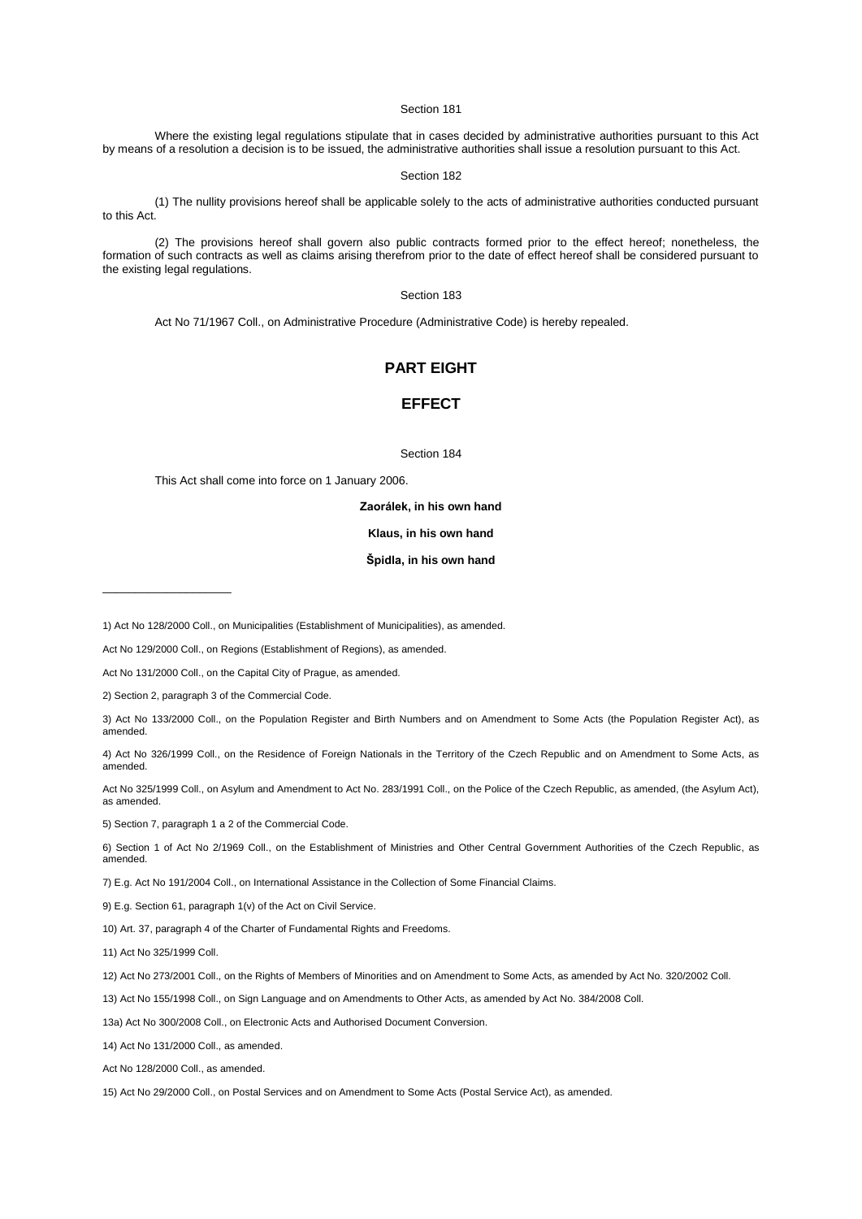Section 181

Where the existing legal regulations stipulate that in cases decided by administrative authorities pursuant to this Act by means of a resolution a decision is to be issued, the administrative authorities shall issue a resolution pursuant to this Act.

Section 182

(1) The nullity provisions hereof shall be applicable solely to the acts of administrative authorities conducted pursuant to this Act.

(2) The provisions hereof shall govern also public contracts formed prior to the effect hereof; nonetheless, the formation of such contracts as well as claims arising therefrom prior to the date of effect hereof shall be considered pursuant to the existing legal regulations.

Section 183

Act No 71/1967 Coll., on Administrative Procedure (Administrative Code) is hereby repealed.

## PART EIGHT

## EFFECT

Section 184

This Act shall come into force on 1 January 2006.

**Zaorálek, in his own hand**

**Klaus, in his own hand**

**Špidla, in his own hand**

---

1) Act No 128/2000 Coll., on Municipalities (Establishment of Municipalities), as amended.

Act No 129/2000 Coll., on Regions (Establishment of Regions), as amended.

Act No 131/2000 Coll., on the Capital City of Prague, as amended.

2) Section 2, paragraph 3 of the Commercial Code.

3) Act No 133/2000 Coll., on the Population Register and Birth Numbers and on Amendment to Some Acts (the Population Register Act), as amended.

4) Act No 326/1999 Coll., on the Residence of Foreign Nationals in the Territory of the Czech Republic and on Amendment to Some Acts, as amended.

Act No 325/1999 Coll., on Asylum and Amendment to Act No. 283/1991 Coll., on the Police of the Czech Republic, as amended, (the Asylum Act), as amended.

5) Section 7, paragraph 1 a 2 of the Commercial Code.

6) Section 1 of Act No 2/1969 Coll., on the Establishment of Ministries and Other Central Government Authorities of the Czech Republic, as amended.

7) E.g. Act No 191/2004 Coll., on International Assistance in the Collection of Some Financial Claims.

9) E.g. Section 61, paragraph 1(v) of the Act on Civil Service.

10) Art. 37, paragraph 4 of the Charter of Fundamental Rights and Freedoms.

11) Act No 325/1999 Coll.

12) Act No 273/2001 Coll., on the Rights of Members of Minorities and on Amendment to Some Acts, as amended by Act No. 320/2002 Coll.

13) Act No 155/1998 Coll., on Sign Language and on Amendments to Other Acts, as amended by Act No. 384/2008 Coll.

13a) Act No 300/2008 Coll., on Electronic Acts and Authorised Document Conversion.

14) Act No 131/2000 Coll., as amended.

Act No 128/2000 Coll., as amended.

15) Act No 29/2000 Coll., on Postal Services and on Amendment to Some Acts (Postal Service Act), as amended.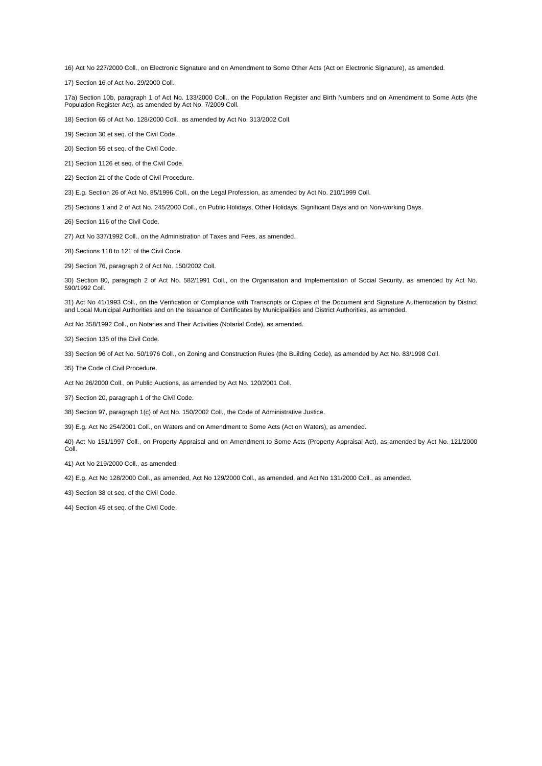16) Act No 227/2000 Coll., on Electronic Signature and on Amendment to Some Other Acts (Act on Electronic Signature), as amended.

17) Section 16 of Act No. 29/2000 Coll.

17a) Section 10b, paragraph 1 of Act No. 133/2000 Coll., on the Population Register and Birth Numbers and on Amendment to Some Acts (the Population Register Act), as amended by Act No. 7/2009 Coll.

18) Section 65 of Act No. 128/2000 Coll., as amended by Act No. 313/2002 Coll.

19) Section 30 et seq. of the Civil Code.

20) Section 55 et seq. of the Civil Code.

21) Section 1126 et seq. of the Civil Code.

22) Section 21 of the Code of Civil Procedure.

23) E.g. Section 26 of Act No. 85/1996 Coll., on the Legal Profession, as amended by Act No. 210/1999 Coll.

25) Sections 1 and 2 of Act No. 245/2000 Coll., on Public Holidays, Other Holidays, Significant Days and on Non-working Days.

26) Section 116 of the Civil Code.

27) Act No 337/1992 Coll., on the Administration of Taxes and Fees, as amended.

28) Sections 118 to 121 of the Civil Code.

29) Section 76, paragraph 2 of Act No. 150/2002 Coll.

30) Section 80, paragraph 2 of Act No. 582/1991 Coll., on the Organisation and Implementation of Social Security, as amended by Act No. 590/1992 Coll.

31) Act No 41/1993 Coll., on the Verification of Compliance with Transcripts or Copies of the Document and Signature Authentication by District and Local Municipal Authorities and on the Issuance of Certificates by Municipalities and District Authorities, as amended.

Act No 358/1992 Coll., on Notaries and Their Activities (Notarial Code), as amended.

32) Section 135 of the Civil Code.

33) Section 96 of Act No. 50/1976 Coll., on Zoning and Construction Rules (the Building Code), as amended by Act No. 83/1998 Coll.

35) The Code of Civil Procedure.

Act No 26/2000 Coll., on Public Auctions, as amended by Act No. 120/2001 Coll.

37) Section 20, paragraph 1 of the Civil Code.

38) Section 97, paragraph 1(c) of Act No. 150/2002 Coll., the Code of Administrative Justice.

39) E.g. Act No 254/2001 Coll., on Waters and on Amendment to Some Acts (Act on Waters), as amended.

40) Act No 151/1997 Coll., on Property Appraisal and on Amendment to Some Acts (Property Appraisal Act), as amended by Act No. 121/2000 Coll.

41) Act No 219/2000 Coll., as amended.

42) E.g. Act No 128/2000 Coll., as amended, Act No 129/2000 Coll., as amended, and Act No 131/2000 Coll., as amended.

43) Section 38 et seq. of the Civil Code.

44) Section 45 et seq. of the Civil Code.